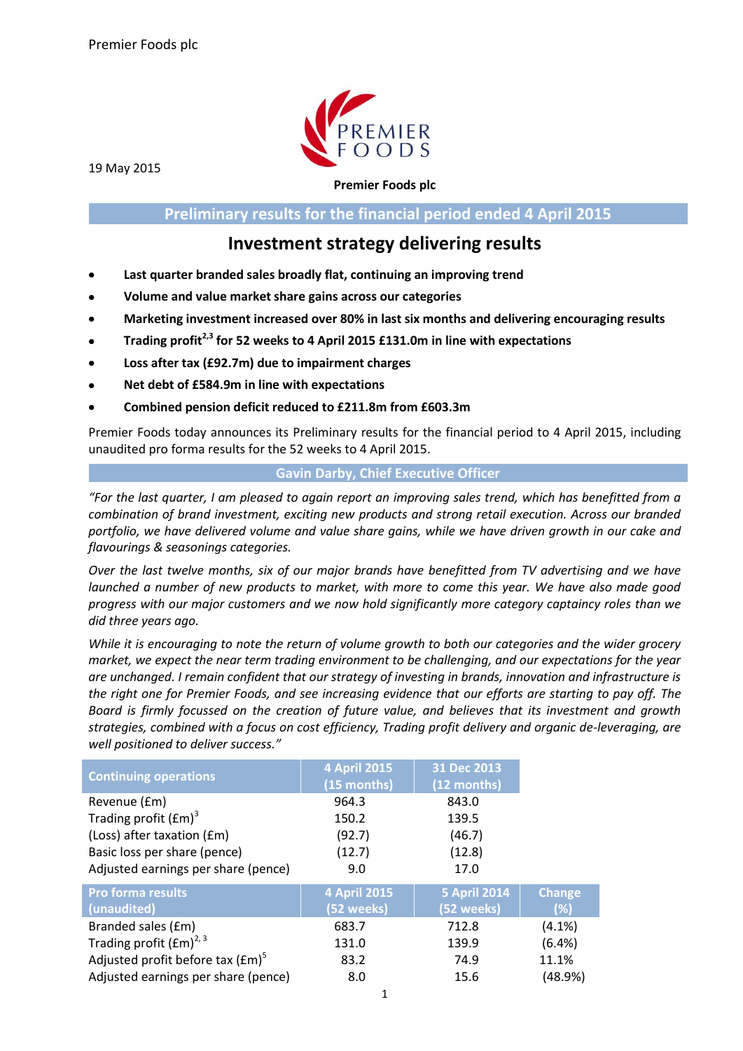Premier Foods plc

19 May 2015

**Premier Foods plc**

## Preliminary results for the financial period ended 4 April 2015

# Investment strategy delivering results

- **Last quarter branded sales broadly flat, continuing an improving trend**
- **Volume and value market share gains across our categories**
- **Marketing investment increased over 80% in last six months and delivering encouraging results**
- **Trading profit[2,3] for 52 weeks to 4 April 2015 £131.0m in line with expectations**
- **Loss after tax (£92.7m) due to impairment charges**
- **Net debt of £584.9m in line with expectations**
- **Combined pension deficit reduced to £211.8m from £603.3m**

Premier Foods today announces its Preliminary results for the financial period to 4 April 2015, including unaudited pro forma results for the 52 weeks to 4 April 2015.

### Gavin Darby, Chief Executive Officer

*"For the last quarter, I am pleased to again report an improving sales trend, which has benefitted from a combination of brand investment, exciting new products and strong retail execution. Across our branded portfolio, we have delivered volume and value share gains, while we have driven growth in our cake and flavourings & seasonings categories.*

*Over the last twelve months, six of our major brands have benefitted from TV advertising and we have launched a number of new products to market, with more to come this year. We have also made good progress with our major customers and we now hold significantly more category captaincy roles than we did three years ago.*

*While it is encouraging to note the return of volume growth to both our categories and the wider grocery market, we expect the near term trading environment to be challenging, and our expectations for the year are unchanged. I remain confident that our strategy of investing in brands, innovation and infrastructure is the right one for Premier Foods, and see increasing evidence that our efforts are starting to pay off. The Board is firmly focussed on the creation of future value, and believes that its investment and growth strategies, combined with a focus on cost efficiency, Trading profit delivery and organic de-leveraging, are well positioned to deliver success."*

| Continuing operations | 4 April 2015 (15 months) | 31 Dec 2013 (12 months) | |
|---|---|---|---|
| Revenue (£m) | 964.3 | 843.0 | |
| Trading profit (£m)[3] | 150.2 | 139.5 | |
| (Loss) after taxation (£m) | (92.7) | (46.7) | |
| Basic loss per share (pence) | (12.7) | (12.8) | |
| Adjusted earnings per share (pence) | 9.0 | 17.0 | |
| **Pro forma results (unaudited)** | **4 April 2015 (52 weeks)** | **5 April 2014 (52 weeks)** | **Change (%)** |
| Branded sales (£m) | 683.7 | 712.8 | (4.1%) |
| Trading profit (£m)[2,3] | 131.0 | 139.9 | (6.4%) |
| Adjusted profit before tax (£m)[5] | 83.2 | 74.9 | 11.1% |
| Adjusted earnings per share (pence) | 8.0 | 15.6 | (48.9%) |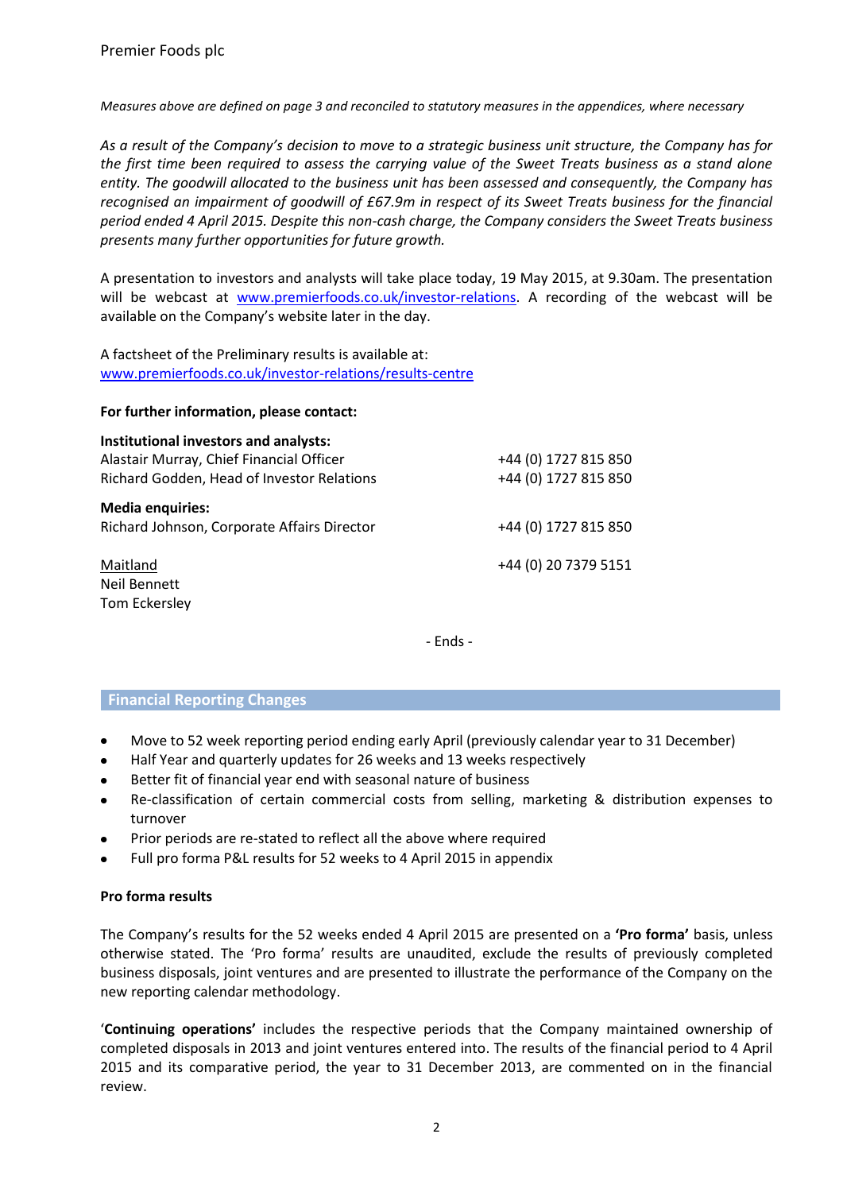*Measures above are defined on page 3 and reconciled to statutory measures in the appendices, where necessary*

*As a result of the Company's decision to move to a strategic business unit structure, the Company has for the first time been required to assess the carrying value of the Sweet Treats business as a stand alone entity. The goodwill allocated to the business unit has been assessed and consequently, the Company has recognised an impairment of goodwill of £67.9m in respect of its Sweet Treats business for the financial period ended 4 April 2015. Despite this non-cash charge, the Company considers the Sweet Treats business presents many further opportunities for future growth.*

A presentation to investors and analysts will take place today, 19 May 2015, at 9.30am. The presentation will be webcast at www.premierfoods.co.uk/investor-relations. A recording of the webcast will be available on the Company's website later in the day.

A factsheet of the Preliminary results is available at:
www.premierfoods.co.uk/investor-relations/results-centre

**For further information, please contact:**

**Institutional investors and analysts:**

| | |
|---|---|
| Alastair Murray, Chief Financial Officer | +44 (0) 1727 815 850 |
| Richard Godden, Head of Investor Relations | +44 (0) 1727 815 850 |

**Media enquiries:**

| | |
|---|---|
| Richard Johnson, Corporate Affairs Director | +44 (0) 1727 815 850 |
| Maitland | +44 (0) 20 7379 5151 |
| Neil Bennett | |
| Tom Eckersley | |

- Ends -

## Financial Reporting Changes

- Move to 52 week reporting period ending early April (previously calendar year to 31 December)
- Half Year and quarterly updates for 26 weeks and 13 weeks respectively
- Better fit of financial year end with seasonal nature of business
- Re-classification of certain commercial costs from selling, marketing & distribution expenses to turnover
- Prior periods are re-stated to reflect all the above where required
- Full pro forma P&L results for 52 weeks to 4 April 2015 in appendix

**Pro forma results**

The Company's results for the 52 weeks ended 4 April 2015 are presented on a **'Pro forma'** basis, unless otherwise stated. The 'Pro forma' results are unaudited, exclude the results of previously completed business disposals, joint ventures and are presented to illustrate the performance of the Company on the new reporting calendar methodology.

'**Continuing operations'** includes the respective periods that the Company maintained ownership of completed disposals in 2013 and joint ventures entered into. The results of the financial period to 4 April 2015 and its comparative period, the year to 31 December 2013, are commented on in the financial review.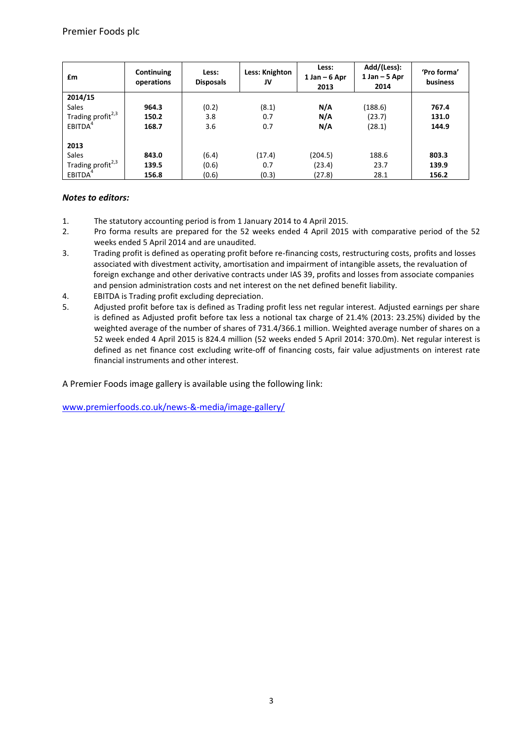| £m | Continuing operations | Less: Disposals | Less: Knighton JV | Less: 1 Jan – 6 Apr 2013 | Add/(Less): 1 Jan – 5 Apr 2014 | 'Pro forma' business |
|---|---|---|---|---|---|---|
| **2014/15** | | | | | | |
| Sales | **964.3** | (0.2) | (8.1) | **N/A** | (188.6) | **767.4** |
| Trading profit[2,3] | **150.2** | 3.8 | 0.7 | **N/A** | (23.7) | **131.0** |
| EBITDA[4] | **168.7** | 3.6 | 0.7 | **N/A** | (28.1) | **144.9** |
| | | | | | | |
| **2013** | | | | | | |
| Sales | **843.0** | (6.4) | (17.4) | (204.5) | 188.6 | **803.3** |
| Trading profit[2,3] | **139.5** | (0.6) | 0.7 | (23.4) | 23.7 | **139.9** |
| EBITDA[4] | **156.8** | (0.6) | (0.3) | (27.8) | 28.1 | **156.2** |

***Notes to editors:***

1. The statutory accounting period is from 1 January 2014 to 4 April 2015.
2. Pro forma results are prepared for the 52 weeks ended 4 April 2015 with comparative period of the 52 weeks ended 5 April 2014 and are unaudited.
3. Trading profit is defined as operating profit before re-financing costs, restructuring costs, profits and losses associated with divestment activity, amortisation and impairment of intangible assets, the revaluation of foreign exchange and other derivative contracts under IAS 39, profits and losses from associate companies and pension administration costs and net interest on the net defined benefit liability.
4. EBITDA is Trading profit excluding depreciation.
5. Adjusted profit before tax is defined as Trading profit less net regular interest. Adjusted earnings per share is defined as Adjusted profit before tax less a notional tax charge of 21.4% (2013: 23.25%) divided by the weighted average of the number of shares of 731.4/366.1 million. Weighted average number of shares on a 52 week ended 4 April 2015 is 824.4 million (52 weeks ended 5 April 2014: 370.0m). Net regular interest is defined as net finance cost excluding write-off of financing costs, fair value adjustments on interest rate financial instruments and other interest.

A Premier Foods image gallery is available using the following link:

www.premierfoods.co.uk/news-&-media/image-gallery/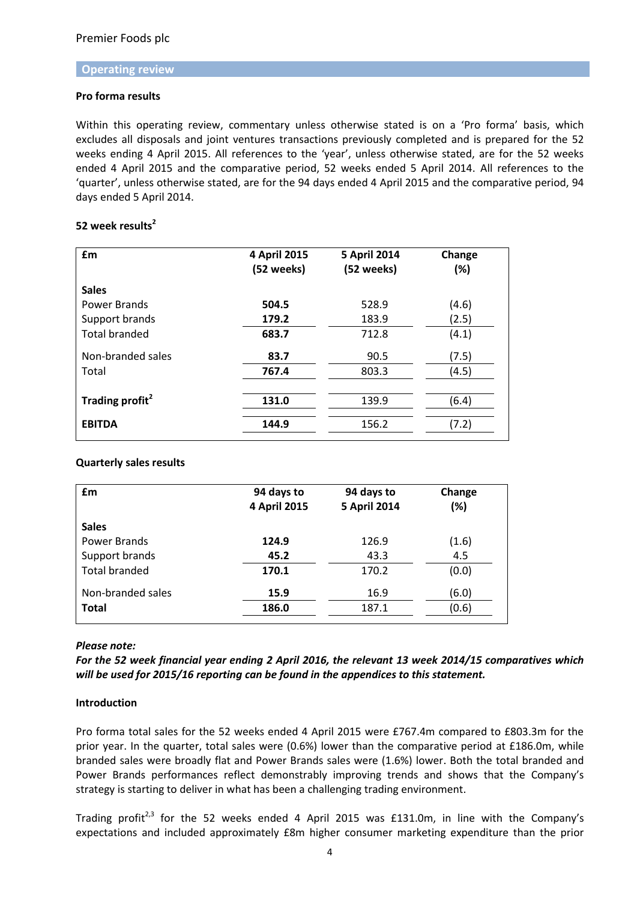## Operating review

**Pro forma results**

Within this operating review, commentary unless otherwise stated is on a 'Pro forma' basis, which excludes all disposals and joint ventures transactions previously completed and is prepared for the 52 weeks ending 4 April 2015. All references to the 'year', unless otherwise stated, are for the 52 weeks ended 4 April 2015 and the comparative period, 52 weeks ended 5 April 2014. All references to the 'quarter', unless otherwise stated, are for the 94 days ended 4 April 2015 and the comparative period, 94 days ended 5 April 2014.

**52 week results[2]**

| £m | 4 April 2015 (52 weeks) | 5 April 2014 (52 weeks) | Change (%) |
|---|---|---|---|
| **Sales** | | | |
| Power Brands | **504.5** | 528.9 | (4.6) |
| Support brands | **179.2** | 183.9 | (2.5) |
| Total branded | **683.7** | 712.8 | (4.1) |
| Non-branded sales | **83.7** | 90.5 | (7.5) |
| Total | **767.4** | 803.3 | (4.5) |
| **Trading profit[2]** | **131.0** | 139.9 | (6.4) |
| **EBITDA** | **144.9** | 156.2 | (7.2) |

**Quarterly sales results**

| £m | 94 days to 4 April 2015 | 94 days to 5 April 2014 | Change (%) |
|---|---|---|---|
| **Sales** | | | |
| Power Brands | **124.9** | 126.9 | (1.6) |
| Support brands | **45.2** | 43.3 | 4.5 |
| Total branded | **170.1** | 170.2 | (0.0) |
| Non-branded sales | **15.9** | 16.9 | (6.0) |
| **Total** | **186.0** | 187.1 | (0.6) |

***Please note:***

***For the 52 week financial year ending 2 April 2016, the relevant 13 week 2014/15 comparatives which will be used for 2015/16 reporting can be found in the appendices to this statement.***

**Introduction**

Pro forma total sales for the 52 weeks ended 4 April 2015 were £767.4m compared to £803.3m for the prior year. In the quarter, total sales were (0.6%) lower than the comparative period at £186.0m, while branded sales were broadly flat and Power Brands sales were (1.6%) lower. Both the total branded and Power Brands performances reflect demonstrably improving trends and shows that the Company's strategy is starting to deliver in what has been a challenging trading environment.

Trading profit[2,3] for the 52 weeks ended 4 April 2015 was £131.0m, in line with the Company's expectations and included approximately £8m higher consumer marketing expenditure than the prior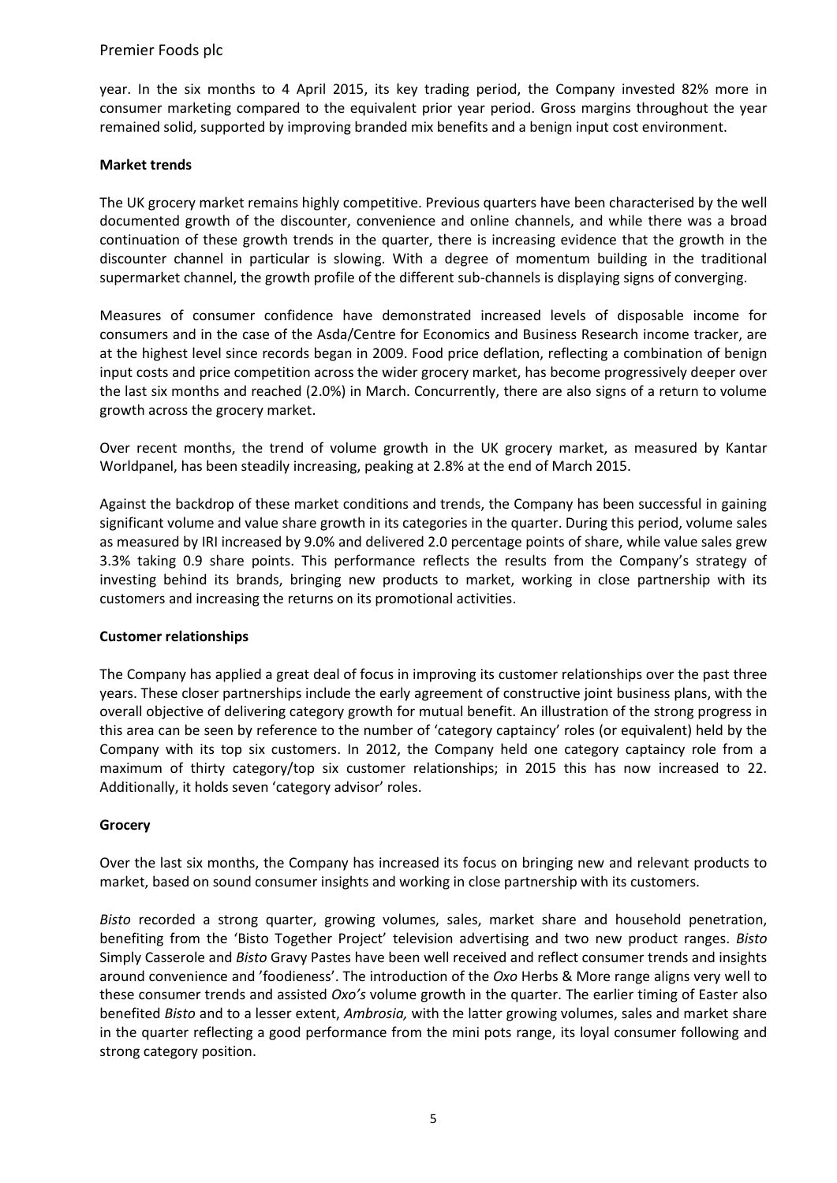year. In the six months to 4 April 2015, its key trading period, the Company invested 82% more in consumer marketing compared to the equivalent prior year period. Gross margins throughout the year remained solid, supported by improving branded mix benefits and a benign input cost environment.

**Market trends**

The UK grocery market remains highly competitive. Previous quarters have been characterised by the well documented growth of the discounter, convenience and online channels, and while there was a broad continuation of these growth trends in the quarter, there is increasing evidence that the growth in the discounter channel in particular is slowing. With a degree of momentum building in the traditional supermarket channel, the growth profile of the different sub-channels is displaying signs of converging.

Measures of consumer confidence have demonstrated increased levels of disposable income for consumers and in the case of the Asda/Centre for Economics and Business Research income tracker, are at the highest level since records began in 2009. Food price deflation, reflecting a combination of benign input costs and price competition across the wider grocery market, has become progressively deeper over the last six months and reached (2.0%) in March. Concurrently, there are also signs of a return to volume growth across the grocery market.

Over recent months, the trend of volume growth in the UK grocery market, as measured by Kantar Worldpanel, has been steadily increasing, peaking at 2.8% at the end of March 2015.

Against the backdrop of these market conditions and trends, the Company has been successful in gaining significant volume and value share growth in its categories in the quarter. During this period, volume sales as measured by IRI increased by 9.0% and delivered 2.0 percentage points of share, while value sales grew 3.3% taking 0.9 share points. This performance reflects the results from the Company's strategy of investing behind its brands, bringing new products to market, working in close partnership with its customers and increasing the returns on its promotional activities.

**Customer relationships**

The Company has applied a great deal of focus in improving its customer relationships over the past three years. These closer partnerships include the early agreement of constructive joint business plans, with the overall objective of delivering category growth for mutual benefit. An illustration of the strong progress in this area can be seen by reference to the number of 'category captaincy' roles (or equivalent) held by the Company with its top six customers. In 2012, the Company held one category captaincy role from a maximum of thirty category/top six customer relationships; in 2015 this has now increased to 22. Additionally, it holds seven 'category advisor' roles.

**Grocery**

Over the last six months, the Company has increased its focus on bringing new and relevant products to market, based on sound consumer insights and working in close partnership with its customers.

*Bisto* recorded a strong quarter, growing volumes, sales, market share and household penetration, benefiting from the 'Bisto Together Project' television advertising and two new product ranges. *Bisto* Simply Casserole and *Bisto* Gravy Pastes have been well received and reflect consumer trends and insights around convenience and 'foodieness'. The introduction of the *Oxo* Herbs & More range aligns very well to these consumer trends and assisted *Oxo's* volume growth in the quarter. The earlier timing of Easter also benefited *Bisto* and to a lesser extent, *Ambrosia,* with the latter growing volumes, sales and market share in the quarter reflecting a good performance from the mini pots range, its loyal consumer following and strong category position.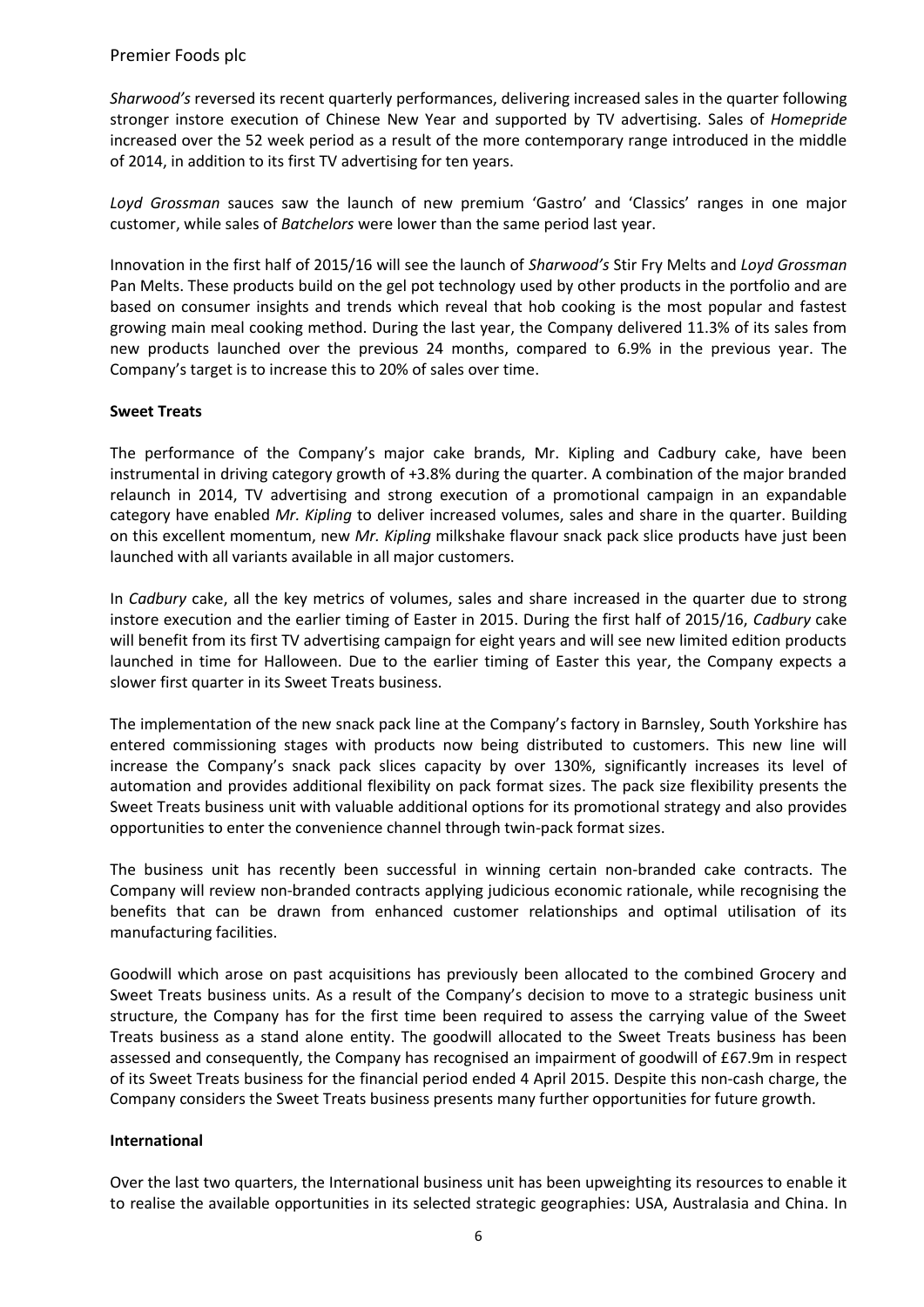*Sharwood's* reversed its recent quarterly performances, delivering increased sales in the quarter following stronger instore execution of Chinese New Year and supported by TV advertising. Sales of *Homepride* increased over the 52 week period as a result of the more contemporary range introduced in the middle of 2014, in addition to its first TV advertising for ten years.

*Loyd Grossman* sauces saw the launch of new premium 'Gastro' and 'Classics' ranges in one major customer, while sales of *Batchelors* were lower than the same period last year.

Innovation in the first half of 2015/16 will see the launch of *Sharwood's* Stir Fry Melts and *Loyd Grossman* Pan Melts. These products build on the gel pot technology used by other products in the portfolio and are based on consumer insights and trends which reveal that hob cooking is the most popular and fastest growing main meal cooking method. During the last year, the Company delivered 11.3% of its sales from new products launched over the previous 24 months, compared to 6.9% in the previous year. The Company's target is to increase this to 20% of sales over time.

**Sweet Treats**

The performance of the Company's major cake brands, Mr. Kipling and Cadbury cake, have been instrumental in driving category growth of +3.8% during the quarter. A combination of the major branded relaunch in 2014, TV advertising and strong execution of a promotional campaign in an expandable category have enabled *Mr. Kipling* to deliver increased volumes, sales and share in the quarter. Building on this excellent momentum, new *Mr. Kipling* milkshake flavour snack pack slice products have just been launched with all variants available in all major customers.

In *Cadbury* cake, all the key metrics of volumes, sales and share increased in the quarter due to strong instore execution and the earlier timing of Easter in 2015. During the first half of 2015/16, *Cadbury* cake will benefit from its first TV advertising campaign for eight years and will see new limited edition products launched in time for Halloween. Due to the earlier timing of Easter this year, the Company expects a slower first quarter in its Sweet Treats business.

The implementation of the new snack pack line at the Company's factory in Barnsley, South Yorkshire has entered commissioning stages with products now being distributed to customers. This new line will increase the Company's snack pack slices capacity by over 130%, significantly increases its level of automation and provides additional flexibility on pack format sizes. The pack size flexibility presents the Sweet Treats business unit with valuable additional options for its promotional strategy and also provides opportunities to enter the convenience channel through twin-pack format sizes.

The business unit has recently been successful in winning certain non-branded cake contracts. The Company will review non-branded contracts applying judicious economic rationale, while recognising the benefits that can be drawn from enhanced customer relationships and optimal utilisation of its manufacturing facilities.

Goodwill which arose on past acquisitions has previously been allocated to the combined Grocery and Sweet Treats business units. As a result of the Company's decision to move to a strategic business unit structure, the Company has for the first time been required to assess the carrying value of the Sweet Treats business as a stand alone entity. The goodwill allocated to the Sweet Treats business has been assessed and consequently, the Company has recognised an impairment of goodwill of £67.9m in respect of its Sweet Treats business for the financial period ended 4 April 2015. Despite this non-cash charge, the Company considers the Sweet Treats business presents many further opportunities for future growth.

**International**

Over the last two quarters, the International business unit has been upweighting its resources to enable it to realise the available opportunities in its selected strategic geographies: USA, Australasia and China. In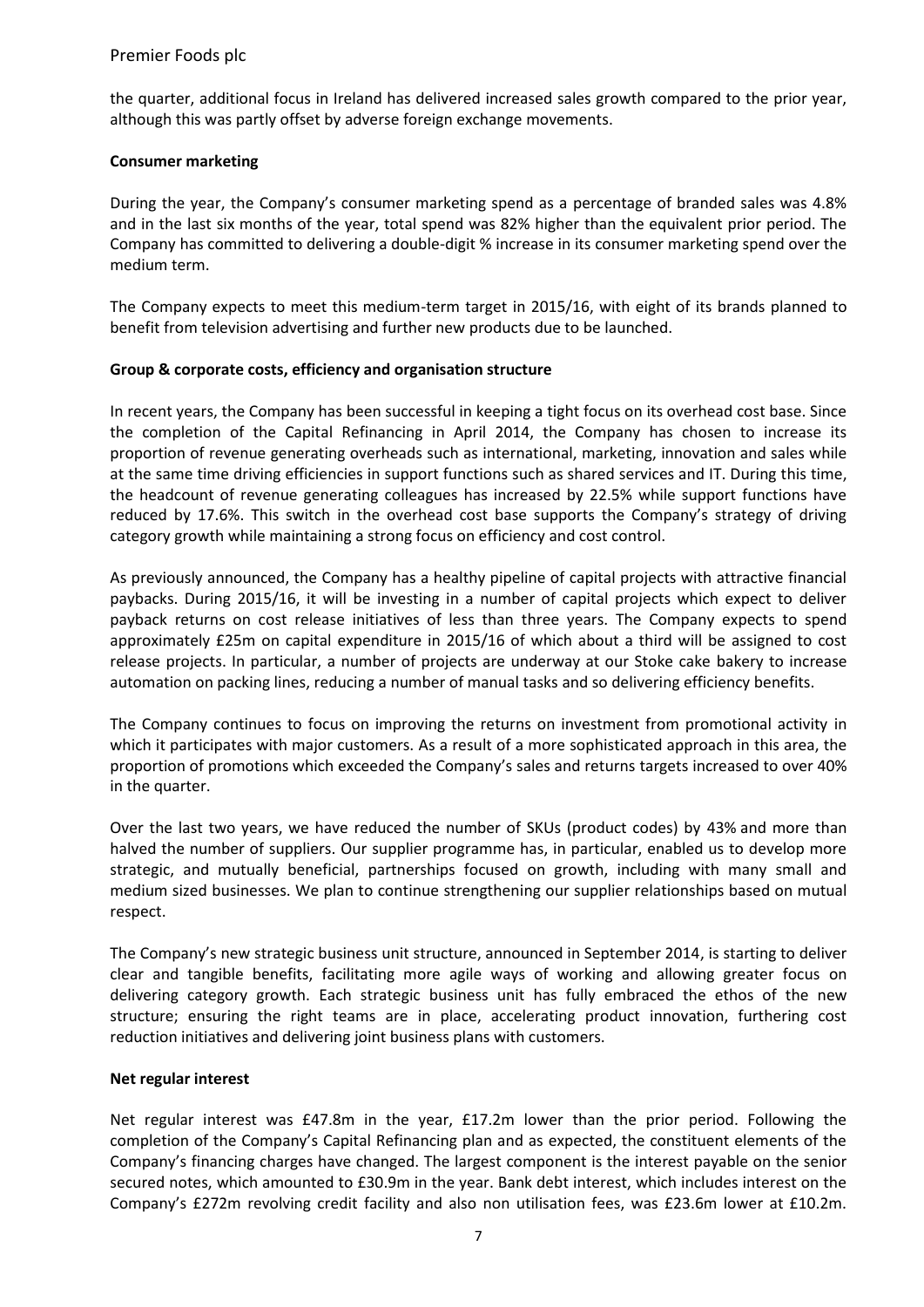the quarter, additional focus in Ireland has delivered increased sales growth compared to the prior year, although this was partly offset by adverse foreign exchange movements.

**Consumer marketing**

During the year, the Company's consumer marketing spend as a percentage of branded sales was 4.8% and in the last six months of the year, total spend was 82% higher than the equivalent prior period. The Company has committed to delivering a double-digit % increase in its consumer marketing spend over the medium term.

The Company expects to meet this medium-term target in 2015/16, with eight of its brands planned to benefit from television advertising and further new products due to be launched.

**Group & corporate costs, efficiency and organisation structure**

In recent years, the Company has been successful in keeping a tight focus on its overhead cost base. Since the completion of the Capital Refinancing in April 2014, the Company has chosen to increase its proportion of revenue generating overheads such as international, marketing, innovation and sales while at the same time driving efficiencies in support functions such as shared services and IT. During this time, the headcount of revenue generating colleagues has increased by 22.5% while support functions have reduced by 17.6%. This switch in the overhead cost base supports the Company's strategy of driving category growth while maintaining a strong focus on efficiency and cost control.

As previously announced, the Company has a healthy pipeline of capital projects with attractive financial paybacks. During 2015/16, it will be investing in a number of capital projects which expect to deliver payback returns on cost release initiatives of less than three years. The Company expects to spend approximately £25m on capital expenditure in 2015/16 of which about a third will be assigned to cost release projects. In particular, a number of projects are underway at our Stoke cake bakery to increase automation on packing lines, reducing a number of manual tasks and so delivering efficiency benefits.

The Company continues to focus on improving the returns on investment from promotional activity in which it participates with major customers. As a result of a more sophisticated approach in this area, the proportion of promotions which exceeded the Company's sales and returns targets increased to over 40% in the quarter.

Over the last two years, we have reduced the number of SKUs (product codes) by 43% and more than halved the number of suppliers. Our supplier programme has, in particular, enabled us to develop more strategic, and mutually beneficial, partnerships focused on growth, including with many small and medium sized businesses. We plan to continue strengthening our supplier relationships based on mutual respect.

The Company's new strategic business unit structure, announced in September 2014, is starting to deliver clear and tangible benefits, facilitating more agile ways of working and allowing greater focus on delivering category growth. Each strategic business unit has fully embraced the ethos of the new structure; ensuring the right teams are in place, accelerating product innovation, furthering cost reduction initiatives and delivering joint business plans with customers.

**Net regular interest**

Net regular interest was £47.8m in the year, £17.2m lower than the prior period. Following the completion of the Company's Capital Refinancing plan and as expected, the constituent elements of the Company's financing charges have changed. The largest component is the interest payable on the senior secured notes, which amounted to £30.9m in the year. Bank debt interest, which includes interest on the Company's £272m revolving credit facility and also non utilisation fees, was £23.6m lower at £10.2m.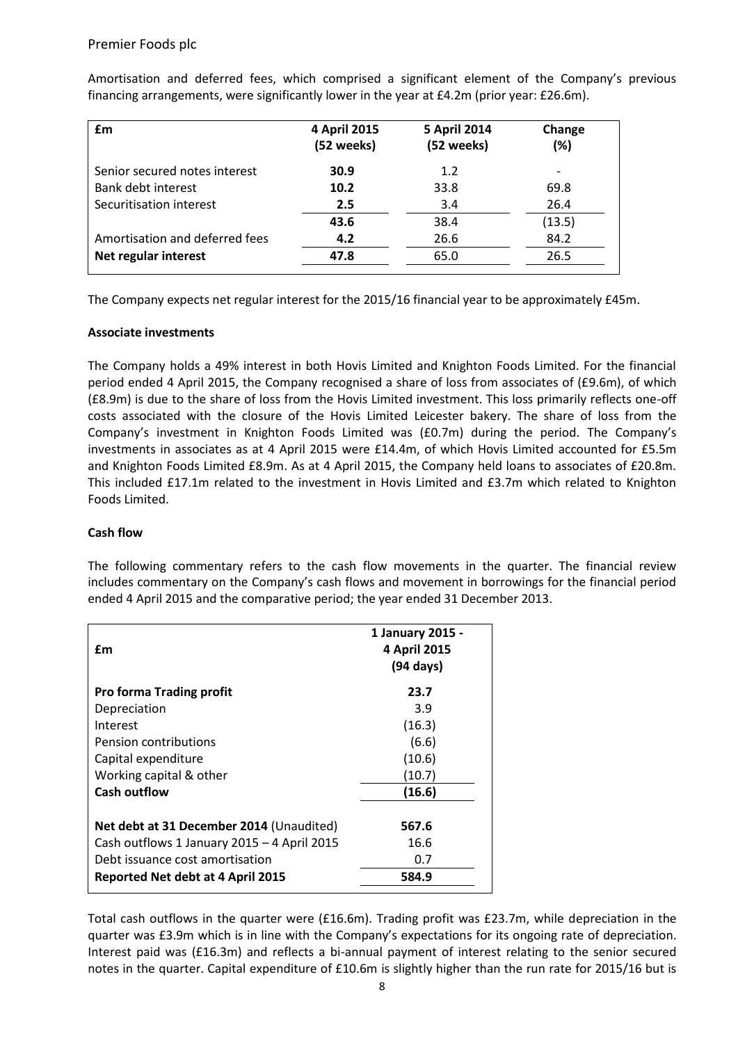Amortisation and deferred fees, which comprised a significant element of the Company's previous financing arrangements, were significantly lower in the year at £4.2m (prior year: £26.6m).

| £m | 4 April 2015 (52 weeks) | 5 April 2014 (52 weeks) | Change (%) |
|---|---|---|---|
| Senior secured notes interest | **30.9** | 1.2 | - |
| Bank debt interest | **10.2** | 33.8 | 69.8 |
| Securitisation interest | **2.5** | 3.4 | 26.4 |
| | **43.6** | 38.4 | (13.5) |
| Amortisation and deferred fees | **4.2** | 26.6 | 84.2 |
| **Net regular interest** | **47.8** | 65.0 | 26.5 |

The Company expects net regular interest for the 2015/16 financial year to be approximately £45m.

**Associate investments**

The Company holds a 49% interest in both Hovis Limited and Knighton Foods Limited. For the financial period ended 4 April 2015, the Company recognised a share of loss from associates of (£9.6m), of which (£8.9m) is due to the share of loss from the Hovis Limited investment. This loss primarily reflects one-off costs associated with the closure of the Hovis Limited Leicester bakery. The share of loss from the Company's investment in Knighton Foods Limited was (£0.7m) during the period. The Company's investments in associates as at 4 April 2015 were £14.4m, of which Hovis Limited accounted for £5.5m and Knighton Foods Limited £8.9m. As at 4 April 2015, the Company held loans to associates of £20.8m. This included £17.1m related to the investment in Hovis Limited and £3.7m which related to Knighton Foods Limited.

**Cash flow**

The following commentary refers to the cash flow movements in the quarter. The financial review includes commentary on the Company's cash flows and movement in borrowings for the financial period ended 4 April 2015 and the comparative period; the year ended 31 December 2013.

| £m | 1 January 2015 - 4 April 2015 (94 days) |
|---|---|
| **Pro forma Trading profit** | **23.7** |
| Depreciation | 3.9 |
| Interest | (16.3) |
| Pension contributions | (6.6) |
| Capital expenditure | (10.6) |
| Working capital & other | (10.7) |
| **Cash outflow** | **(16.6)** |
| | |
| **Net debt at 31 December 2014** (Unaudited) | **567.6** |
| Cash outflows 1 January 2015 – 4 April 2015 | 16.6 |
| Debt issuance cost amortisation | 0.7 |
| **Reported Net debt at 4 April 2015** | **584.9** |

Total cash outflows in the quarter were (£16.6m). Trading profit was £23.7m, while depreciation in the quarter was £3.9m which is in line with the Company's expectations for its ongoing rate of depreciation. Interest paid was (£16.3m) and reflects a bi-annual payment of interest relating to the senior secured notes in the quarter. Capital expenditure of £10.6m is slightly higher than the run rate for 2015/16 but is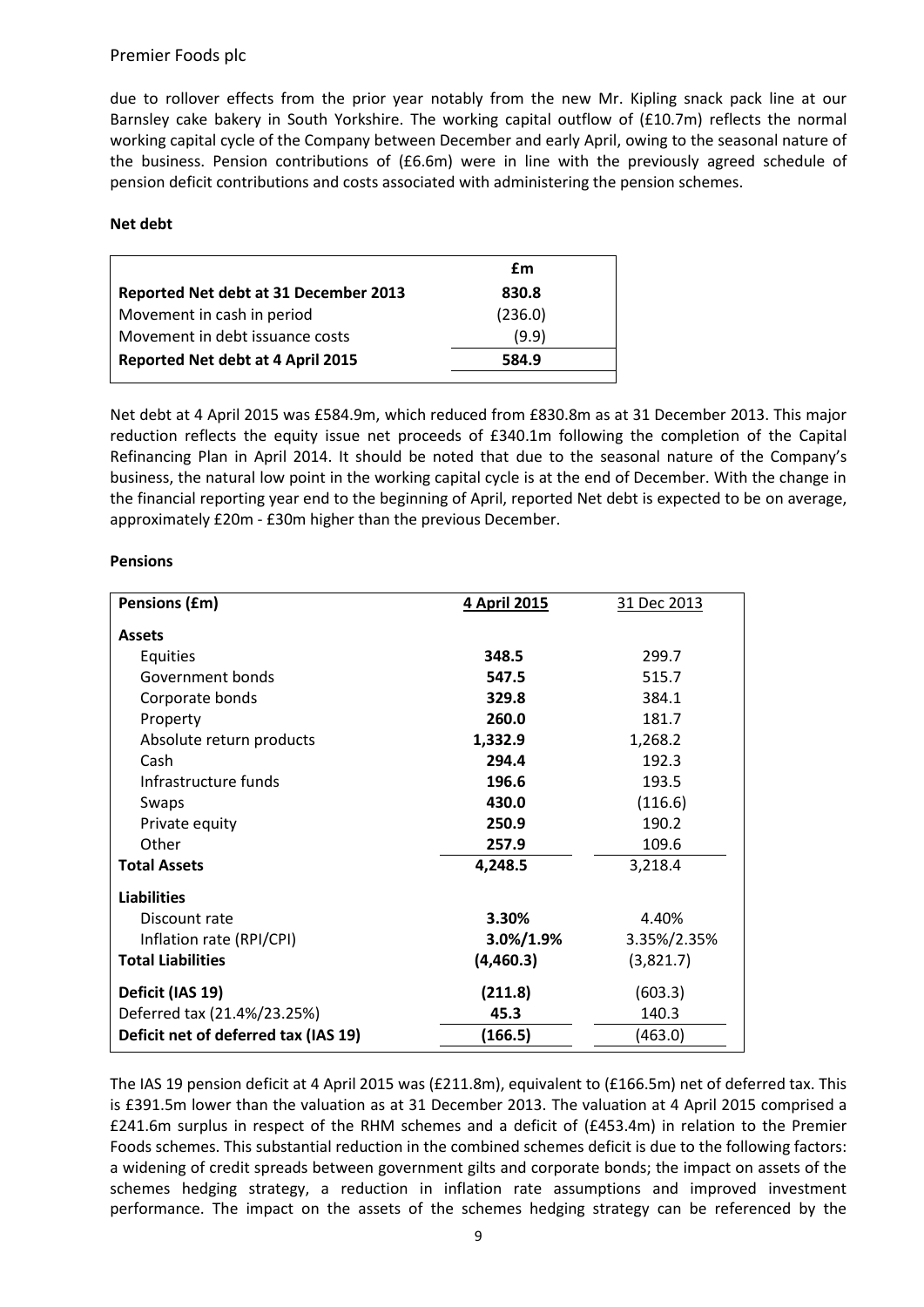due to rollover effects from the prior year notably from the new Mr. Kipling snack pack line at our Barnsley cake bakery in South Yorkshire. The working capital outflow of (£10.7m) reflects the normal working capital cycle of the Company between December and early April, owing to the seasonal nature of the business. Pension contributions of (£6.6m) were in line with the previously agreed schedule of pension deficit contributions and costs associated with administering the pension schemes.

**Net debt**

| | £m |
|---|---|
| **Reported Net debt at 31 December 2013** | **830.8** |
| Movement in cash in period | (236.0) |
| Movement in debt issuance costs | (9.9) |
| **Reported Net debt at 4 April 2015** | **584.9** |

Net debt at 4 April 2015 was £584.9m, which reduced from £830.8m as at 31 December 2013. This major reduction reflects the equity issue net proceeds of £340.1m following the completion of the Capital Refinancing Plan in April 2014. It should be noted that due to the seasonal nature of the Company's business, the natural low point in the working capital cycle is at the end of December. With the change in the financial reporting year end to the beginning of April, reported Net debt is expected to be on average, approximately £20m - £30m higher than the previous December.

**Pensions**

| **Pensions (£m)** | **4 April 2015** | 31 Dec 2013 |
|---|---|---|
| **Assets** | | |
| Equities | **348.5** | 299.7 |
| Government bonds | **547.5** | 515.7 |
| Corporate bonds | **329.8** | 384.1 |
| Property | **260.0** | 181.7 |
| Absolute return products | **1,332.9** | 1,268.2 |
| Cash | **294.4** | 192.3 |
| Infrastructure funds | **196.6** | 193.5 |
| Swaps | **430.0** | (116.6) |
| Private equity | **250.9** | 190.2 |
| Other | **257.9** | 109.6 |
| **Total Assets** | **4,248.5** | 3,218.4 |
| **Liabilities** | | |
| Discount rate | **3.30%** | 4.40% |
| Inflation rate (RPI/CPI) | **3.0%/1.9%** | 3.35%/2.35% |
| **Total Liabilities** | **(4,460.3)** | (3,821.7) |
| **Deficit (IAS 19)** | **(211.8)** | (603.3) |
| Deferred tax (21.4%/23.25%) | **45.3** | 140.3 |
| **Deficit net of deferred tax (IAS 19)** | **(166.5)** | (463.0) |

The IAS 19 pension deficit at 4 April 2015 was (£211.8m), equivalent to (£166.5m) net of deferred tax. This is £391.5m lower than the valuation as at 31 December 2013. The valuation at 4 April 2015 comprised a £241.6m surplus in respect of the RHM schemes and a deficit of (£453.4m) in relation to the Premier Foods schemes. This substantial reduction in the combined schemes deficit is due to the following factors: a widening of credit spreads between government gilts and corporate bonds; the impact on assets of the schemes hedging strategy, a reduction in inflation rate assumptions and improved investment performance. The impact on the assets of the schemes hedging strategy can be referenced by the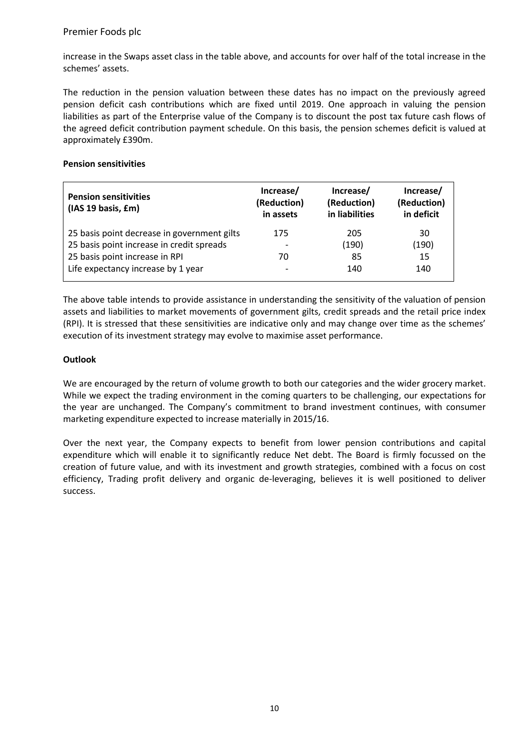increase in the Swaps asset class in the table above, and accounts for over half of the total increase in the schemes' assets.

The reduction in the pension valuation between these dates has no impact on the previously agreed pension deficit cash contributions which are fixed until 2019. One approach in valuing the pension liabilities as part of the Enterprise value of the Company is to discount the post tax future cash flows of the agreed deficit contribution payment schedule. On this basis, the pension schemes deficit is valued at approximately £390m.

**Pension sensitivities**

| **Pension sensitivities (IAS 19 basis, £m)** | **Increase/ (Reduction) in assets** | **Increase/ (Reduction) in liabilities** | **Increase/ (Reduction) in deficit** |
|---|---|---|---|
| 25 basis point decrease in government gilts | 175 | 205 | 30 |
| 25 basis point increase in credit spreads | - | (190) | (190) |
| 25 basis point increase in RPI | 70 | 85 | 15 |
| Life expectancy increase by 1 year | - | 140 | 140 |

The above table intends to provide assistance in understanding the sensitivity of the valuation of pension assets and liabilities to market movements of government gilts, credit spreads and the retail price index (RPI). It is stressed that these sensitivities are indicative only and may change over time as the schemes' execution of its investment strategy may evolve to maximise asset performance.

**Outlook**

We are encouraged by the return of volume growth to both our categories and the wider grocery market. While we expect the trading environment in the coming quarters to be challenging, our expectations for the year are unchanged. The Company's commitment to brand investment continues, with consumer marketing expenditure expected to increase materially in 2015/16.

Over the next year, the Company expects to benefit from lower pension contributions and capital expenditure which will enable it to significantly reduce Net debt. The Board is firmly focussed on the creation of future value, and with its investment and growth strategies, combined with a focus on cost efficiency, Trading profit delivery and organic de-leveraging, believes it is well positioned to deliver success.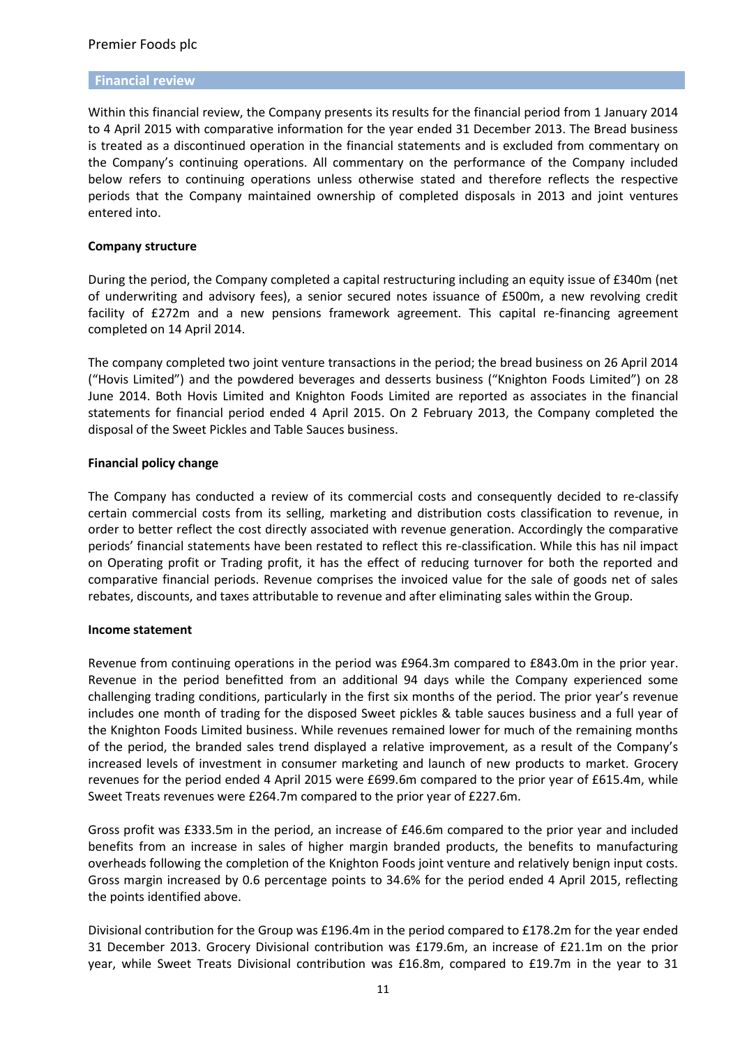## Financial review

Within this financial review, the Company presents its results for the financial period from 1 January 2014 to 4 April 2015 with comparative information for the year ended 31 December 2013. The Bread business is treated as a discontinued operation in the financial statements and is excluded from commentary on the Company's continuing operations. All commentary on the performance of the Company included below refers to continuing operations unless otherwise stated and therefore reflects the respective periods that the Company maintained ownership of completed disposals in 2013 and joint ventures entered into.

**Company structure**

During the period, the Company completed a capital restructuring including an equity issue of £340m (net of underwriting and advisory fees), a senior secured notes issuance of £500m, a new revolving credit facility of £272m and a new pensions framework agreement. This capital re-financing agreement completed on 14 April 2014.

The company completed two joint venture transactions in the period; the bread business on 26 April 2014 ("Hovis Limited") and the powdered beverages and desserts business ("Knighton Foods Limited") on 28 June 2014. Both Hovis Limited and Knighton Foods Limited are reported as associates in the financial statements for financial period ended 4 April 2015. On 2 February 2013, the Company completed the disposal of the Sweet Pickles and Table Sauces business.

**Financial policy change**

The Company has conducted a review of its commercial costs and consequently decided to re-classify certain commercial costs from its selling, marketing and distribution costs classification to revenue, in order to better reflect the cost directly associated with revenue generation. Accordingly the comparative periods' financial statements have been restated to reflect this re-classification. While this has nil impact on Operating profit or Trading profit, it has the effect of reducing turnover for both the reported and comparative financial periods. Revenue comprises the invoiced value for the sale of goods net of sales rebates, discounts, and taxes attributable to revenue and after eliminating sales within the Group.

**Income statement**

Revenue from continuing operations in the period was £964.3m compared to £843.0m in the prior year. Revenue in the period benefitted from an additional 94 days while the Company experienced some challenging trading conditions, particularly in the first six months of the period. The prior year's revenue includes one month of trading for the disposed Sweet pickles & table sauces business and a full year of the Knighton Foods Limited business. While revenues remained lower for much of the remaining months of the period, the branded sales trend displayed a relative improvement, as a result of the Company's increased levels of investment in consumer marketing and launch of new products to market. Grocery revenues for the period ended 4 April 2015 were £699.6m compared to the prior year of £615.4m, while Sweet Treats revenues were £264.7m compared to the prior year of £227.6m.

Gross profit was £333.5m in the period, an increase of £46.6m compared to the prior year and included benefits from an increase in sales of higher margin branded products, the benefits to manufacturing overheads following the completion of the Knighton Foods joint venture and relatively benign input costs. Gross margin increased by 0.6 percentage points to 34.6% for the period ended 4 April 2015, reflecting the points identified above.

Divisional contribution for the Group was £196.4m in the period compared to £178.2m for the year ended 31 December 2013. Grocery Divisional contribution was £179.6m, an increase of £21.1m on the prior year, while Sweet Treats Divisional contribution was £16.8m, compared to £19.7m in the year to 31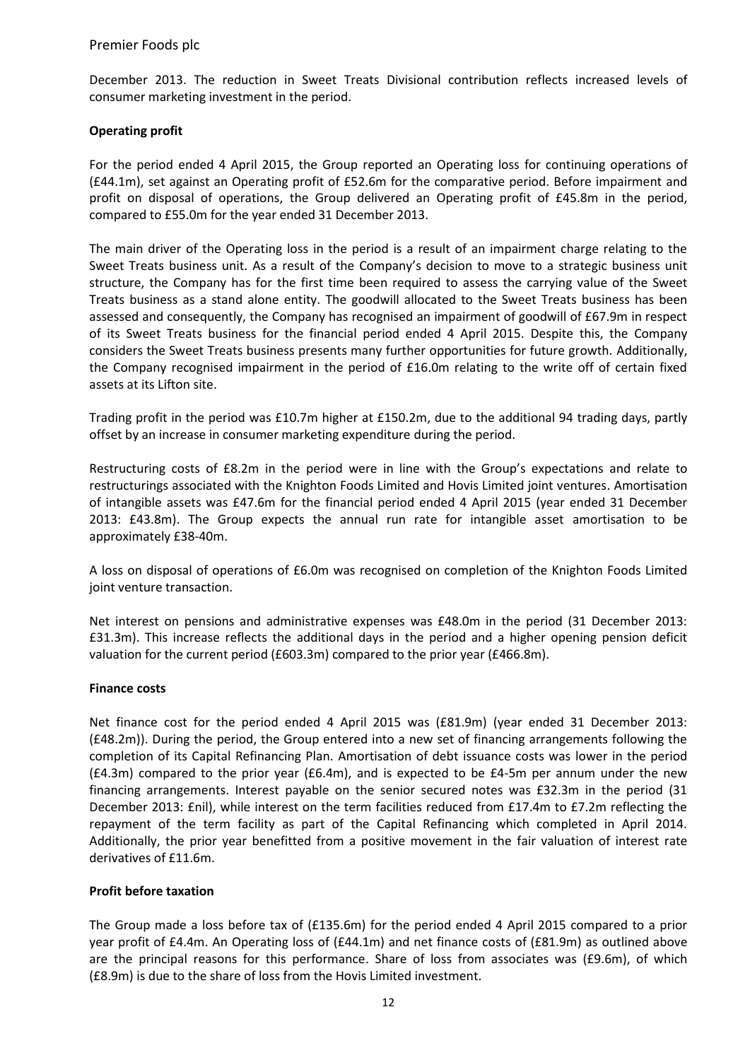December 2013. The reduction in Sweet Treats Divisional contribution reflects increased levels of consumer marketing investment in the period.

**Operating profit**

For the period ended 4 April 2015, the Group reported an Operating loss for continuing operations of (£44.1m), set against an Operating profit of £52.6m for the comparative period. Before impairment and profit on disposal of operations, the Group delivered an Operating profit of £45.8m in the period, compared to £55.0m for the year ended 31 December 2013.

The main driver of the Operating loss in the period is a result of an impairment charge relating to the Sweet Treats business unit. As a result of the Company's decision to move to a strategic business unit structure, the Company has for the first time been required to assess the carrying value of the Sweet Treats business as a stand alone entity. The goodwill allocated to the Sweet Treats business has been assessed and consequently, the Company has recognised an impairment of goodwill of £67.9m in respect of its Sweet Treats business for the financial period ended 4 April 2015. Despite this, the Company considers the Sweet Treats business presents many further opportunities for future growth. Additionally, the Company recognised impairment in the period of £16.0m relating to the write off of certain fixed assets at its Lifton site.

Trading profit in the period was £10.7m higher at £150.2m, due to the additional 94 trading days, partly offset by an increase in consumer marketing expenditure during the period.

Restructuring costs of £8.2m in the period were in line with the Group's expectations and relate to restructurings associated with the Knighton Foods Limited and Hovis Limited joint ventures. Amortisation of intangible assets was £47.6m for the financial period ended 4 April 2015 (year ended 31 December 2013: £43.8m). The Group expects the annual run rate for intangible asset amortisation to be approximately £38-40m.

A loss on disposal of operations of £6.0m was recognised on completion of the Knighton Foods Limited joint venture transaction.

Net interest on pensions and administrative expenses was £48.0m in the period (31 December 2013: £31.3m). This increase reflects the additional days in the period and a higher opening pension deficit valuation for the current period (£603.3m) compared to the prior year (£466.8m).

**Finance costs**

Net finance cost for the period ended 4 April 2015 was (£81.9m) (year ended 31 December 2013: (£48.2m)). During the period, the Group entered into a new set of financing arrangements following the completion of its Capital Refinancing Plan. Amortisation of debt issuance costs was lower in the period (£4.3m) compared to the prior year (£6.4m), and is expected to be £4-5m per annum under the new financing arrangements. Interest payable on the senior secured notes was £32.3m in the period (31 December 2013: £nil), while interest on the term facilities reduced from £17.4m to £7.2m reflecting the repayment of the term facility as part of the Capital Refinancing which completed in April 2014. Additionally, the prior year benefitted from a positive movement in the fair valuation of interest rate derivatives of £11.6m.

**Profit before taxation**

The Group made a loss before tax of (£135.6m) for the period ended 4 April 2015 compared to a prior year profit of £4.4m. An Operating loss of (£44.1m) and net finance costs of (£81.9m) as outlined above are the principal reasons for this performance. Share of loss from associates was (£9.6m), of which (£8.9m) is due to the share of loss from the Hovis Limited investment.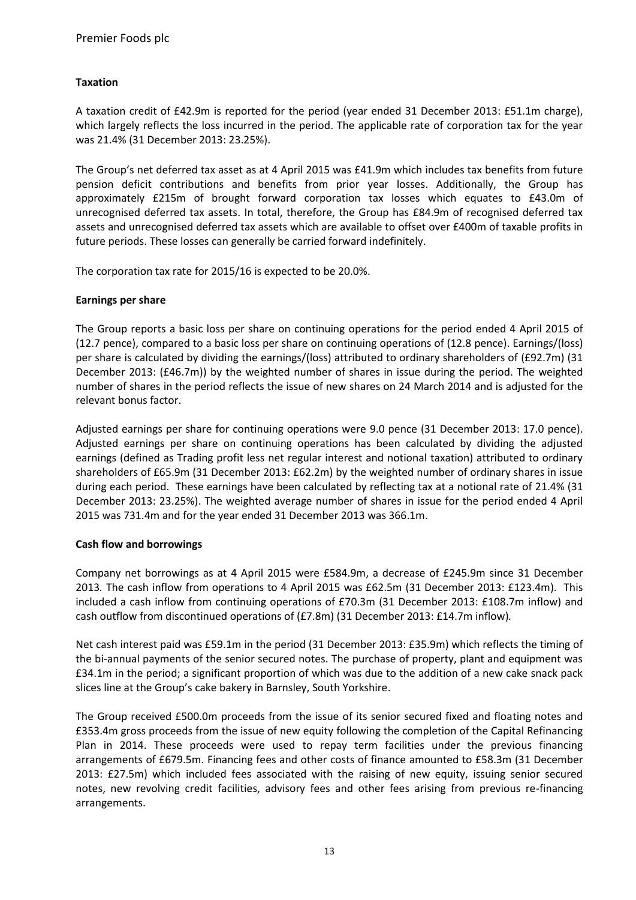### Taxation

A taxation credit of £42.9m is reported for the period (year ended 31 December 2013: £51.1m charge), which largely reflects the loss incurred in the period. The applicable rate of corporation tax for the year was 21.4% (31 December 2013: 23.25%).

The Group's net deferred tax asset as at 4 April 2015 was £41.9m which includes tax benefits from future pension deficit contributions and benefits from prior year losses. Additionally, the Group has approximately £215m of brought forward corporation tax losses which equates to £43.0m of unrecognised deferred tax assets. In total, therefore, the Group has £84.9m of recognised deferred tax assets and unrecognised deferred tax assets which are available to offset over £400m of taxable profits in future periods. These losses can generally be carried forward indefinitely.

The corporation tax rate for 2015/16 is expected to be 20.0%.

### Earnings per share

The Group reports a basic loss per share on continuing operations for the period ended 4 April 2015 of (12.7 pence), compared to a basic loss per share on continuing operations of (12.8 pence). Earnings/(loss) per share is calculated by dividing the earnings/(loss) attributed to ordinary shareholders of (£92.7m) (31 December 2013: (£46.7m)) by the weighted number of shares in issue during the period. The weighted number of shares in the period reflects the issue of new shares on 24 March 2014 and is adjusted for the relevant bonus factor.

Adjusted earnings per share for continuing operations were 9.0 pence (31 December 2013: 17.0 pence). Adjusted earnings per share on continuing operations has been calculated by dividing the adjusted earnings (defined as Trading profit less net regular interest and notional taxation) attributed to ordinary shareholders of £65.9m (31 December 2013: £62.2m) by the weighted number of ordinary shares in issue during each period. These earnings have been calculated by reflecting tax at a notional rate of 21.4% (31 December 2013: 23.25%). The weighted average number of shares in issue for the period ended 4 April 2015 was 731.4m and for the year ended 31 December 2013 was 366.1m.

### Cash flow and borrowings

Company net borrowings as at 4 April 2015 were £584.9m, a decrease of £245.9m since 31 December 2013. The cash inflow from operations to 4 April 2015 was £62.5m (31 December 2013: £123.4m). This included a cash inflow from continuing operations of £70.3m (31 December 2013: £108.7m inflow) and cash outflow from discontinued operations of (£7.8m) (31 December 2013: £14.7m inflow).

Net cash interest paid was £59.1m in the period (31 December 2013: £35.9m) which reflects the timing of the bi-annual payments of the senior secured notes. The purchase of property, plant and equipment was £34.1m in the period; a significant proportion of which was due to the addition of a new cake snack pack slices line at the Group's cake bakery in Barnsley, South Yorkshire.

The Group received £500.0m proceeds from the issue of its senior secured fixed and floating notes and £353.4m gross proceeds from the issue of new equity following the completion of the Capital Refinancing Plan in 2014. These proceeds were used to repay term facilities under the previous financing arrangements of £679.5m. Financing fees and other costs of finance amounted to £58.3m (31 December 2013: £27.5m) which included fees associated with the raising of new equity, issuing senior secured notes, new revolving credit facilities, advisory fees and other fees arising from previous re-financing arrangements.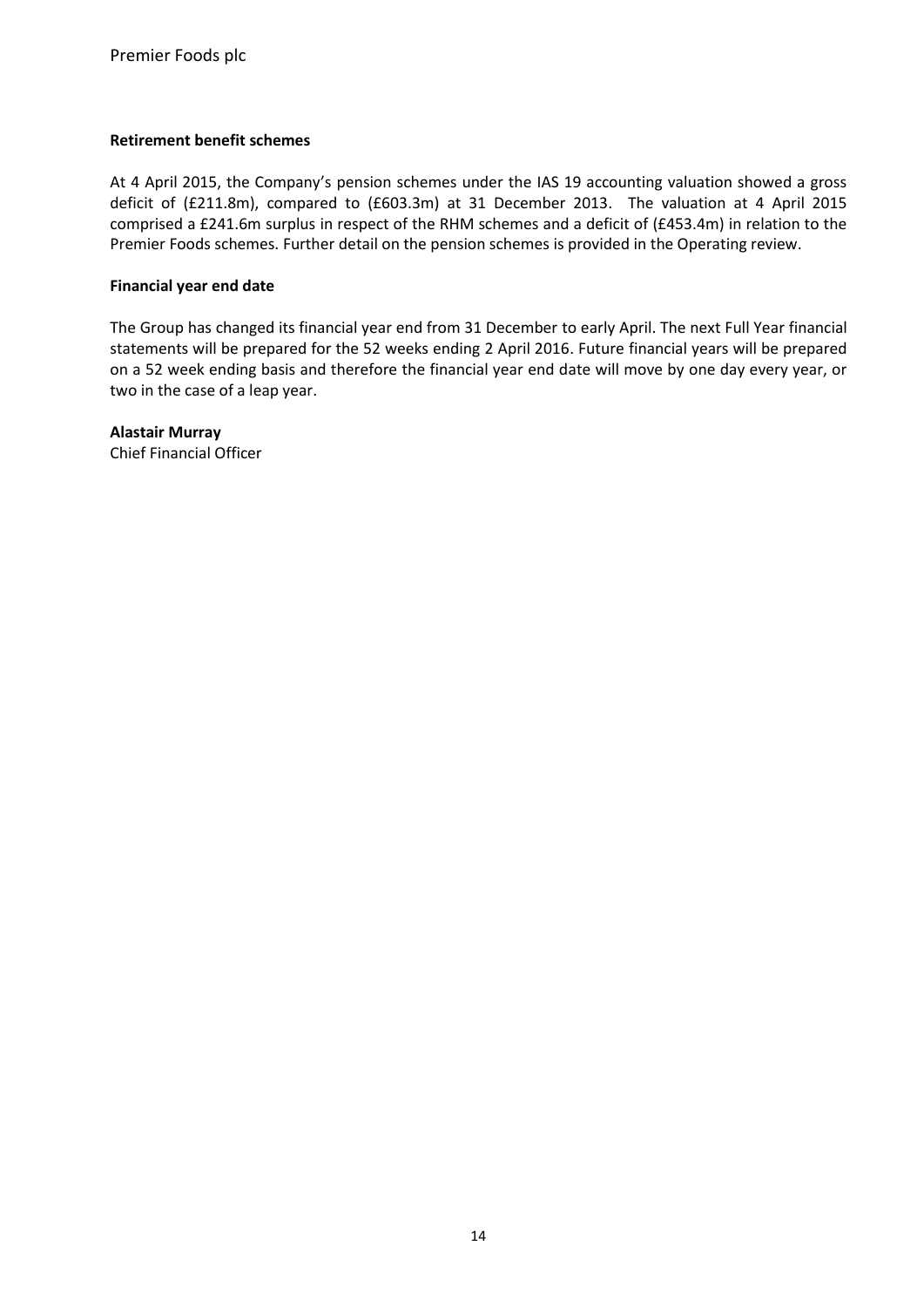**Retirement benefit schemes**

At 4 April 2015, the Company's pension schemes under the IAS 19 accounting valuation showed a gross deficit of (£211.8m), compared to (£603.3m) at 31 December 2013. The valuation at 4 April 2015 comprised a £241.6m surplus in respect of the RHM schemes and a deficit of (£453.4m) in relation to the Premier Foods schemes. Further detail on the pension schemes is provided in the Operating review.

**Financial year end date**

The Group has changed its financial year end from 31 December to early April. The next Full Year financial statements will be prepared for the 52 weeks ending 2 April 2016. Future financial years will be prepared on a 52 week ending basis and therefore the financial year end date will move by one day every year, or two in the case of a leap year.

**Alastair Murray**
Chief Financial Officer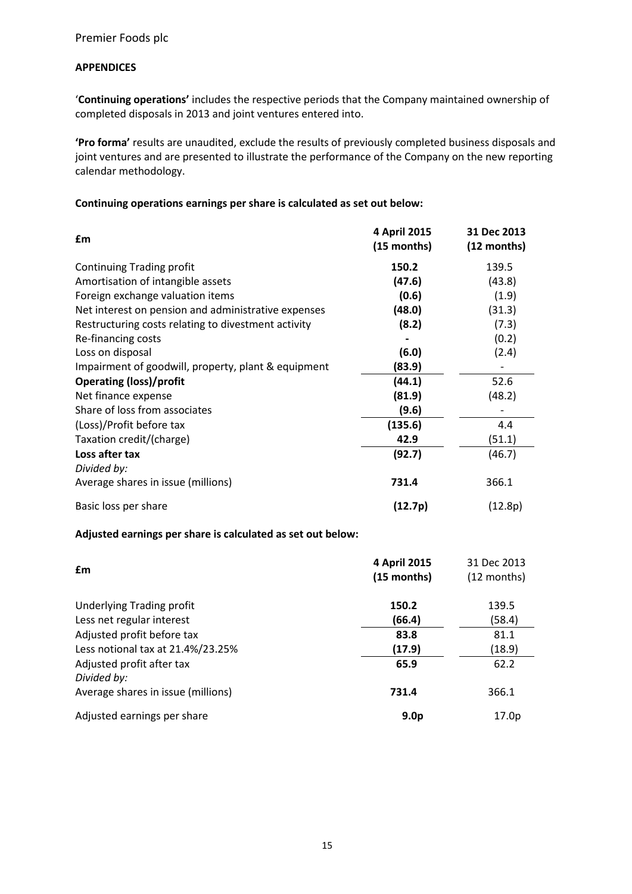## APPENDICES

'**Continuing operations'** includes the respective periods that the Company maintained ownership of completed disposals in 2013 and joint ventures entered into.

**'Pro forma'** results are unaudited, exclude the results of previously completed business disposals and joint ventures and are presented to illustrate the performance of the Company on the new reporting calendar methodology.

**Continuing operations earnings per share is calculated as set out below:**

| £m | 4 April 2015 (15 months) | 31 Dec 2013 (12 months) |
|---|---|---|
| Continuing Trading profit | **150.2** | 139.5 |
| Amortisation of intangible assets | **(47.6)** | (43.8) |
| Foreign exchange valuation items | **(0.6)** | (1.9) |
| Net interest on pension and administrative expenses | **(48.0)** | (31.3) |
| Restructuring costs relating to divestment activity | **(8.2)** | (7.3) |
| Re-financing costs | **-** | (0.2) |
| Loss on disposal | **(6.0)** | (2.4) |
| Impairment of goodwill, property, plant & equipment | **(83.9)** | - |
| **Operating (loss)/profit** | **(44.1)** | 52.6 |
| Net finance expense | **(81.9)** | (48.2) |
| Share of loss from associates | **(9.6)** | - |
| (Loss)/Profit before tax | **(135.6)** | 4.4 |
| Taxation credit/(charge) | **42.9** | (51.1) |
| **Loss after tax** | **(92.7)** | (46.7) |
| *Divided by:* | | |
| Average shares in issue (millions) | **731.4** | 366.1 |
| Basic loss per share | **(12.7p)** | (12.8p) |

**Adjusted earnings per share is calculated as set out below:**

| £m | 4 April 2015 (15 months) | 31 Dec 2013 (12 months) |
|---|---|---|
| Underlying Trading profit | **150.2** | 139.5 |
| Less net regular interest | **(66.4)** | (58.4) |
| Adjusted profit before tax | **83.8** | 81.1 |
| Less notional tax at 21.4%/23.25% | **(17.9)** | (18.9) |
| Adjusted profit after tax | **65.9** | 62.2 |
| *Divided by:* | | |
| Average shares in issue (millions) | **731.4** | 366.1 |
| Adjusted earnings per share | **9.0p** | 17.0p |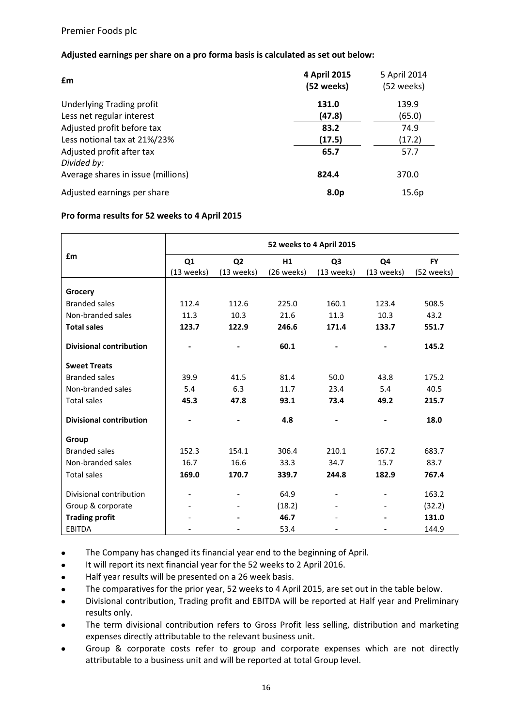**Adjusted earnings per share on a pro forma basis is calculated as set out below:**

| £m | **4 April 2015 (52 weeks)** | 5 April 2014 (52 weeks) |
|---|---|---|
| Underlying Trading profit | **131.0** | 139.9 |
| Less net regular interest | **(47.8)** | (65.0) |
| Adjusted profit before tax | **83.2** | 74.9 |
| Less notional tax at 21%/23% | **(17.5)** | (17.2) |
| Adjusted profit after tax | **65.7** | 57.7 |
| *Divided by:* | | |
| Average shares in issue (millions) | **824.4** | 370.0 |
| Adjusted earnings per share | **8.0p** | 15.6p |

**Pro forma results for 52 weeks to 4 April 2015**

| £m | 52 weeks to 4 April 2015 | | | | | |
|---|---|---|---|---|---|---|
| | Q1 (13 weeks) | Q2 (13 weeks) | H1 (26 weeks) | Q3 (13 weeks) | Q4 (13 weeks) | FY (52 weeks) |
| **Grocery** | | | | | | |
| Branded sales | 112.4 | 112.6 | 225.0 | 160.1 | 123.4 | 508.5 |
| Non-branded sales | 11.3 | 10.3 | 21.6 | 11.3 | 10.3 | 43.2 |
| **Total sales** | **123.7** | **122.9** | **246.6** | **171.4** | **133.7** | **551.7** |
| **Divisional contribution** | **-** | **-** | **60.1** | **-** | **-** | **145.2** |
| **Sweet Treats** | | | | | | |
| Branded sales | 39.9 | 41.5 | 81.4 | 50.0 | 43.8 | 175.2 |
| Non-branded sales | 5.4 | 6.3 | 11.7 | 23.4 | 5.4 | 40.5 |
| Total sales | **45.3** | **47.8** | **93.1** | **73.4** | **49.2** | **215.7** |
| **Divisional contribution** | **-** | **-** | **4.8** | **-** | **-** | **18.0** |
| **Group** | | | | | | |
| Branded sales | 152.3 | 154.1 | 306.4 | 210.1 | 167.2 | 683.7 |
| Non-branded sales | 16.7 | 16.6 | 33.3 | 34.7 | 15.7 | 83.7 |
| Total sales | **169.0** | **170.7** | **339.7** | **244.8** | **182.9** | **767.4** |
| Divisional contribution | - | - | 64.9 | - | - | 163.2 |
| Group & corporate | - | - | (18.2) | - | - | (32.2) |
| **Trading profit** | **-** | **-** | **46.7** | **-** | **-** | **131.0** |
| EBITDA | - | - | 53.4 | - | - | 144.9 |

- The Company has changed its financial year end to the beginning of April.
- It will report its next financial year for the 52 weeks to 2 April 2016.
- Half year results will be presented on a 26 week basis.
- The comparatives for the prior year, 52 weeks to 4 April 2015, are set out in the table below.
- Divisional contribution, Trading profit and EBITDA will be reported at Half year and Preliminary results only.
- The term divisional contribution refers to Gross Profit less selling, distribution and marketing expenses directly attributable to the relevant business unit.
- Group & corporate costs refer to group and corporate expenses which are not directly attributable to a business unit and will be reported at total Group level.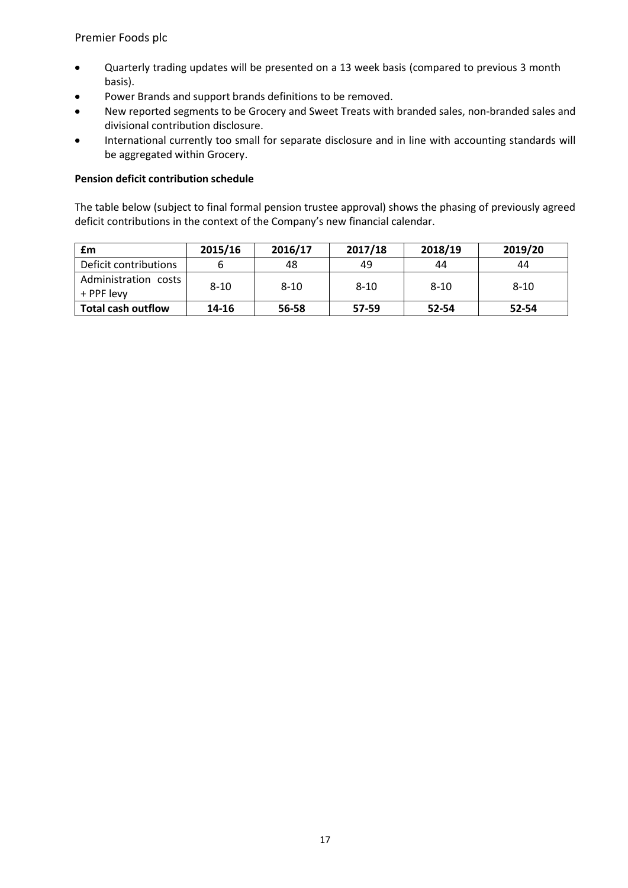- Quarterly trading updates will be presented on a 13 week basis (compared to previous 3 month basis).
- Power Brands and support brands definitions to be removed.
- New reported segments to be Grocery and Sweet Treats with branded sales, non-branded sales and divisional contribution disclosure.
- International currently too small for separate disclosure and in line with accounting standards will be aggregated within Grocery.

**Pension deficit contribution schedule**

The table below (subject to final formal pension trustee approval) shows the phasing of previously agreed deficit contributions in the context of the Company's new financial calendar.

| £m | 2015/16 | 2016/17 | 2017/18 | 2018/19 | 2019/20 |
|---|---|---|---|---|---|
| Deficit contributions | 6 | 48 | 49 | 44 | 44 |
| Administration costs + PPF levy | 8-10 | 8-10 | 8-10 | 8-10 | 8-10 |
| **Total cash outflow** | **14-16** | **56-58** | **57-59** | **52-54** | **52-54** |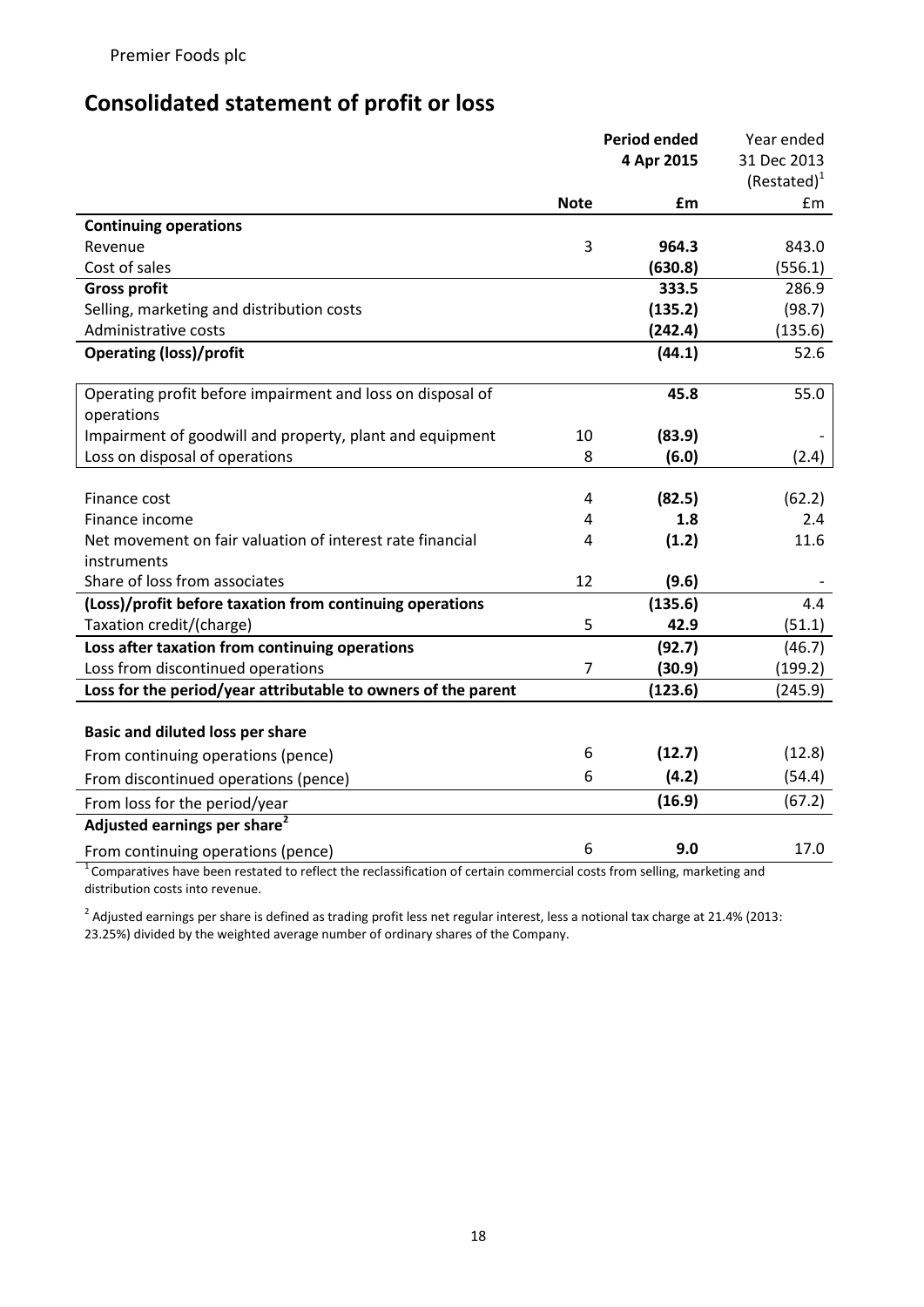Premier Foods plc

# Consolidated statement of profit or loss

| | Note | Period ended 4 Apr 2015 £m | Year ended 31 Dec 2013 (Restated)[1] £m |
|---|---|---|---|
| **Continuing operations** | | | |
| Revenue | 3 | **964.3** | 843.0 |
| Cost of sales | | **(630.8)** | (556.1) |
| **Gross profit** | | **333.5** | 286.9 |
| Selling, marketing and distribution costs | | **(135.2)** | (98.7) |
| Administrative costs | | **(242.4)** | (135.6) |
| **Operating (loss)/profit** | | **(44.1)** | 52.6 |
| | | | |
| Operating profit before impairment and loss on disposal of operations | | **45.8** | 55.0 |
| Impairment of goodwill and property, plant and equipment | 10 | **(83.9)** | - |
| Loss on disposal of operations | 8 | **(6.0)** | (2.4) |
| | | | |
| Finance cost | 4 | **(82.5)** | (62.2) |
| Finance income | 4 | **1.8** | 2.4 |
| Net movement on fair valuation of interest rate financial instruments | 4 | **(1.2)** | 11.6 |
| Share of loss from associates | 12 | **(9.6)** | - |
| **(Loss)/profit before taxation from continuing operations** | | **(135.6)** | 4.4 |
| Taxation credit/(charge) | 5 | **42.9** | (51.1) |
| **Loss after taxation from continuing operations** | | **(92.7)** | (46.7) |
| Loss from discontinued operations | 7 | **(30.9)** | (199.2) |
| **Loss for the period/year attributable to owners of the parent** | | **(123.6)** | (245.9) |
| | | | |
| **Basic and diluted loss per share** | | | |
| From continuing operations (pence) | 6 | **(12.7)** | (12.8) |
| From discontinued operations (pence) | 6 | **(4.2)** | (54.4) |
| From loss for the period/year | | **(16.9)** | (67.2) |
| **Adjusted earnings per share[2]** | | | |
| From continuing operations (pence) | 6 | **9.0** | 17.0 |

[1] Comparatives have been restated to reflect the reclassification of certain commercial costs from selling, marketing and distribution costs into revenue.

[2] Adjusted earnings per share is defined as trading profit less net regular interest, less a notional tax charge at 21.4% (2013: 23.25%) divided by the weighted average number of ordinary shares of the Company.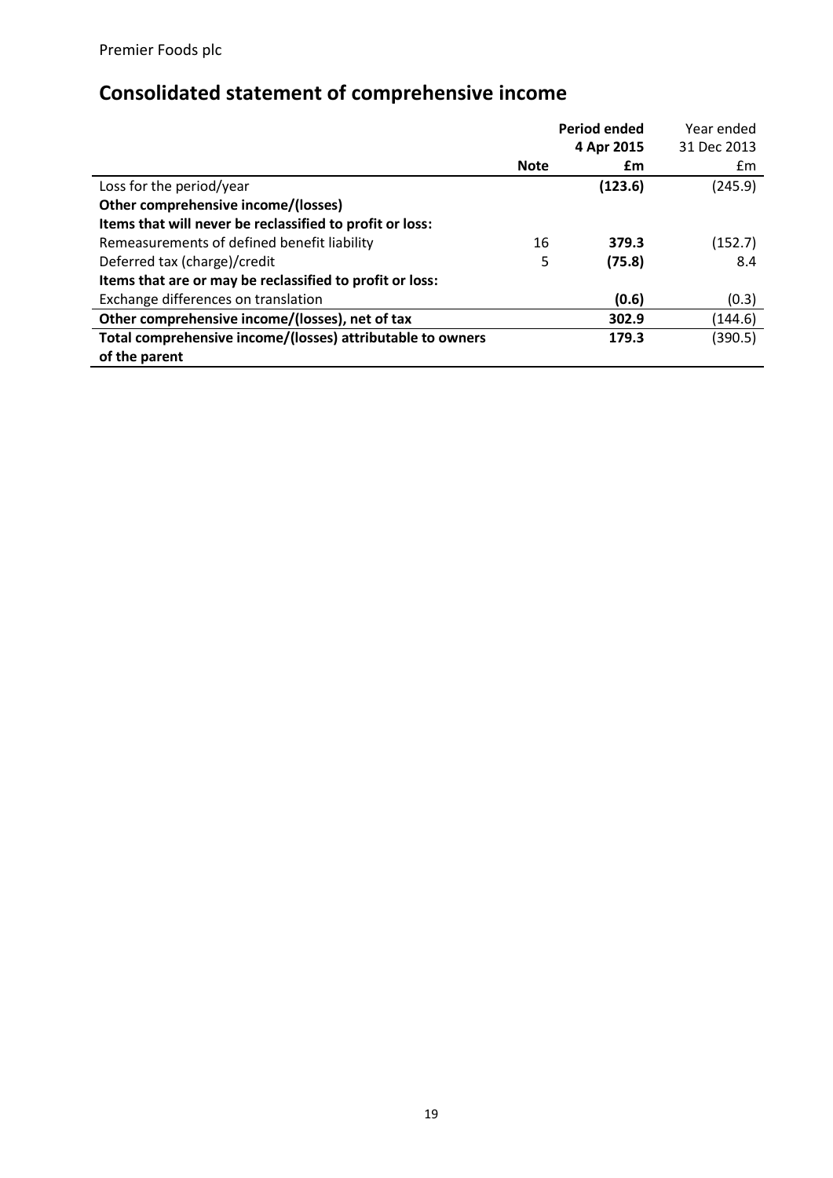Premier Foods plc

## Consolidated statement of comprehensive income

| | Note | **Period ended 4 Apr 2015 £m** | Year ended 31 Dec 2013 £m |
|---|---|---|---|
| Loss for the period/year | | **(123.6)** | (245.9) |
| **Other comprehensive income/(losses)** | | | |
| **Items that will never be reclassified to profit or loss:** | | | |
| Remeasurements of defined benefit liability | 16 | **379.3** | (152.7) |
| Deferred tax (charge)/credit | 5 | **(75.8)** | 8.4 |
| **Items that are or may be reclassified to profit or loss:** | | | |
| Exchange differences on translation | | **(0.6)** | (0.3) |
| **Other comprehensive income/(losses), net of tax** | | **302.9** | (144.6) |
| **Total comprehensive income/(losses) attributable to owners of the parent** | | **179.3** | (390.5) |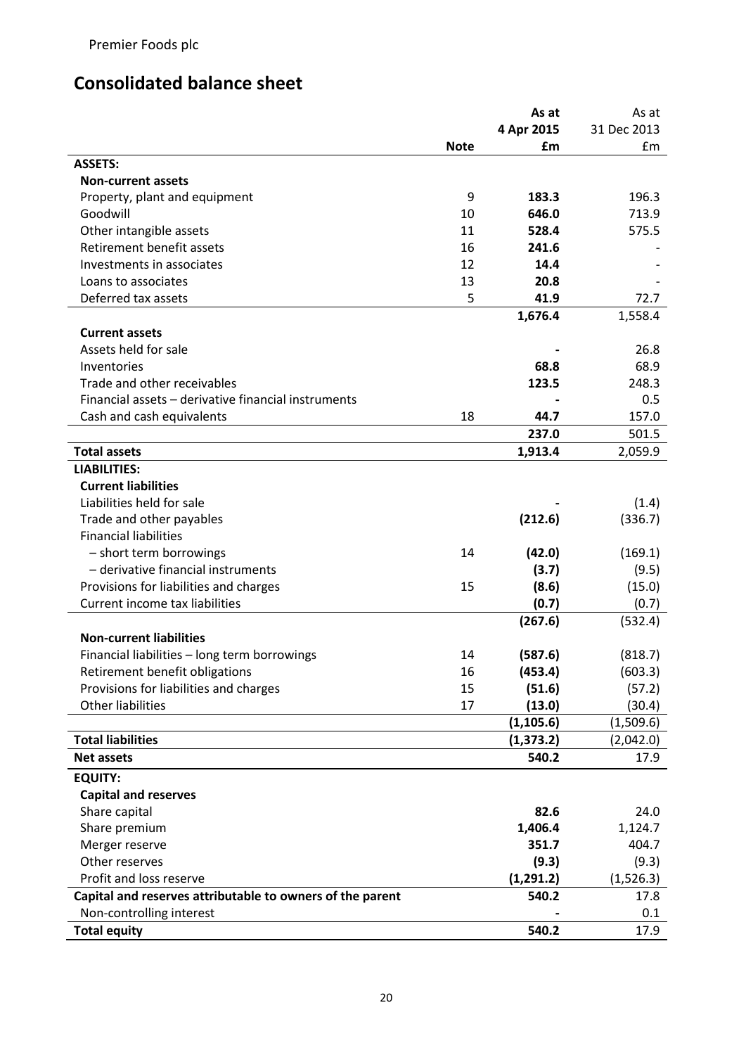Premier Foods plc

## Consolidated balance sheet

| | Note | As at 4 Apr 2015 £m | As at 31 Dec 2013 £m |
|---|---|---|---|
| **ASSETS:** | | | |
| **Non-current assets** | | | |
| Property, plant and equipment | 9 | **183.3** | 196.3 |
| Goodwill | 10 | **646.0** | 713.9 |
| Other intangible assets | 11 | **528.4** | 575.5 |
| Retirement benefit assets | 16 | **241.6** | - |
| Investments in associates | 12 | **14.4** | - |
| Loans to associates | 13 | **20.8** | - |
| Deferred tax assets | 5 | **41.9** | 72.7 |
| | | **1,676.4** | 1,558.4 |
| **Current assets** | | | |
| Assets held for sale | | **-** | 26.8 |
| Inventories | | **68.8** | 68.9 |
| Trade and other receivables | | **123.5** | 248.3 |
| Financial assets – derivative financial instruments | | **-** | 0.5 |
| Cash and cash equivalents | 18 | **44.7** | 157.0 |
| | | **237.0** | 501.5 |
| **Total assets** | | **1,913.4** | 2,059.9 |
| **LIABILITIES:** | | | |
| **Current liabilities** | | | |
| Liabilities held for sale | | **-** | (1.4) |
| Trade and other payables | | **(212.6)** | (336.7) |
| Financial liabilities | | | |
| – short term borrowings | 14 | **(42.0)** | (169.1) |
| – derivative financial instruments | | **(3.7)** | (9.5) |
| Provisions for liabilities and charges | 15 | **(8.6)** | (15.0) |
| Current income tax liabilities | | **(0.7)** | (0.7) |
| | | **(267.6)** | (532.4) |
| **Non-current liabilities** | | | |
| Financial liabilities – long term borrowings | 14 | **(587.6)** | (818.7) |
| Retirement benefit obligations | 16 | **(453.4)** | (603.3) |
| Provisions for liabilities and charges | 15 | **(51.6)** | (57.2) |
| Other liabilities | 17 | **(13.0)** | (30.4) |
| | | **(1,105.6)** | (1,509.6) |
| **Total liabilities** | | **(1,373.2)** | (2,042.0) |
| **Net assets** | | **540.2** | 17.9 |
| **EQUITY:** | | | |
| **Capital and reserves** | | | |
| Share capital | | **82.6** | 24.0 |
| Share premium | | **1,406.4** | 1,124.7 |
| Merger reserve | | **351.7** | 404.7 |
| Other reserves | | **(9.3)** | (9.3) |
| Profit and loss reserve | | **(1,291.2)** | (1,526.3) |
| **Capital and reserves attributable to owners of the parent** | | **540.2** | 17.8 |
| Non-controlling interest | | **-** | 0.1 |
| **Total equity** | | **540.2** | 17.9 |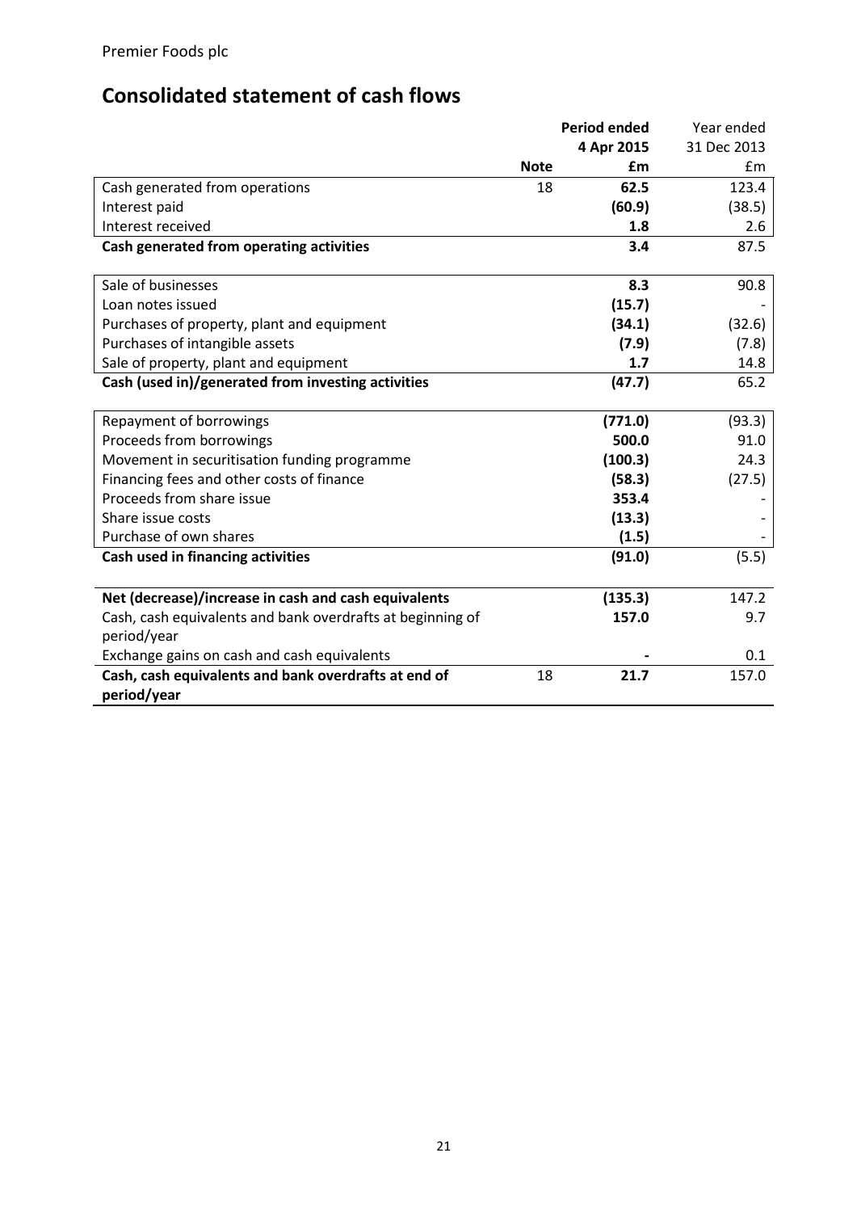Premier Foods plc

## Consolidated statement of cash flows

| | Note | Period ended 4 Apr 2015 £m | Year ended 31 Dec 2013 £m |
|---|---|---|---|
| Cash generated from operations | 18 | **62.5** | 123.4 |
| Interest paid | | **(60.9)** | (38.5) |
| Interest received | | **1.8** | 2.6 |
| **Cash generated from operating activities** | | **3.4** | 87.5 |
| | | | |
| Sale of businesses | | **8.3** | 90.8 |
| Loan notes issued | | **(15.7)** | - |
| Purchases of property, plant and equipment | | **(34.1)** | (32.6) |
| Purchases of intangible assets | | **(7.9)** | (7.8) |
| Sale of property, plant and equipment | | **1.7** | 14.8 |
| **Cash (used in)/generated from investing activities** | | **(47.7)** | 65.2 |
| | | | |
| Repayment of borrowings | | **(771.0)** | (93.3) |
| Proceeds from borrowings | | **500.0** | 91.0 |
| Movement in securitisation funding programme | | **(100.3)** | 24.3 |
| Financing fees and other costs of finance | | **(58.3)** | (27.5) |
| Proceeds from share issue | | **353.4** | - |
| Share issue costs | | **(13.3)** | - |
| Purchase of own shares | | **(1.5)** | - |
| **Cash used in financing activities** | | **(91.0)** | (5.5) |
| | | | |
| **Net (decrease)/increase in cash and cash equivalents** | | **(135.3)** | 147.2 |
| Cash, cash equivalents and bank overdrafts at beginning of period/year | | **157.0** | 9.7 |
| Exchange gains on cash and cash equivalents | | **-** | 0.1 |
| **Cash, cash equivalents and bank overdrafts at end of period/year** | 18 | **21.7** | 157.0 |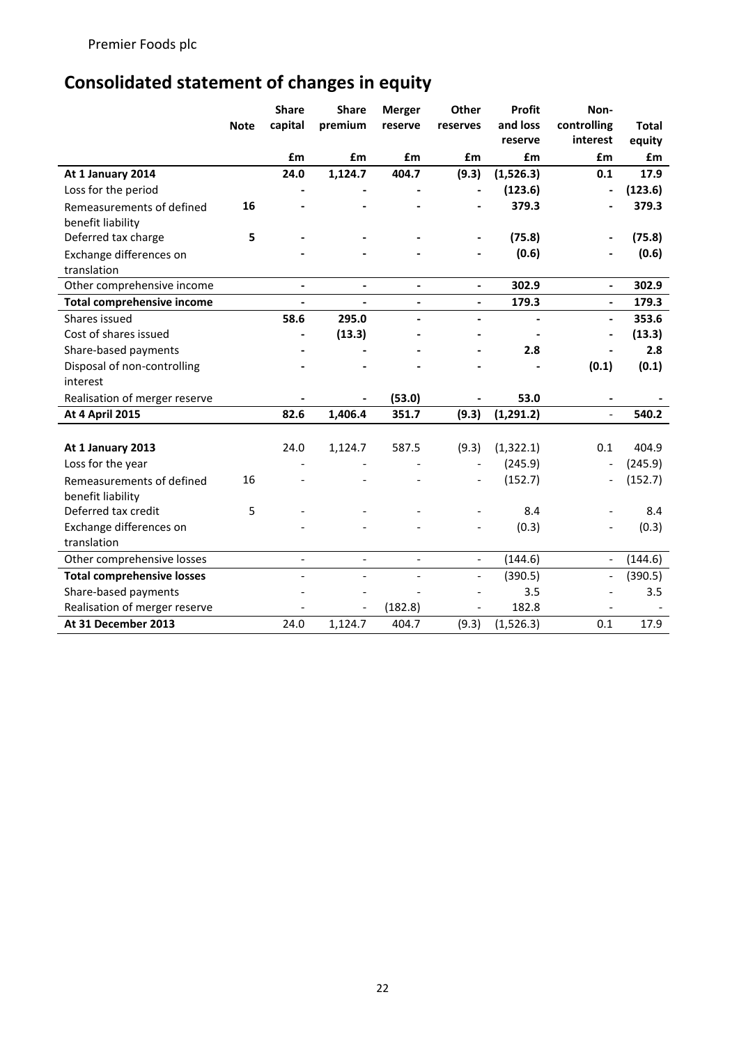Premier Foods plc

# Consolidated statement of changes in equity

| | Note | Share capital | Share premium | Merger reserve | Other reserves | Profit and loss reserve | Non-controlling interest | Total equity |
|---|---|---|---|---|---|---|---|---|
| | | £m | £m | £m | £m | £m | £m | £m |
| **At 1 January 2014** | | **24.0** | **1,124.7** | **404.7** | **(9.3)** | **(1,526.3)** | **0.1** | **17.9** |
| Loss for the period | | **-** | **-** | **-** | **-** | **(123.6)** | **-** | **(123.6)** |
| Remeasurements of defined benefit liability | **16** | **-** | **-** | **-** | **-** | **379.3** | **-** | **379.3** |
| Deferred tax charge | **5** | **-** | **-** | **-** | **-** | **(75.8)** | **-** | **(75.8)** |
| Exchange differences on translation | | **-** | **-** | **-** | **-** | **(0.6)** | **-** | **(0.6)** |
| Other comprehensive income | | **-** | **-** | **-** | **-** | **302.9** | **-** | **302.9** |
| **Total comprehensive income** | | **-** | **-** | **-** | **-** | **179.3** | **-** | **179.3** |
| Shares issued | | **58.6** | **295.0** | **-** | **-** | **-** | **-** | **353.6** |
| Cost of shares issued | | **-** | **(13.3)** | **-** | **-** | **-** | **-** | **(13.3)** |
| Share-based payments | | **-** | **-** | **-** | **-** | **2.8** | **-** | **2.8** |
| Disposal of non-controlling interest | | **-** | **-** | **-** | **-** | **-** | **(0.1)** | **(0.1)** |
| Realisation of merger reserve | | **-** | **-** | **(53.0)** | **-** | **53.0** | **-** | **-** |
| **At 4 April 2015** | | **82.6** | **1,406.4** | **351.7** | **(9.3)** | **(1,291.2)** | **-** | **540.2** |
| | | | | | | | | |
| **At 1 January 2013** | | 24.0 | 1,124.7 | 587.5 | (9.3) | (1,322.1) | 0.1 | 404.9 |
| Loss for the year | | - | - | - | - | (245.9) | - | (245.9) |
| Remeasurements of defined benefit liability | 16 | - | - | - | - | (152.7) | - | (152.7) |
| Deferred tax credit | 5 | - | - | - | - | 8.4 | - | 8.4 |
| Exchange differences on translation | | - | - | - | - | (0.3) | - | (0.3) |
| Other comprehensive losses | | - | - | - | - | (144.6) | - | (144.6) |
| **Total comprehensive losses** | | - | - | - | - | (390.5) | - | (390.5) |
| Share-based payments | | - | - | - | - | 3.5 | - | 3.5 |
| Realisation of merger reserve | | - | - | (182.8) | - | 182.8 | - | - |
| **At 31 December 2013** | | 24.0 | 1,124.7 | 404.7 | (9.3) | (1,526.3) | 0.1 | 17.9 |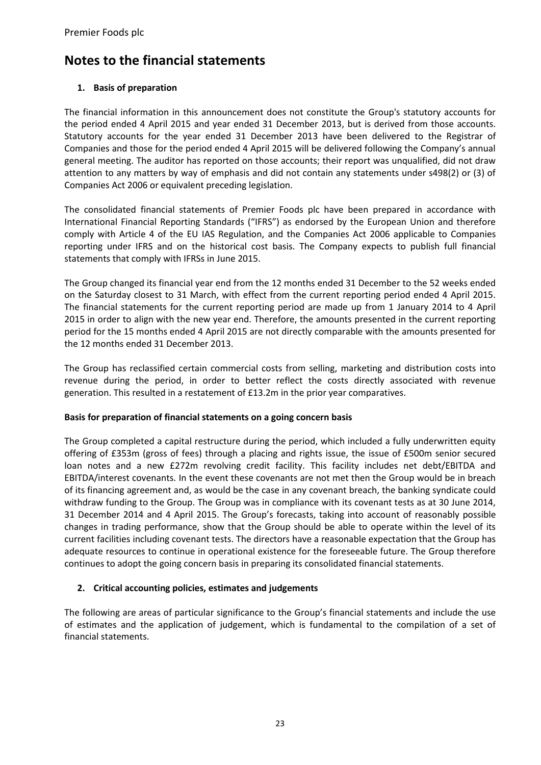# Notes to the financial statements

## 1. Basis of preparation

The financial information in this announcement does not constitute the Group's statutory accounts for the period ended 4 April 2015 and year ended 31 December 2013, but is derived from those accounts. Statutory accounts for the year ended 31 December 2013 have been delivered to the Registrar of Companies and those for the period ended 4 April 2015 will be delivered following the Company's annual general meeting. The auditor has reported on those accounts; their report was unqualified, did not draw attention to any matters by way of emphasis and did not contain any statements under s498(2) or (3) of Companies Act 2006 or equivalent preceding legislation.

The consolidated financial statements of Premier Foods plc have been prepared in accordance with International Financial Reporting Standards ("IFRS") as endorsed by the European Union and therefore comply with Article 4 of the EU IAS Regulation, and the Companies Act 2006 applicable to Companies reporting under IFRS and on the historical cost basis. The Company expects to publish full financial statements that comply with IFRSs in June 2015.

The Group changed its financial year end from the 12 months ended 31 December to the 52 weeks ended on the Saturday closest to 31 March, with effect from the current reporting period ended 4 April 2015. The financial statements for the current reporting period are made up from 1 January 2014 to 4 April 2015 in order to align with the new year end. Therefore, the amounts presented in the current reporting period for the 15 months ended 4 April 2015 are not directly comparable with the amounts presented for the 12 months ended 31 December 2013.

The Group has reclassified certain commercial costs from selling, marketing and distribution costs into revenue during the period, in order to better reflect the costs directly associated with revenue generation. This resulted in a restatement of £13.2m in the prior year comparatives.

### Basis for preparation of financial statements on a going concern basis

The Group completed a capital restructure during the period, which included a fully underwritten equity offering of £353m (gross of fees) through a placing and rights issue, the issue of £500m senior secured loan notes and a new £272m revolving credit facility. This facility includes net debt/EBITDA and EBITDA/interest covenants. In the event these covenants are not met then the Group would be in breach of its financing agreement and, as would be the case in any covenant breach, the banking syndicate could withdraw funding to the Group. The Group was in compliance with its covenant tests as at 30 June 2014, 31 December 2014 and 4 April 2015. The Group's forecasts, taking into account of reasonably possible changes in trading performance, show that the Group should be able to operate within the level of its current facilities including covenant tests. The directors have a reasonable expectation that the Group has adequate resources to continue in operational existence for the foreseeable future. The Group therefore continues to adopt the going concern basis in preparing its consolidated financial statements.

## 2. Critical accounting policies, estimates and judgements

The following are areas of particular significance to the Group's financial statements and include the use of estimates and the application of judgement, which is fundamental to the compilation of a set of financial statements.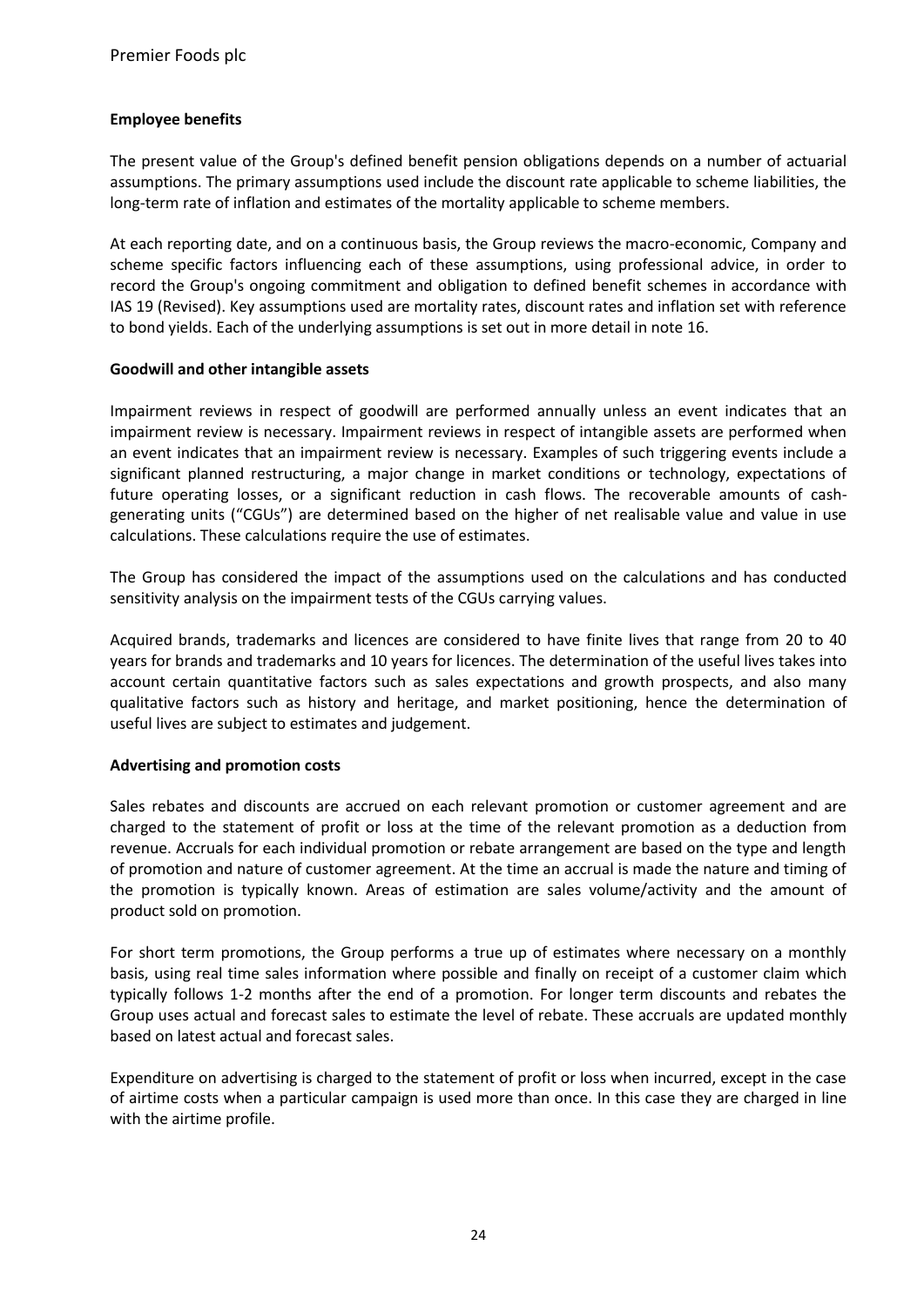**Employee benefits**

The present value of the Group's defined benefit pension obligations depends on a number of actuarial assumptions. The primary assumptions used include the discount rate applicable to scheme liabilities, the long-term rate of inflation and estimates of the mortality applicable to scheme members.

At each reporting date, and on a continuous basis, the Group reviews the macro-economic, Company and scheme specific factors influencing each of these assumptions, using professional advice, in order to record the Group's ongoing commitment and obligation to defined benefit schemes in accordance with IAS 19 (Revised). Key assumptions used are mortality rates, discount rates and inflation set with reference to bond yields. Each of the underlying assumptions is set out in more detail in note 16.

**Goodwill and other intangible assets**

Impairment reviews in respect of goodwill are performed annually unless an event indicates that an impairment review is necessary. Impairment reviews in respect of intangible assets are performed when an event indicates that an impairment review is necessary. Examples of such triggering events include a significant planned restructuring, a major change in market conditions or technology, expectations of future operating losses, or a significant reduction in cash flows. The recoverable amounts of cash-generating units ("CGUs") are determined based on the higher of net realisable value and value in use calculations. These calculations require the use of estimates.

The Group has considered the impact of the assumptions used on the calculations and has conducted sensitivity analysis on the impairment tests of the CGUs carrying values.

Acquired brands, trademarks and licences are considered to have finite lives that range from 20 to 40 years for brands and trademarks and 10 years for licences. The determination of the useful lives takes into account certain quantitative factors such as sales expectations and growth prospects, and also many qualitative factors such as history and heritage, and market positioning, hence the determination of useful lives are subject to estimates and judgement.

**Advertising and promotion costs**

Sales rebates and discounts are accrued on each relevant promotion or customer agreement and are charged to the statement of profit or loss at the time of the relevant promotion as a deduction from revenue. Accruals for each individual promotion or rebate arrangement are based on the type and length of promotion and nature of customer agreement. At the time an accrual is made the nature and timing of the promotion is typically known. Areas of estimation are sales volume/activity and the amount of product sold on promotion.

For short term promotions, the Group performs a true up of estimates where necessary on a monthly basis, using real time sales information where possible and finally on receipt of a customer claim which typically follows 1-2 months after the end of a promotion. For longer term discounts and rebates the Group uses actual and forecast sales to estimate the level of rebate. These accruals are updated monthly based on latest actual and forecast sales.

Expenditure on advertising is charged to the statement of profit or loss when incurred, except in the case of airtime costs when a particular campaign is used more than once. In this case they are charged in line with the airtime profile.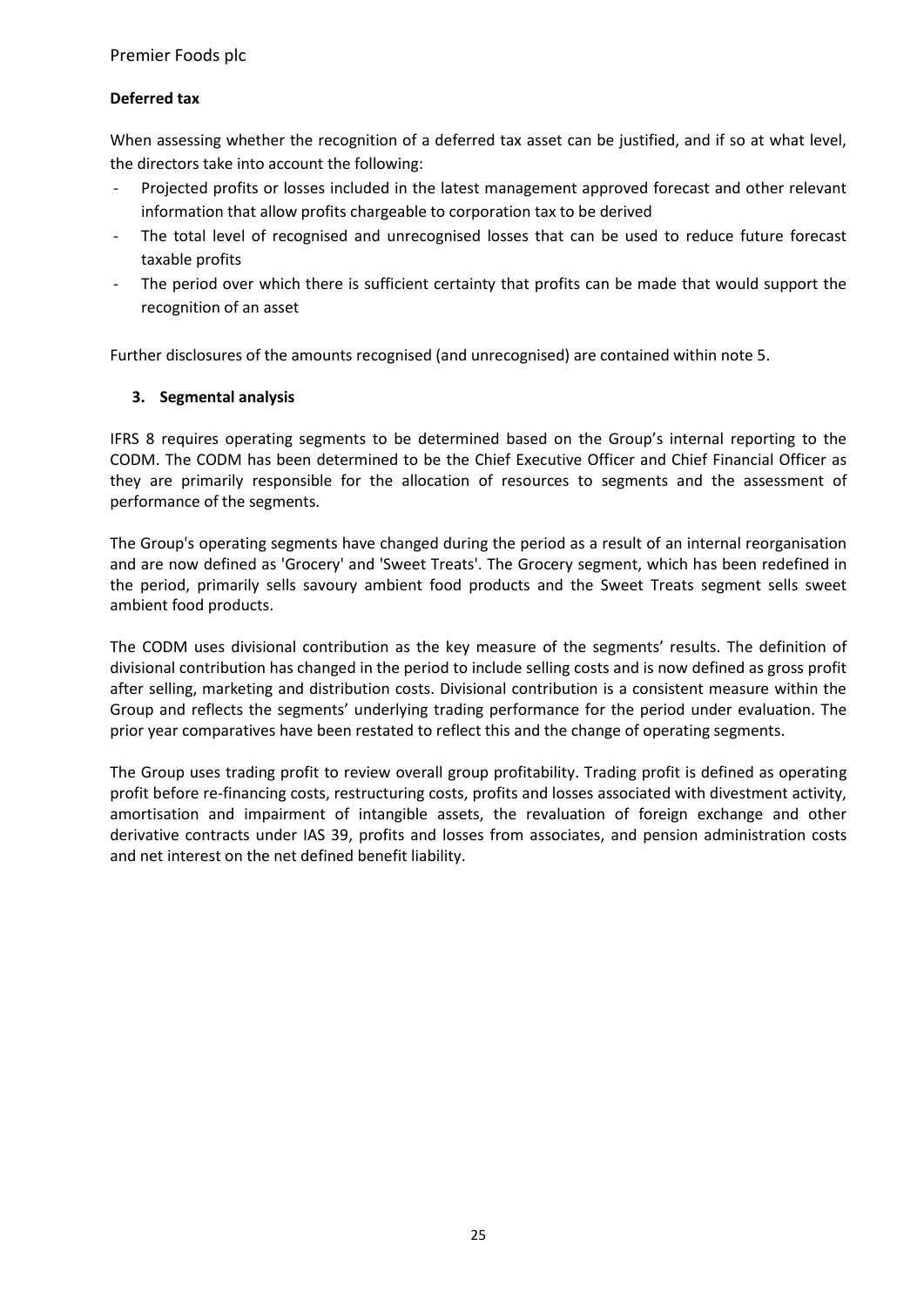### Deferred tax

When assessing whether the recognition of a deferred tax asset can be justified, and if so at what level, the directors take into account the following:

- Projected profits or losses included in the latest management approved forecast and other relevant information that allow profits chargeable to corporation tax to be derived
- The total level of recognised and unrecognised losses that can be used to reduce future forecast taxable profits
- The period over which there is sufficient certainty that profits can be made that would support the recognition of an asset

Further disclosures of the amounts recognised (and unrecognised) are contained within note 5.

### 3. Segmental analysis

IFRS 8 requires operating segments to be determined based on the Group's internal reporting to the CODM. The CODM has been determined to be the Chief Executive Officer and Chief Financial Officer as they are primarily responsible for the allocation of resources to segments and the assessment of performance of the segments.

The Group's operating segments have changed during the period as a result of an internal reorganisation and are now defined as 'Grocery' and 'Sweet Treats'. The Grocery segment, which has been redefined in the period, primarily sells savoury ambient food products and the Sweet Treats segment sells sweet ambient food products.

The CODM uses divisional contribution as the key measure of the segments' results. The definition of divisional contribution has changed in the period to include selling costs and is now defined as gross profit after selling, marketing and distribution costs. Divisional contribution is a consistent measure within the Group and reflects the segments' underlying trading performance for the period under evaluation. The prior year comparatives have been restated to reflect this and the change of operating segments.

The Group uses trading profit to review overall group profitability. Trading profit is defined as operating profit before re-financing costs, restructuring costs, profits and losses associated with divestment activity, amortisation and impairment of intangible assets, the revaluation of foreign exchange and other derivative contracts under IAS 39, profits and losses from associates, and pension administration costs and net interest on the net defined benefit liability.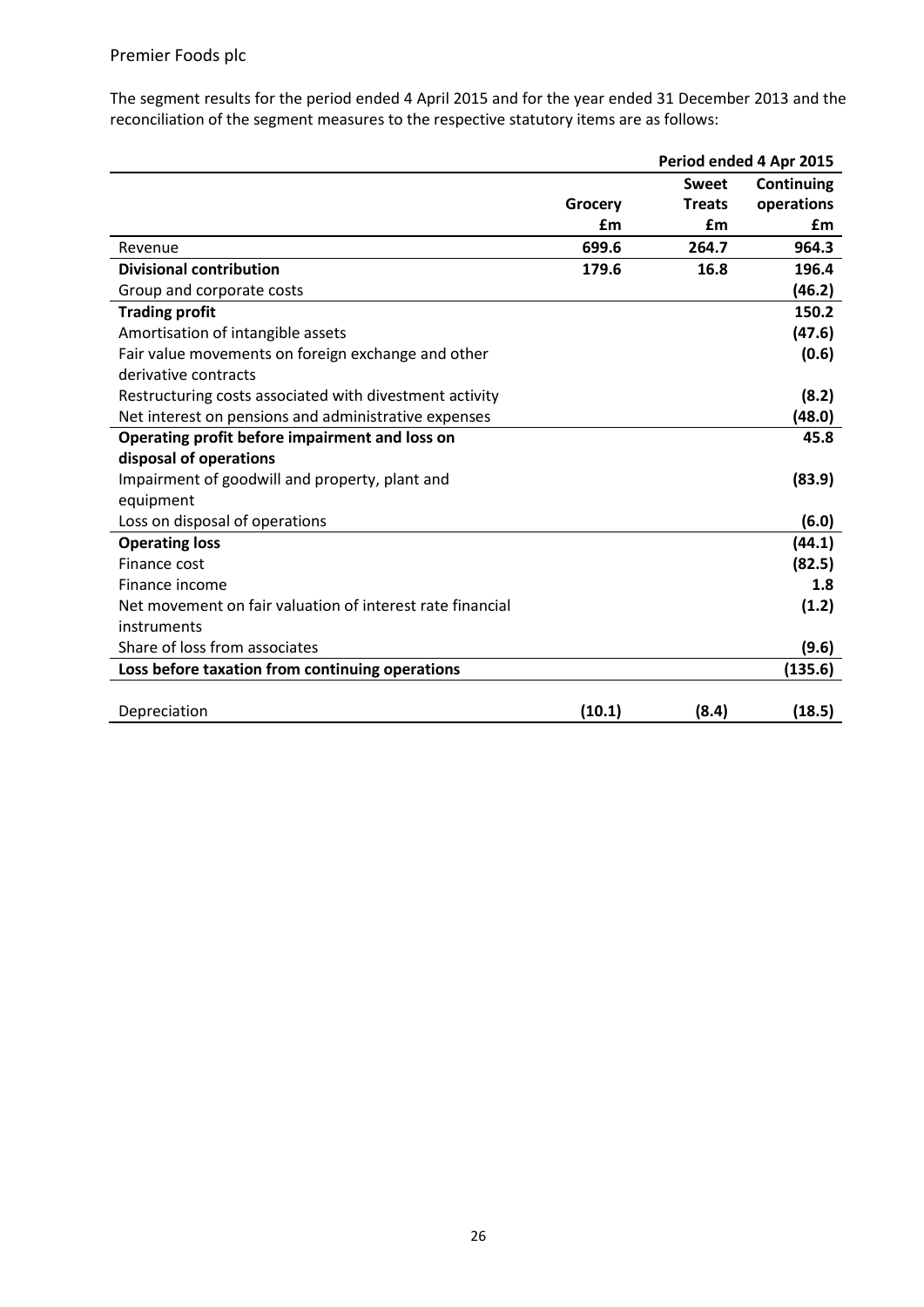The segment results for the period ended 4 April 2015 and for the year ended 31 December 2013 and the reconciliation of the segment measures to the respective statutory items are as follows:

| | | | Period ended 4 Apr 2015 |
|---|---|---|---|
| | **Grocery** | **Sweet Treats** | **Continuing operations** |
| | **£m** | **£m** | **£m** |
| Revenue | **699.6** | **264.7** | **964.3** |
| **Divisional contribution** | **179.6** | **16.8** | **196.4** |
| Group and corporate costs | | | **(46.2)** |
| **Trading profit** | | | **150.2** |
| Amortisation of intangible assets | | | **(47.6)** |
| Fair value movements on foreign exchange and other derivative contracts | | | **(0.6)** |
| Restructuring costs associated with divestment activity | | | **(8.2)** |
| Net interest on pensions and administrative expenses | | | **(48.0)** |
| **Operating profit before impairment and loss on disposal of operations** | | | **45.8** |
| Impairment of goodwill and property, plant and equipment | | | **(83.9)** |
| Loss on disposal of operations | | | **(6.0)** |
| **Operating loss** | | | **(44.1)** |
| Finance cost | | | **(82.5)** |
| Finance income | | | **1.8** |
| Net movement on fair valuation of interest rate financial instruments | | | **(1.2)** |
| Share of loss from associates | | | **(9.6)** |
| **Loss before taxation from continuing operations** | | | **(135.6)** |
| | | | |
| Depreciation | **(10.1)** | **(8.4)** | **(18.5)** |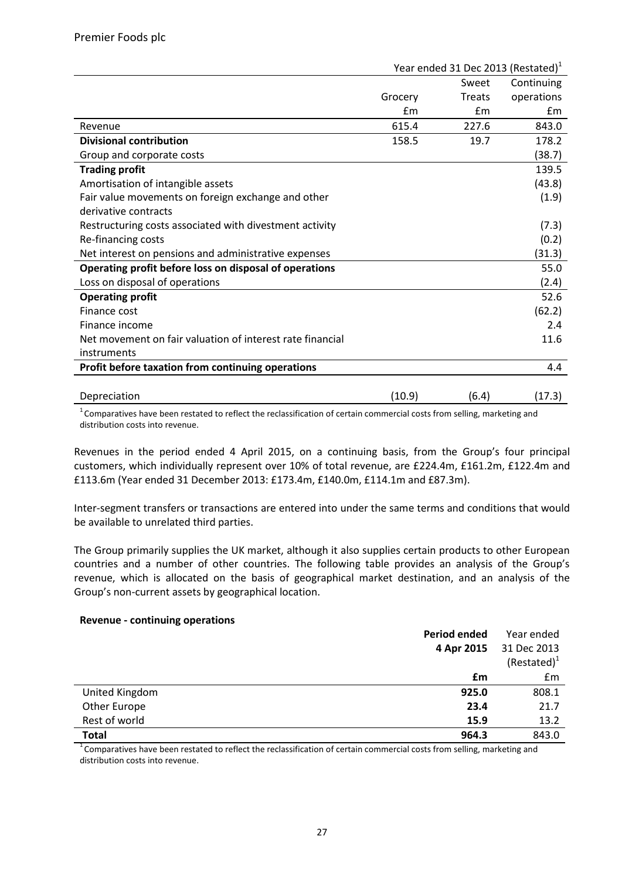| | Year ended 31 Dec 2013 (Restated)[1] | | |
|---|---|---|---|
| | Grocery | Sweet Treats | Continuing operations |
| | £m | £m | £m |
| Revenue | 615.4 | 227.6 | 843.0 |
| **Divisional contribution** | 158.5 | 19.7 | 178.2 |
| Group and corporate costs | | | (38.7) |
| **Trading profit** | | | 139.5 |
| Amortisation of intangible assets | | | (43.8) |
| Fair value movements on foreign exchange and other derivative contracts | | | (1.9) |
| Restructuring costs associated with divestment activity | | | (7.3) |
| Re-financing costs | | | (0.2) |
| Net interest on pensions and administrative expenses | | | (31.3) |
| **Operating profit before loss on disposal of operations** | | | 55.0 |
| Loss on disposal of operations | | | (2.4) |
| **Operating profit** | | | 52.6 |
| Finance cost | | | (62.2) |
| Finance income | | | 2.4 |
| Net movement on fair valuation of interest rate financial instruments | | | 11.6 |
| **Profit before taxation from continuing operations** | | | 4.4 |
| | | | |
| Depreciation | (10.9) | (6.4) | (17.3) |

[1] Comparatives have been restated to reflect the reclassification of certain commercial costs from selling, marketing and distribution costs into revenue.

Revenues in the period ended 4 April 2015, on a continuing basis, from the Group's four principal customers, which individually represent over 10% of total revenue, are £224.4m, £161.2m, £122.4m and £113.6m (Year ended 31 December 2013: £173.4m, £140.0m, £114.1m and £87.3m).

Inter-segment transfers or transactions are entered into under the same terms and conditions that would be available to unrelated third parties.

The Group primarily supplies the UK market, although it also supplies certain products to other European countries and a number of other countries. The following table provides an analysis of the Group's revenue, which is allocated on the basis of geographical market destination, and an analysis of the Group's non-current assets by geographical location.

**Revenue - continuing operations**

| | **Period ended 4 Apr 2015** | Year ended 31 Dec 2013 (Restated)[1] |
|---|---|---|
| | **£m** | £m |
| United Kingdom | **925.0** | 808.1 |
| Other Europe | **23.4** | 21.7 |
| Rest of world | **15.9** | 13.2 |
| **Total** | **964.3** | 843.0 |

[1] Comparatives have been restated to reflect the reclassification of certain commercial costs from selling, marketing and distribution costs into revenue.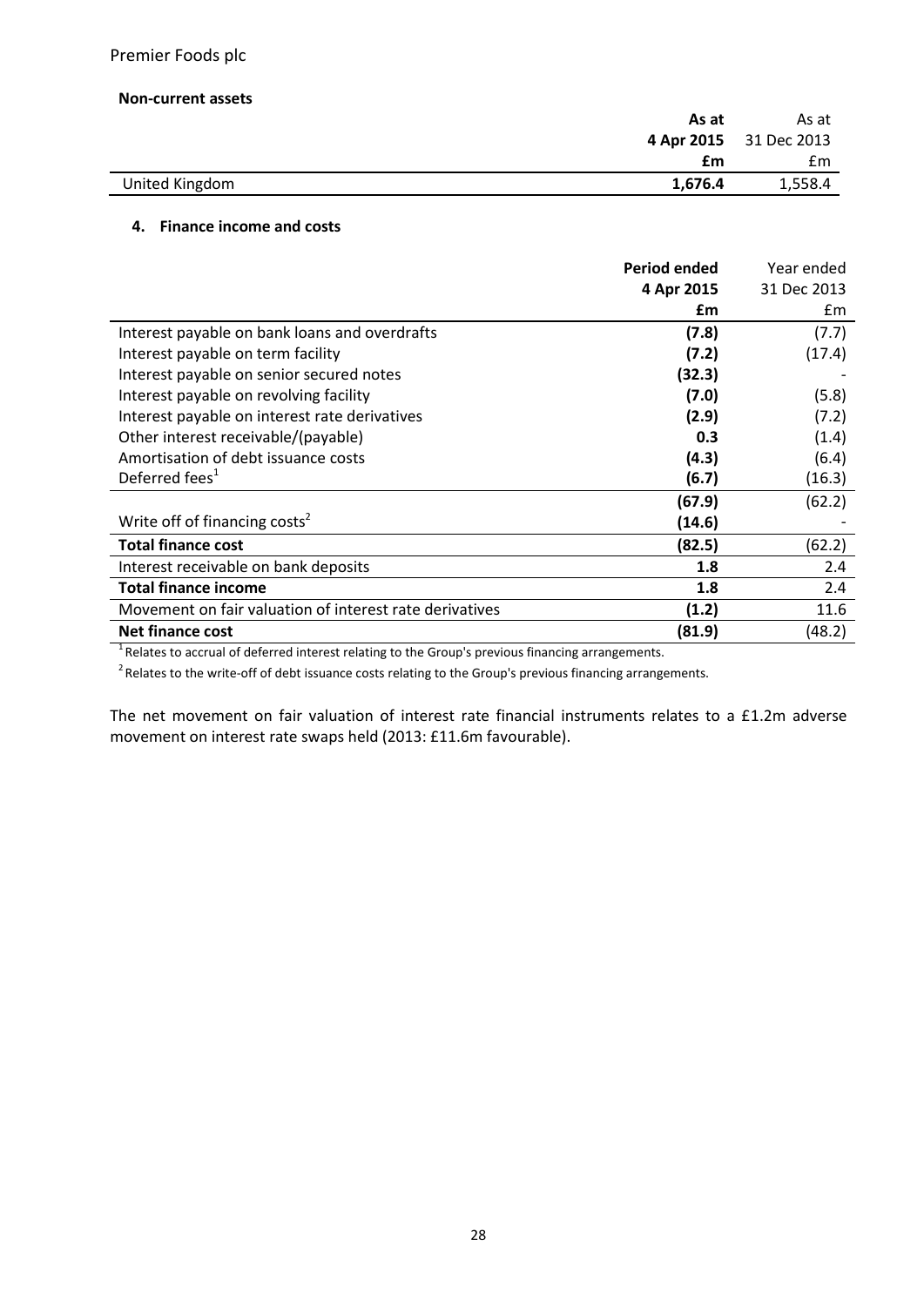Premier Foods plc

**Non-current assets**

| | **As at 4 Apr 2015 £m** | As at 31 Dec 2013 £m |
|---|---|---|
| United Kingdom | **1,676.4** | 1,558.4 |

## 4. Finance income and costs

| | **Period ended 4 Apr 2015 £m** | Year ended 31 Dec 2013 £m |
|---|---|---|
| Interest payable on bank loans and overdrafts | **(7.8)** | (7.7) |
| Interest payable on term facility | **(7.2)** | (17.4) |
| Interest payable on senior secured notes | **(32.3)** | - |
| Interest payable on revolving facility | **(7.0)** | (5.8) |
| Interest payable on interest rate derivatives | **(2.9)** | (7.2) |
| Other interest receivable/(payable) | **0.3** | (1.4) |
| Amortisation of debt issuance costs | **(4.3)** | (6.4) |
| Deferred fees[1] | **(6.7)** | (16.3) |
| | **(67.9)** | (62.2) |
| Write off of financing costs[2] | **(14.6)** | - |
| **Total finance cost** | **(82.5)** | (62.2) |
| Interest receivable on bank deposits | **1.8** | 2.4 |
| **Total finance income** | **1.8** | 2.4 |
| Movement on fair valuation of interest rate derivatives | **(1.2)** | 11.6 |
| **Net finance cost** | **(81.9)** | (48.2) |

[1] Relates to accrual of deferred interest relating to the Group's previous financing arrangements.

[2] Relates to the write-off of debt issuance costs relating to the Group's previous financing arrangements.

The net movement on fair valuation of interest rate financial instruments relates to a £1.2m adverse movement on interest rate swaps held (2013: £11.6m favourable).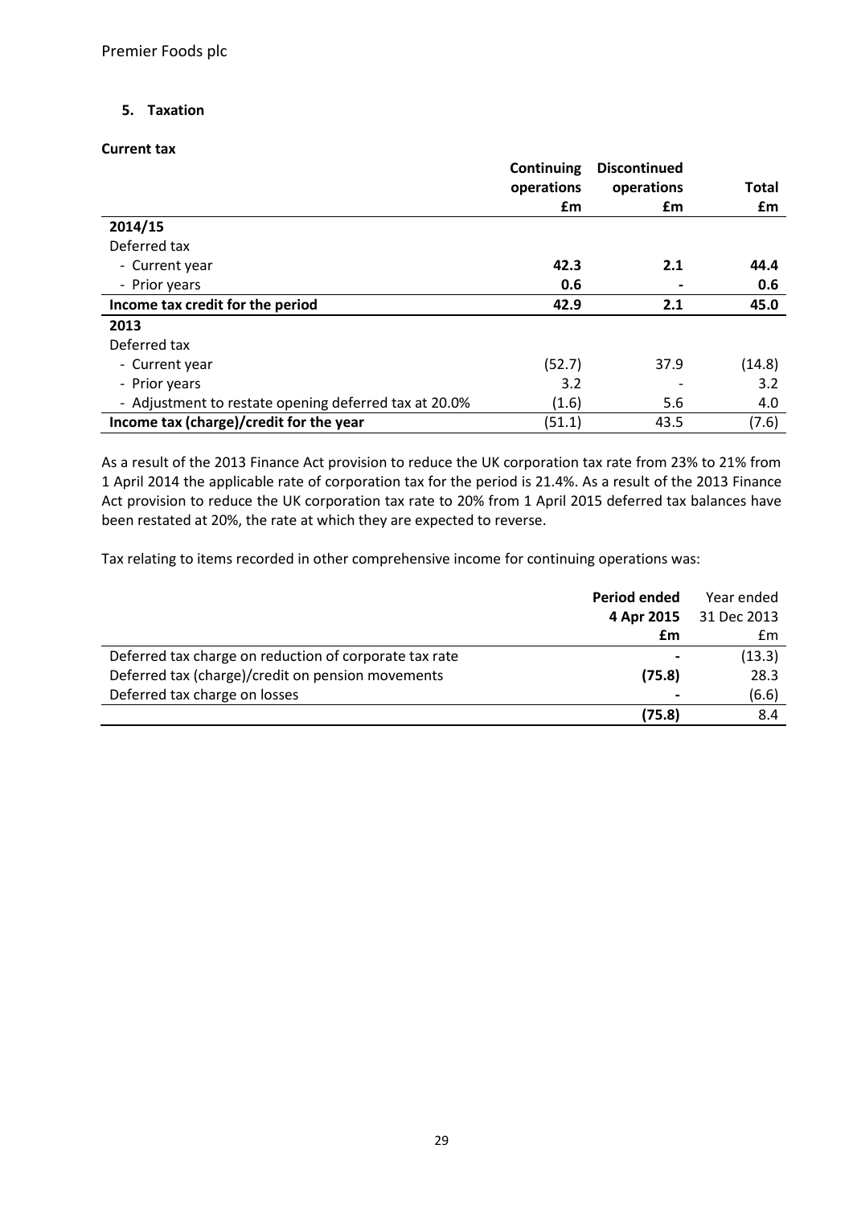## 5. Taxation

**Current tax**

| | Continuing operations £m | Discontinued operations £m | Total £m |
|---|---|---|---|
| **2014/15** | | | |
| Deferred tax | | | |
| - Current year | **42.3** | **2.1** | **44.4** |
| - Prior years | **0.6** | **-** | **0.6** |
| **Income tax credit for the period** | **42.9** | **2.1** | **45.0** |
| **2013** | | | |
| Deferred tax | | | |
| - Current year | (52.7) | 37.9 | (14.8) |
| - Prior years | 3.2 | - | 3.2 |
| - Adjustment to restate opening deferred tax at 20.0% | (1.6) | 5.6 | 4.0 |
| **Income tax (charge)/credit for the year** | (51.1) | 43.5 | (7.6) |

As a result of the 2013 Finance Act provision to reduce the UK corporation tax rate from 23% to 21% from 1 April 2014 the applicable rate of corporation tax for the period is 21.4%. As a result of the 2013 Finance Act provision to reduce the UK corporation tax rate to 20% from 1 April 2015 deferred tax balances have been restated at 20%, the rate at which they are expected to reverse.

Tax relating to items recorded in other comprehensive income for continuing operations was:

| | Period ended 4 Apr 2015 £m | Year ended 31 Dec 2013 £m |
|---|---|---|
| Deferred tax charge on reduction of corporate tax rate | **-** | (13.3) |
| Deferred tax (charge)/credit on pension movements | **(75.8)** | 28.3 |
| Deferred tax charge on losses | **-** | (6.6) |
| | **(75.8)** | 8.4 |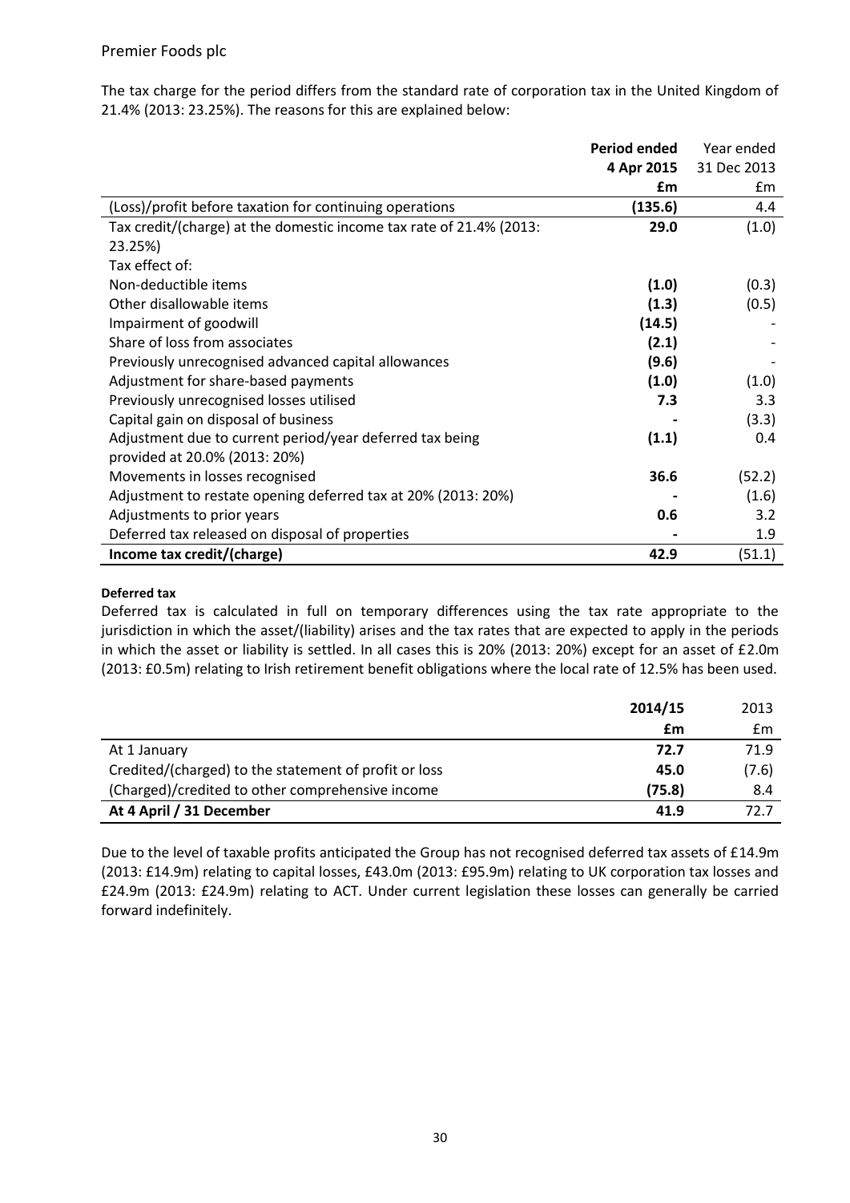The tax charge for the period differs from the standard rate of corporation tax in the United Kingdom of 21.4% (2013: 23.25%). The reasons for this are explained below:

| | **Period ended 4 Apr 2015** | Year ended 31 Dec 2013 |
|---|---|---|
| | **£m** | £m |
| (Loss)/profit before taxation for continuing operations | **(135.6)** | 4.4 |
| Tax credit/(charge) at the domestic income tax rate of 21.4% (2013: 23.25%) | **29.0** | (1.0) |
| Tax effect of: | | |
| Non-deductible items | **(1.0)** | (0.3) |
| Other disallowable items | **(1.3)** | (0.5) |
| Impairment of goodwill | **(14.5)** | - |
| Share of loss from associates | **(2.1)** | - |
| Previously unrecognised advanced capital allowances | **(9.6)** | - |
| Adjustment for share-based payments | **(1.0)** | (1.0) |
| Previously unrecognised losses utilised | **7.3** | 3.3 |
| Capital gain on disposal of business | **-** | (3.3) |
| Adjustment due to current period/year deferred tax being provided at 20.0% (2013: 20%) | **(1.1)** | 0.4 |
| Movements in losses recognised | **36.6** | (52.2) |
| Adjustment to restate opening deferred tax at 20% (2013: 20%) | **-** | (1.6) |
| Adjustments to prior years | **0.6** | 3.2 |
| Deferred tax released on disposal of properties | **-** | 1.9 |
| **Income tax credit/(charge)** | **42.9** | (51.1) |

**Deferred tax**

Deferred tax is calculated in full on temporary differences using the tax rate appropriate to the jurisdiction in which the asset/(liability) arises and the tax rates that are expected to apply in the periods in which the asset or liability is settled. In all cases this is 20% (2013: 20%) except for an asset of £2.0m (2013: £0.5m) relating to Irish retirement benefit obligations where the local rate of 12.5% has been used.

| | **2014/15** | 2013 |
|---|---|---|
| | **£m** | £m |
| At 1 January | **72.7** | 71.9 |
| Credited/(charged) to the statement of profit or loss | **45.0** | (7.6) |
| (Charged)/credited to other comprehensive income | **(75.8)** | 8.4 |
| **At 4 April / 31 December** | **41.9** | 72.7 |

Due to the level of taxable profits anticipated the Group has not recognised deferred tax assets of £14.9m (2013: £14.9m) relating to capital losses, £43.0m (2013: £95.9m) relating to UK corporation tax losses and £24.9m (2013: £24.9m) relating to ACT. Under current legislation these losses can generally be carried forward indefinitely.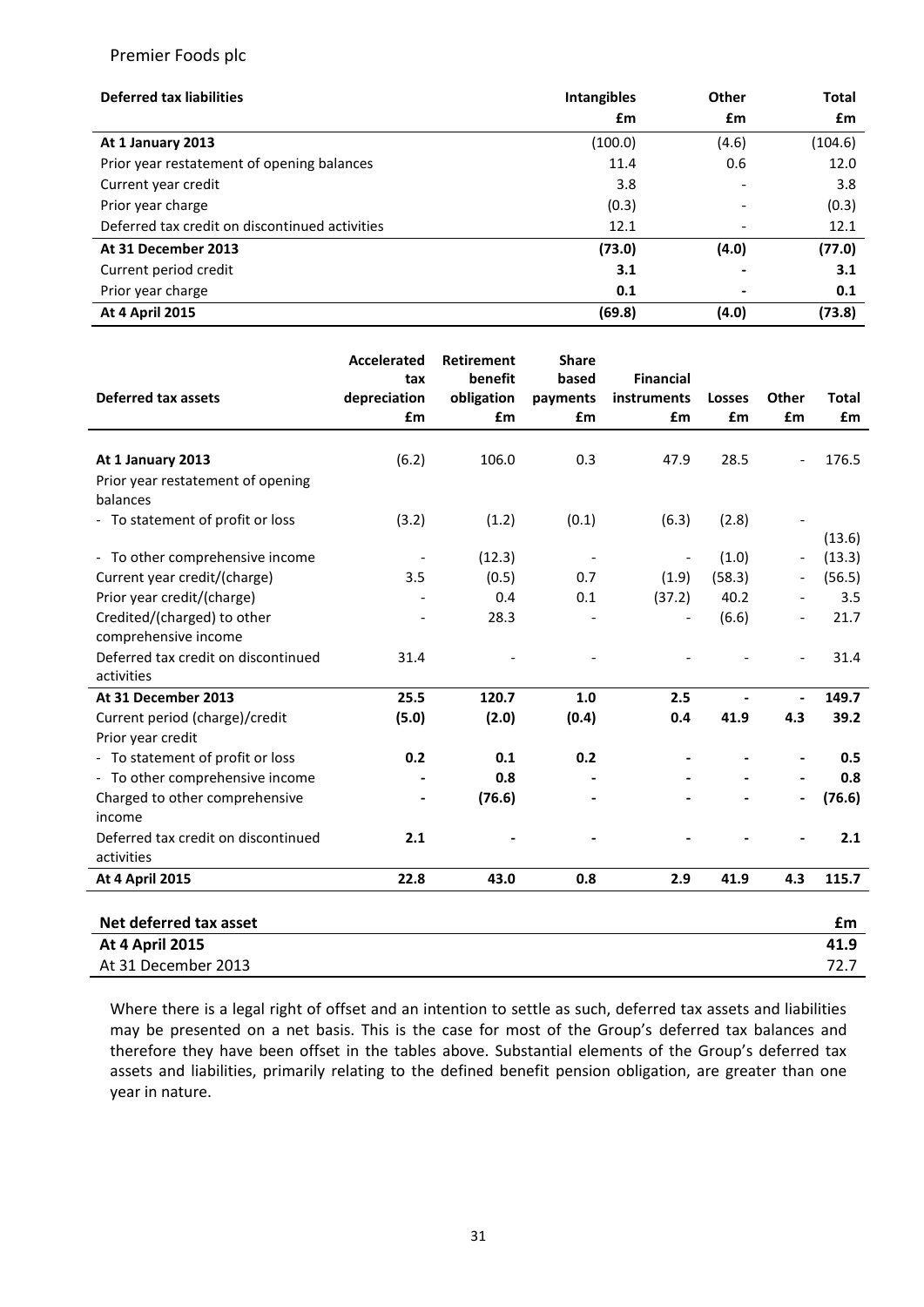Premier Foods plc

| Deferred tax liabilities | Intangibles £m | Other £m | Total £m |
|---|---|---|---|
| **At 1 January 2013** | (100.0) | (4.6) | (104.6) |
| Prior year restatement of opening balances | 11.4 | 0.6 | 12.0 |
| Current year credit | 3.8 | - | 3.8 |
| Prior year charge | (0.3) | - | (0.3) |
| Deferred tax credit on discontinued activities | 12.1 | - | 12.1 |
| **At 31 December 2013** | **(73.0)** | **(4.0)** | **(77.0)** |
| Current period credit | **3.1** | **-** | **3.1** |
| Prior year charge | **0.1** | **-** | **0.1** |
| **At 4 April 2015** | **(69.8)** | **(4.0)** | **(73.8)** |

| Deferred tax assets | Accelerated tax depreciation £m | Retirement benefit obligation £m | Share based payments £m | Financial instruments £m | Losses £m | Other £m | Total £m |
|---|---|---|---|---|---|---|---|
| **At 1 January 2013** | (6.2) | 106.0 | 0.3 | 47.9 | 28.5 | - | 176.5 |
| Prior year restatement of opening balances | | | | | | | |
| - To statement of profit or loss | (3.2) | (1.2) | (0.1) | (6.3) | (2.8) | - | (13.6) |
| - To other comprehensive income | - | (12.3) | - | - | (1.0) | - | (13.3) |
| Current year credit/(charge) | 3.5 | (0.5) | 0.7 | (1.9) | (58.3) | - | (56.5) |
| Prior year credit/(charge) | - | 0.4 | 0.1 | (37.2) | 40.2 | - | 3.5 |
| Credited/(charged) to other comprehensive income | - | 28.3 | - | - | (6.6) | - | 21.7 |
| Deferred tax credit on discontinued activities | 31.4 | - | - | - | - | - | 31.4 |
| **At 31 December 2013** | **25.5** | **120.7** | **1.0** | **2.5** | **-** | **-** | **149.7** |
| Current period (charge)/credit | **(5.0)** | **(2.0)** | **(0.4)** | **0.4** | **41.9** | **4.3** | **39.2** |
| Prior year credit | | | | | | | |
| - To statement of profit or loss | **0.2** | **0.1** | **0.2** | **-** | **-** | **-** | **0.5** |
| - To other comprehensive income | **-** | **0.8** | **-** | **-** | **-** | **-** | **0.8** |
| Charged to other comprehensive income | **-** | **(76.6)** | **-** | **-** | **-** | **-** | **(76.6)** |
| Deferred tax credit on discontinued activities | **2.1** | **-** | **-** | **-** | **-** | **-** | **2.1** |
| **At 4 April 2015** | **22.8** | **43.0** | **0.8** | **2.9** | **41.9** | **4.3** | **115.7** |

| Net deferred tax asset | £m |
|---|---|
| **At 4 April 2015** | **41.9** |
| At 31 December 2013 | 72.7 |

Where there is a legal right of offset and an intention to settle as such, deferred tax assets and liabilities may be presented on a net basis. This is the case for most of the Group's deferred tax balances and therefore they have been offset in the tables above. Substantial elements of the Group's deferred tax assets and liabilities, primarily relating to the defined benefit pension obligation, are greater than one year in nature.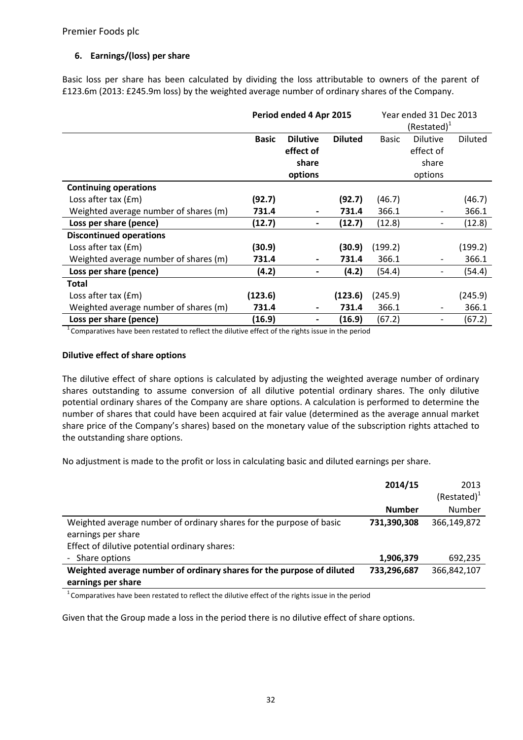## 6. Earnings/(loss) per share

Basic loss per share has been calculated by dividing the loss attributable to owners of the parent of £123.6m (2013: £245.9m loss) by the weighted average number of ordinary shares of the Company.

| | **Period ended 4 Apr 2015** | | | Year ended 31 Dec 2013 (Restated)[1] | | |
|---|---|---|---|---|---|---|
| | **Basic** | **Dilutive effect of share options** | **Diluted** | Basic | Dilutive effect of share options | Diluted |
| **Continuing operations** | | | | | | |
| Loss after tax (£m) | **(92.7)** | | **(92.7)** | (46.7) | | (46.7) |
| Weighted average number of shares (m) | **731.4** | **-** | **731.4** | 366.1 | - | 366.1 |
| **Loss per share (pence)** | **(12.7)** | **-** | **(12.7)** | (12.8) | - | (12.8) |
| **Discontinued operations** | | | | | | |
| Loss after tax (£m) | **(30.9)** | | **(30.9)** | (199.2) | | (199.2) |
| Weighted average number of shares (m) | **731.4** | **-** | **731.4** | 366.1 | - | 366.1 |
| **Loss per share (pence)** | **(4.2)** | **-** | **(4.2)** | (54.4) | - | (54.4) |
| **Total** | | | | | | |
| Loss after tax (£m) | **(123.6)** | | **(123.6)** | (245.9) | | (245.9) |
| Weighted average number of shares (m) | **731.4** | **-** | **731.4** | 366.1 | - | 366.1 |
| **Loss per share (pence)** | **(16.9)** | **-** | **(16.9)** | (67.2) | - | (67.2) |

[1] Comparatives have been restated to reflect the dilutive effect of the rights issue in the period

### Dilutive effect of share options

The dilutive effect of share options is calculated by adjusting the weighted average number of ordinary shares outstanding to assume conversion of all dilutive potential ordinary shares. The only dilutive potential ordinary shares of the Company are share options. A calculation is performed to determine the number of shares that could have been acquired at fair value (determined as the average annual market share price of the Company's shares) based on the monetary value of the subscription rights attached to the outstanding share options.

No adjustment is made to the profit or loss in calculating basic and diluted earnings per share.

| | **2014/15** | 2013 (Restated)[1] |
|---|---|---|
| | **Number** | Number |
| Weighted average number of ordinary shares for the purpose of basic earnings per share | **731,390,308** | 366,149,872 |
| Effect of dilutive potential ordinary shares: | | |
| - Share options | **1,906,379** | 692,235 |
| **Weighted average number of ordinary shares for the purpose of diluted earnings per share** | **733,296,687** | 366,842,107 |

[1] Comparatives have been restated to reflect the dilutive effect of the rights issue in the period

Given that the Group made a loss in the period there is no dilutive effect of share options.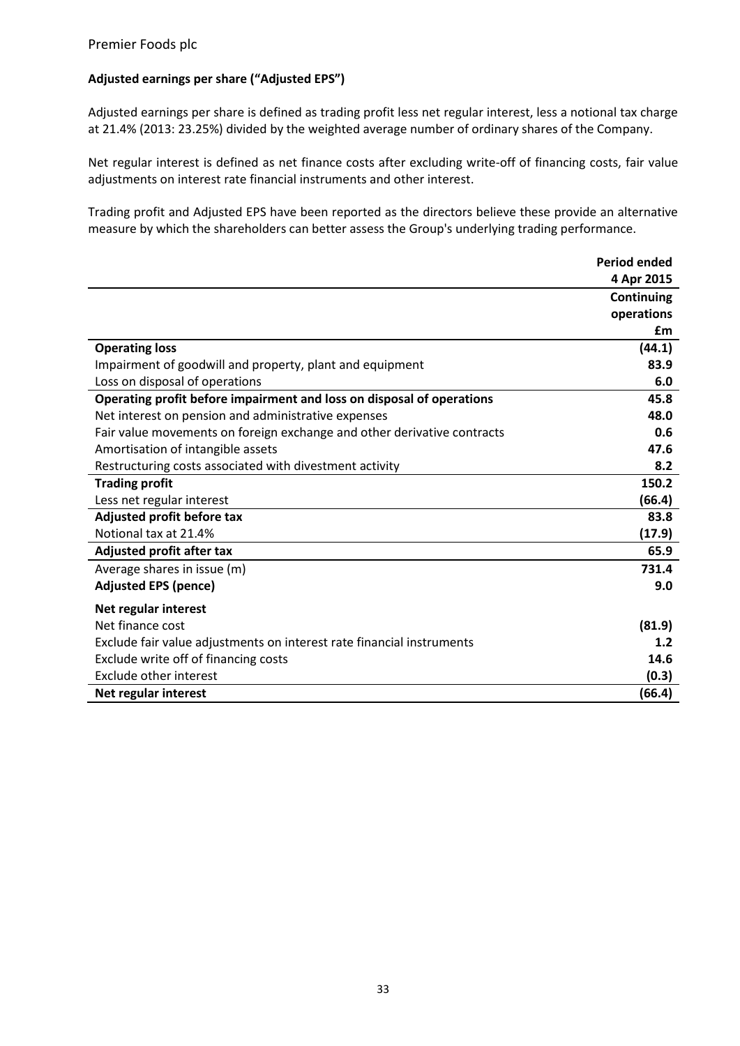**Adjusted earnings per share ("Adjusted EPS")**

Adjusted earnings per share is defined as trading profit less net regular interest, less a notional tax charge at 21.4% (2013: 23.25%) divided by the weighted average number of ordinary shares of the Company.

Net regular interest is defined as net finance costs after excluding write-off of financing costs, fair value adjustments on interest rate financial instruments and other interest.

Trading profit and Adjusted EPS have been reported as the directors believe these provide an alternative measure by which the shareholders can better assess the Group's underlying trading performance.

| | Period ended 4 Apr 2015 |
|---|---|
| | Continuing operations |
| | £m |
| **Operating loss** | **(44.1)** |
| Impairment of goodwill and property, plant and equipment | **83.9** |
| Loss on disposal of operations | **6.0** |
| **Operating profit before impairment and loss on disposal of operations** | **45.8** |
| Net interest on pension and administrative expenses | **48.0** |
| Fair value movements on foreign exchange and other derivative contracts | **0.6** |
| Amortisation of intangible assets | **47.6** |
| Restructuring costs associated with divestment activity | **8.2** |
| **Trading profit** | **150.2** |
| Less net regular interest | **(66.4)** |
| **Adjusted profit before tax** | **83.8** |
| Notional tax at 21.4% | **(17.9)** |
| **Adjusted profit after tax** | **65.9** |
| Average shares in issue (m) | **731.4** |
| **Adjusted EPS (pence)** | **9.0** |
| **Net regular interest** | |
| Net finance cost | **(81.9)** |
| Exclude fair value adjustments on interest rate financial instruments | **1.2** |
| Exclude write off of financing costs | **14.6** |
| Exclude other interest | **(0.3)** |
| **Net regular interest** | **(66.4)** |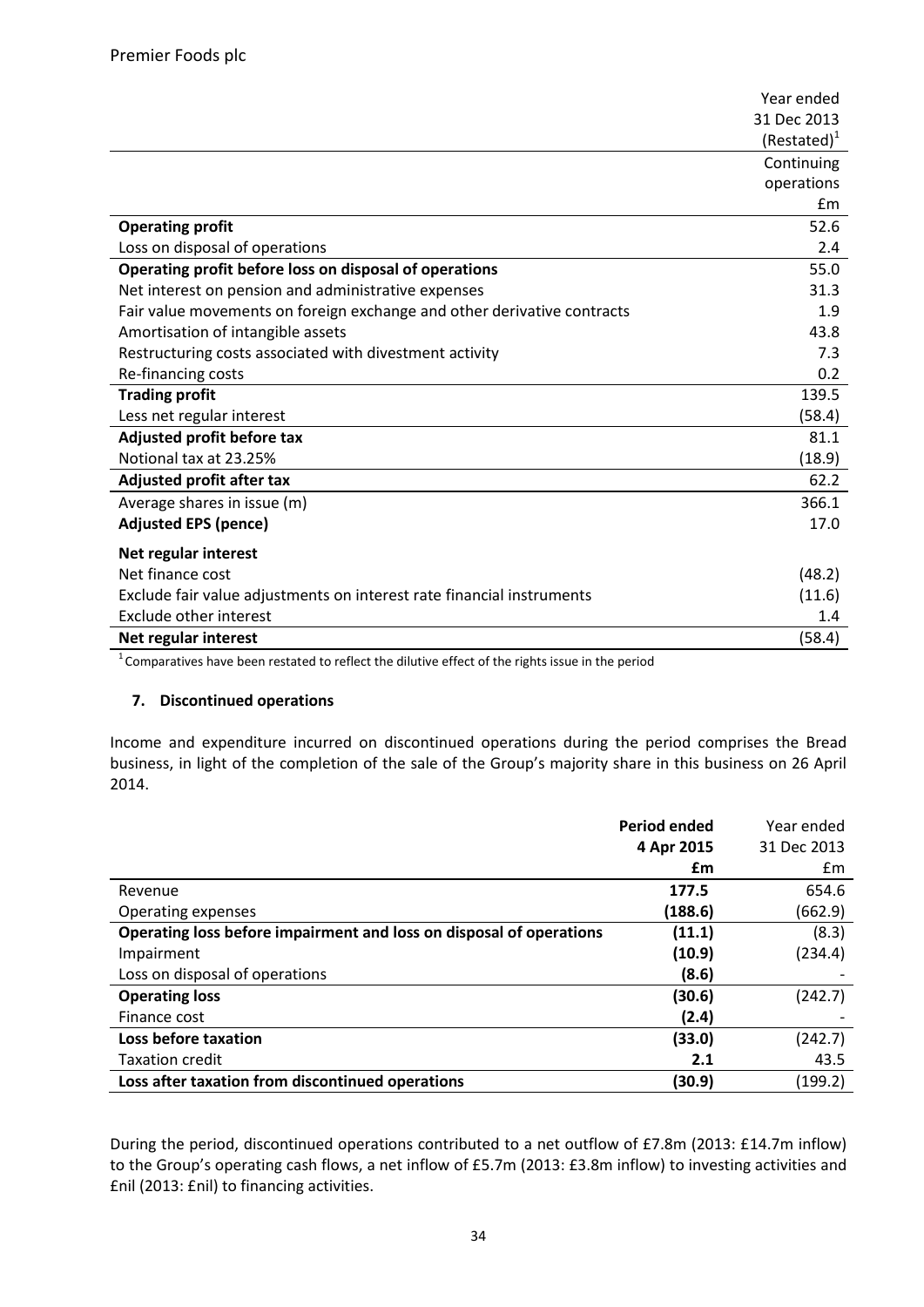| | Year ended 31 Dec 2013 (Restated)[1] |
|---|---|
| | Continuing operations |
| | £m |
| **Operating profit** | 52.6 |
| Loss on disposal of operations | 2.4 |
| **Operating profit before loss on disposal of operations** | 55.0 |
| Net interest on pension and administrative expenses | 31.3 |
| Fair value movements on foreign exchange and other derivative contracts | 1.9 |
| Amortisation of intangible assets | 43.8 |
| Restructuring costs associated with divestment activity | 7.3 |
| Re-financing costs | 0.2 |
| **Trading profit** | 139.5 |
| Less net regular interest | (58.4) |
| **Adjusted profit before tax** | 81.1 |
| Notional tax at 23.25% | (18.9) |
| **Adjusted profit after tax** | 62.2 |
| Average shares in issue (m) | 366.1 |
| **Adjusted EPS (pence)** | 17.0 |
| **Net regular interest** | |
| Net finance cost | (48.2) |
| Exclude fair value adjustments on interest rate financial instruments | (11.6) |
| Exclude other interest | 1.4 |
| **Net regular interest** | (58.4) |

[1] Comparatives have been restated to reflect the dilutive effect of the rights issue in the period

## 7. Discontinued operations

Income and expenditure incurred on discontinued operations during the period comprises the Bread business, in light of the completion of the sale of the Group's majority share in this business on 26 April 2014.

| | **Period ended 4 Apr 2015** | Year ended 31 Dec 2013 |
|---|---|---|
| | **£m** | £m |
| Revenue | **177.5** | 654.6 |
| Operating expenses | **(188.6)** | (662.9) |
| **Operating loss before impairment and loss on disposal of operations** | **(11.1)** | (8.3) |
| Impairment | **(10.9)** | (234.4) |
| Loss on disposal of operations | **(8.6)** | - |
| **Operating loss** | **(30.6)** | (242.7) |
| Finance cost | **(2.4)** | - |
| **Loss before taxation** | **(33.0)** | (242.7) |
| Taxation credit | **2.1** | 43.5 |
| **Loss after taxation from discontinued operations** | **(30.9)** | (199.2) |

During the period, discontinued operations contributed to a net outflow of £7.8m (2013: £14.7m inflow) to the Group's operating cash flows, a net inflow of £5.7m (2013: £3.8m inflow) to investing activities and £nil (2013: £nil) to financing activities.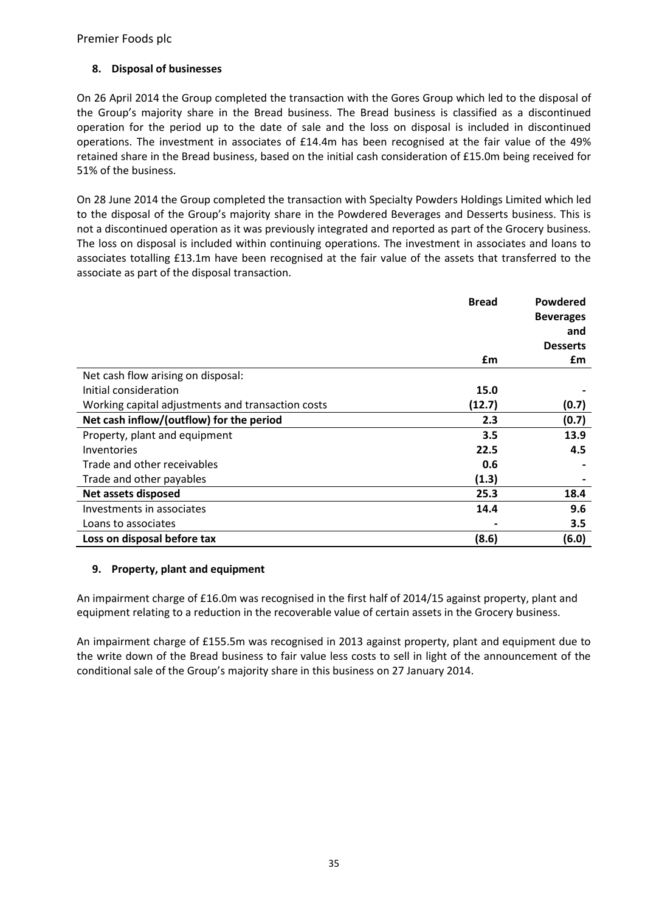Premier Foods plc

## 8. Disposal of businesses

On 26 April 2014 the Group completed the transaction with the Gores Group which led to the disposal of the Group's majority share in the Bread business. The Bread business is classified as a discontinued operation for the period up to the date of sale and the loss on disposal is included in discontinued operations. The investment in associates of £14.4m has been recognised at the fair value of the 49% retained share in the Bread business, based on the initial cash consideration of £15.0m being received for 51% of the business.

On 28 June 2014 the Group completed the transaction with Specialty Powders Holdings Limited which led to the disposal of the Group's majority share in the Powdered Beverages and Desserts business. This is not a discontinued operation as it was previously integrated and reported as part of the Grocery business. The loss on disposal is included within continuing operations. The investment in associates and loans to associates totalling £13.1m have been recognised at the fair value of the assets that transferred to the associate as part of the disposal transaction.

| | **Bread** | **Powdered Beverages and Desserts** |
|---|---|---|
| | **£m** | **£m** |
| Net cash flow arising on disposal: | | |
| Initial consideration | **15.0** | **-** |
| Working capital adjustments and transaction costs | **(12.7)** | **(0.7)** |
| **Net cash inflow/(outflow) for the period** | **2.3** | **(0.7)** |
| Property, plant and equipment | **3.5** | **13.9** |
| Inventories | **22.5** | **4.5** |
| Trade and other receivables | **0.6** | **-** |
| Trade and other payables | **(1.3)** | **-** |
| **Net assets disposed** | **25.3** | **18.4** |
| Investments in associates | **14.4** | **9.6** |
| Loans to associates | **-** | **3.5** |
| **Loss on disposal before tax** | **(8.6)** | **(6.0)** |

## 9. Property, plant and equipment

An impairment charge of £16.0m was recognised in the first half of 2014/15 against property, plant and equipment relating to a reduction in the recoverable value of certain assets in the Grocery business.

An impairment charge of £155.5m was recognised in 2013 against property, plant and equipment due to the write down of the Bread business to fair value less costs to sell in light of the announcement of the conditional sale of the Group's majority share in this business on 27 January 2014.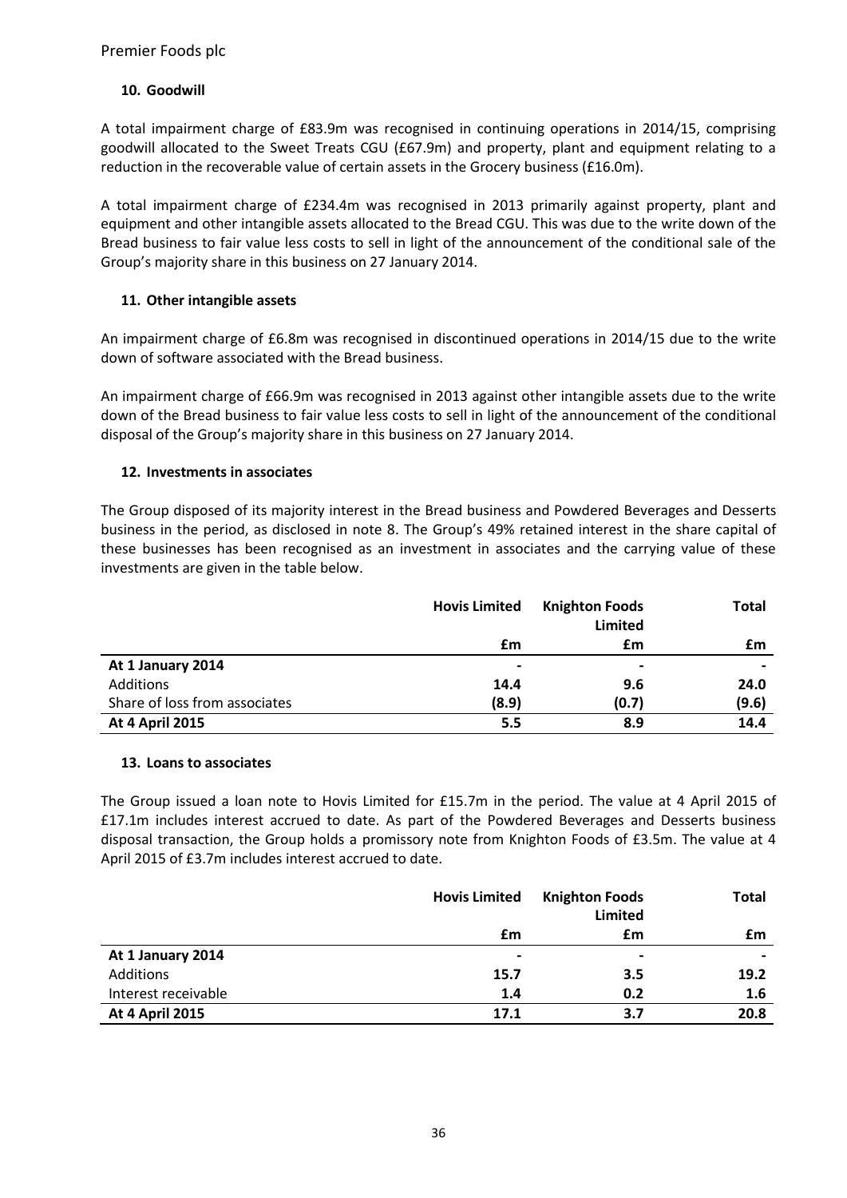## 10. Goodwill

A total impairment charge of £83.9m was recognised in continuing operations in 2014/15, comprising goodwill allocated to the Sweet Treats CGU (£67.9m) and property, plant and equipment relating to a reduction in the recoverable value of certain assets in the Grocery business (£16.0m).

A total impairment charge of £234.4m was recognised in 2013 primarily against property, plant and equipment and other intangible assets allocated to the Bread CGU. This was due to the write down of the Bread business to fair value less costs to sell in light of the announcement of the conditional sale of the Group's majority share in this business on 27 January 2014.

## 11. Other intangible assets

An impairment charge of £6.8m was recognised in discontinued operations in 2014/15 due to the write down of software associated with the Bread business.

An impairment charge of £66.9m was recognised in 2013 against other intangible assets due to the write down of the Bread business to fair value less costs to sell in light of the announcement of the conditional disposal of the Group's majority share in this business on 27 January 2014.

## 12. Investments in associates

The Group disposed of its majority interest in the Bread business and Powdered Beverages and Desserts business in the period, as disclosed in note 8. The Group's 49% retained interest in the share capital of these businesses has been recognised as an investment in associates and the carrying value of these investments are given in the table below.

| | **Hovis Limited** | **Knighton Foods Limited** | **Total** |
|---|---|---|---|
| | **£m** | **£m** | **£m** |
| **At 1 January 2014** | - | - | - |
| Additions | **14.4** | **9.6** | **24.0** |
| Share of loss from associates | **(8.9)** | **(0.7)** | **(9.6)** |
| **At 4 April 2015** | **5.5** | **8.9** | **14.4** |

## 13. Loans to associates

The Group issued a loan note to Hovis Limited for £15.7m in the period. The value at 4 April 2015 of £17.1m includes interest accrued to date. As part of the Powdered Beverages and Desserts business disposal transaction, the Group holds a promissory note from Knighton Foods of £3.5m. The value at 4 April 2015 of £3.7m includes interest accrued to date.

| | **Hovis Limited** | **Knighton Foods Limited** | **Total** |
|---|---|---|---|
| | **£m** | **£m** | **£m** |
| **At 1 January 2014** | - | - | - |
| Additions | **15.7** | **3.5** | **19.2** |
| Interest receivable | **1.4** | **0.2** | **1.6** |
| **At 4 April 2015** | **17.1** | **3.7** | **20.8** |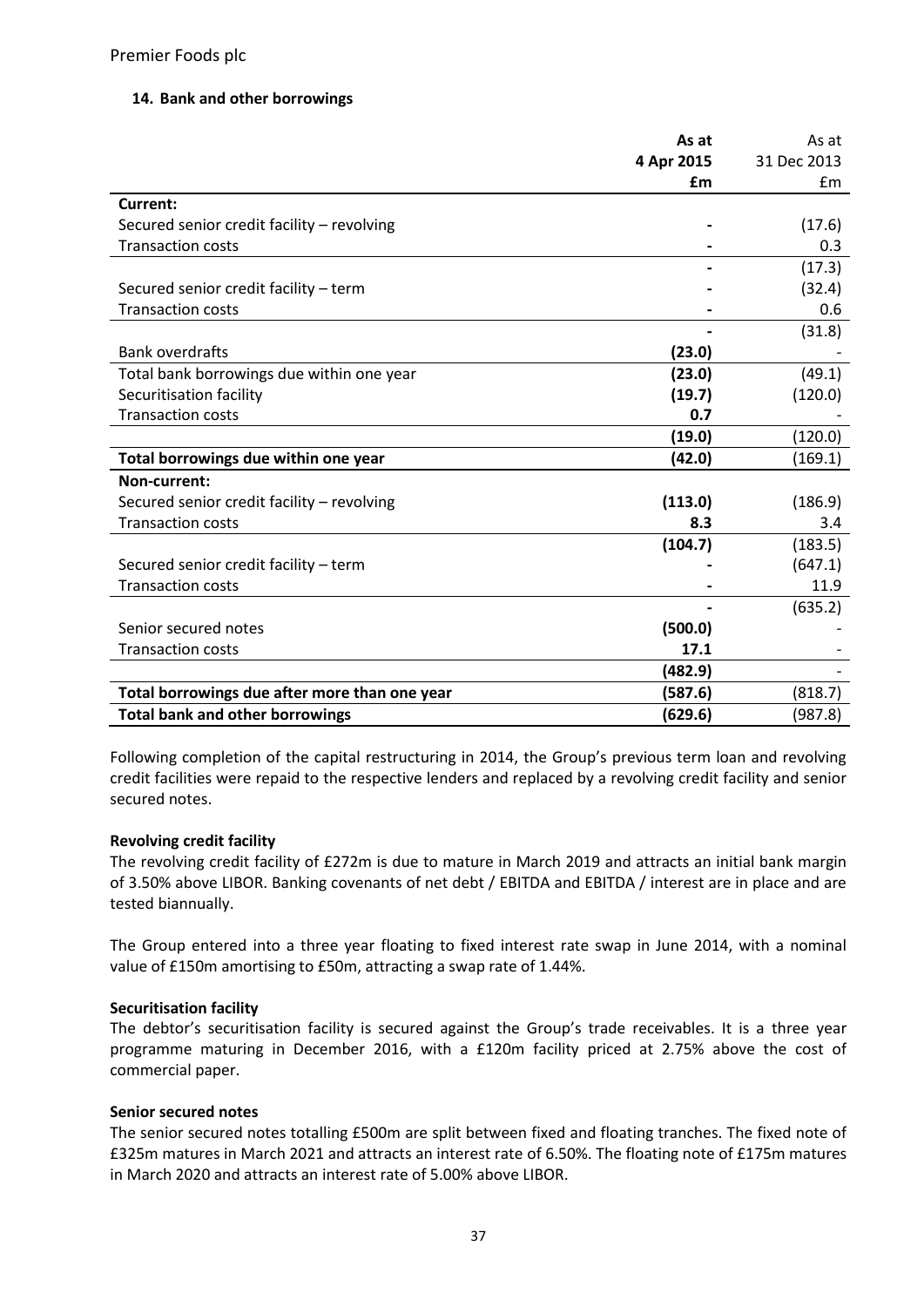Premier Foods plc

## 14. Bank and other borrowings

| | As at 4 Apr 2015 £m | As at 31 Dec 2013 £m |
|---|---|---|
| **Current:** | | |
| Secured senior credit facility – revolving | - | (17.6) |
| Transaction costs | - | 0.3 |
| | - | (17.3) |
| Secured senior credit facility – term | - | (32.4) |
| Transaction costs | - | 0.6 |
| | - | (31.8) |
| Bank overdrafts | **(23.0)** | - |
| Total bank borrowings due within one year | **(23.0)** | (49.1) |
| Securitisation facility | **(19.7)** | (120.0) |
| Transaction costs | **0.7** | - |
| | **(19.0)** | (120.0) |
| **Total borrowings due within one year** | **(42.0)** | (169.1) |
| **Non-current:** | | |
| Secured senior credit facility – revolving | **(113.0)** | (186.9) |
| Transaction costs | **8.3** | 3.4 |
| | **(104.7)** | (183.5) |
| Secured senior credit facility – term | - | (647.1) |
| Transaction costs | - | 11.9 |
| | - | (635.2) |
| Senior secured notes | **(500.0)** | - |
| Transaction costs | **17.1** | - |
| | **(482.9)** | - |
| **Total borrowings due after more than one year** | **(587.6)** | (818.7) |
| **Total bank and other borrowings** | **(629.6)** | (987.8) |

Following completion of the capital restructuring in 2014, the Group's previous term loan and revolving credit facilities were repaid to the respective lenders and replaced by a revolving credit facility and senior secured notes.

**Revolving credit facility**

The revolving credit facility of £272m is due to mature in March 2019 and attracts an initial bank margin of 3.50% above LIBOR. Banking covenants of net debt / EBITDA and EBITDA / interest are in place and are tested biannually.

The Group entered into a three year floating to fixed interest rate swap in June 2014, with a nominal value of £150m amortising to £50m, attracting a swap rate of 1.44%.

**Securitisation facility**

The debtor's securitisation facility is secured against the Group's trade receivables. It is a three year programme maturing in December 2016, with a £120m facility priced at 2.75% above the cost of commercial paper.

**Senior secured notes**

The senior secured notes totalling £500m are split between fixed and floating tranches. The fixed note of £325m matures in March 2021 and attracts an interest rate of 6.50%. The floating note of £175m matures in March 2020 and attracts an interest rate of 5.00% above LIBOR.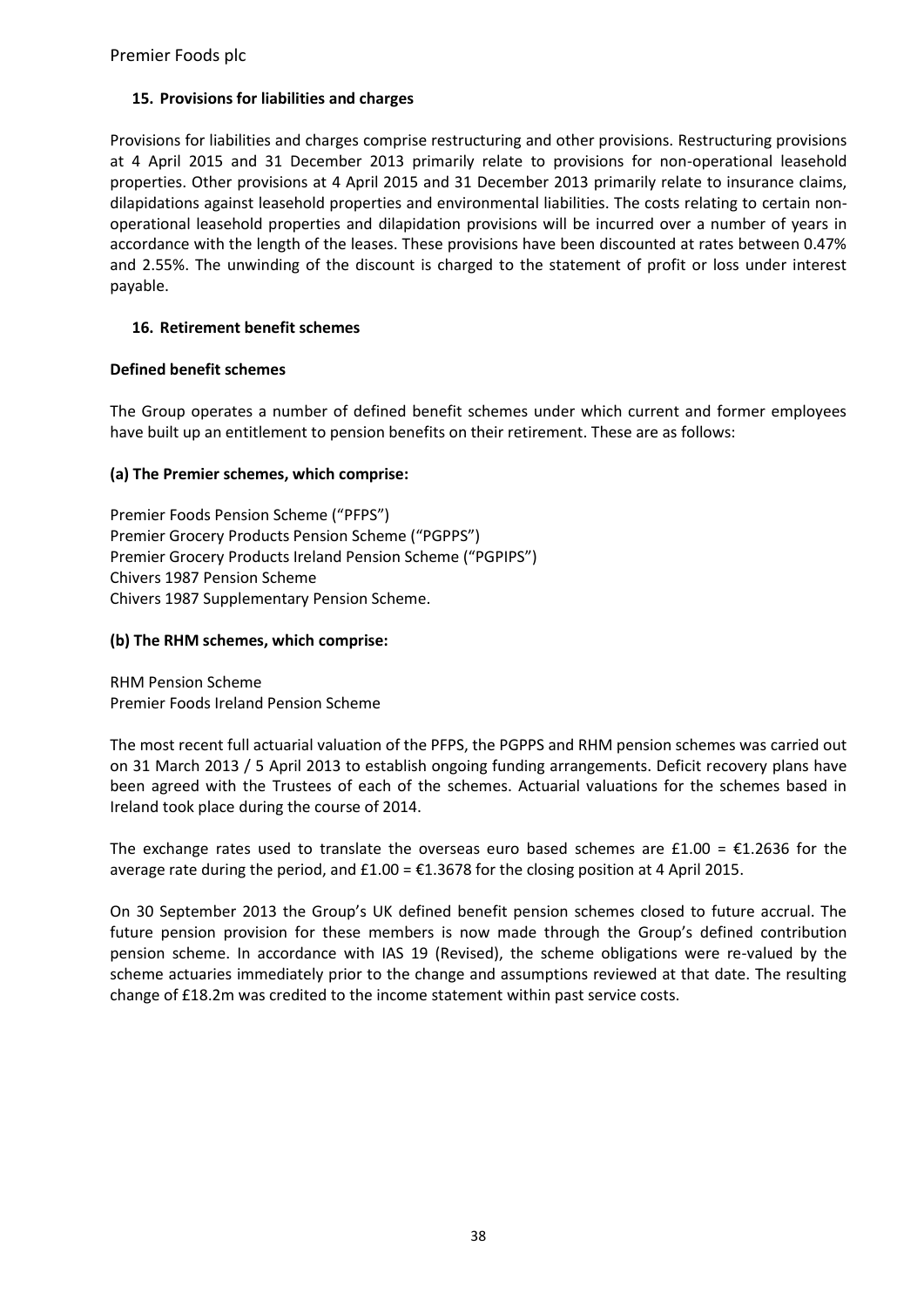## 15. Provisions for liabilities and charges

Provisions for liabilities and charges comprise restructuring and other provisions. Restructuring provisions at 4 April 2015 and 31 December 2013 primarily relate to provisions for non-operational leasehold properties. Other provisions at 4 April 2015 and 31 December 2013 primarily relate to insurance claims, dilapidations against leasehold properties and environmental liabilities. The costs relating to certain non-operational leasehold properties and dilapidation provisions will be incurred over a number of years in accordance with the length of the leases. These provisions have been discounted at rates between 0.47% and 2.55%. The unwinding of the discount is charged to the statement of profit or loss under interest payable.

## 16. Retirement benefit schemes

### Defined benefit schemes

The Group operates a number of defined benefit schemes under which current and former employees have built up an entitlement to pension benefits on their retirement. These are as follows:

**(a) The Premier schemes, which comprise:**

Premier Foods Pension Scheme ("PFPS")
Premier Grocery Products Pension Scheme ("PGPPS")
Premier Grocery Products Ireland Pension Scheme ("PGPIPS")
Chivers 1987 Pension Scheme
Chivers 1987 Supplementary Pension Scheme.

**(b) The RHM schemes, which comprise:**

RHM Pension Scheme
Premier Foods Ireland Pension Scheme

The most recent full actuarial valuation of the PFPS, the PGPPS and RHM pension schemes was carried out on 31 March 2013 / 5 April 2013 to establish ongoing funding arrangements. Deficit recovery plans have been agreed with the Trustees of each of the schemes. Actuarial valuations for the schemes based in Ireland took place during the course of 2014.

The exchange rates used to translate the overseas euro based schemes are £1.00 = €1.2636 for the average rate during the period, and £1.00 = €1.3678 for the closing position at 4 April 2015.

On 30 September 2013 the Group's UK defined benefit pension schemes closed to future accrual. The future pension provision for these members is now made through the Group's defined contribution pension scheme. In accordance with IAS 19 (Revised), the scheme obligations were re-valued by the scheme actuaries immediately prior to the change and assumptions reviewed at that date. The resulting change of £18.2m was credited to the income statement within past service costs.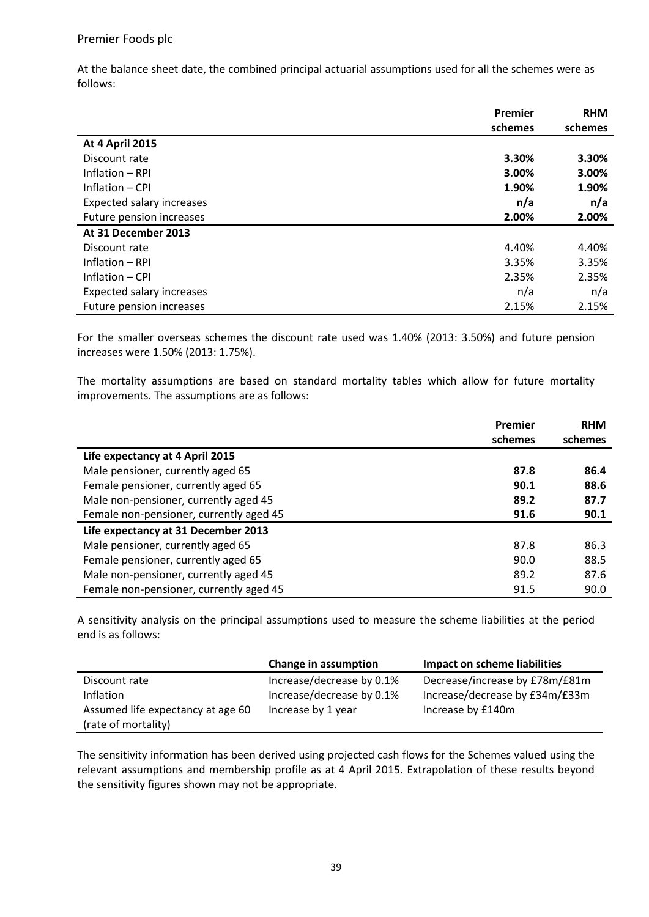At the balance sheet date, the combined principal actuarial assumptions used for all the schemes were as follows:

| | Premier schemes | RHM schemes |
|---|---|---|
| **At 4 April 2015** | | |
| Discount rate | **3.30%** | **3.30%** |
| Inflation – RPI | **3.00%** | **3.00%** |
| Inflation – CPI | **1.90%** | **1.90%** |
| Expected salary increases | **n/a** | **n/a** |
| Future pension increases | **2.00%** | **2.00%** |
| **At 31 December 2013** | | |
| Discount rate | 4.40% | 4.40% |
| Inflation – RPI | 3.35% | 3.35% |
| Inflation – CPI | 2.35% | 2.35% |
| Expected salary increases | n/a | n/a |
| Future pension increases | 2.15% | 2.15% |

For the smaller overseas schemes the discount rate used was 1.40% (2013: 3.50%) and future pension increases were 1.50% (2013: 1.75%).

The mortality assumptions are based on standard mortality tables which allow for future mortality improvements. The assumptions are as follows:

| | Premier schemes | RHM schemes |
|---|---|---|
| **Life expectancy at 4 April 2015** | | |
| Male pensioner, currently aged 65 | **87.8** | **86.4** |
| Female pensioner, currently aged 65 | **90.1** | **88.6** |
| Male non-pensioner, currently aged 45 | **89.2** | **87.7** |
| Female non-pensioner, currently aged 45 | **91.6** | **90.1** |
| **Life expectancy at 31 December 2013** | | |
| Male pensioner, currently aged 65 | 87.8 | 86.3 |
| Female pensioner, currently aged 65 | 90.0 | 88.5 |
| Male non-pensioner, currently aged 45 | 89.2 | 87.6 |
| Female non-pensioner, currently aged 45 | 91.5 | 90.0 |

A sensitivity analysis on the principal assumptions used to measure the scheme liabilities at the period end is as follows:

| | Change in assumption | Impact on scheme liabilities |
|---|---|---|
| Discount rate | Increase/decrease by 0.1% | Decrease/increase by £78m/£81m |
| Inflation | Increase/decrease by 0.1% | Increase/decrease by £34m/£33m |
| Assumed life expectancy at age 60 (rate of mortality) | Increase by 1 year | Increase by £140m |

The sensitivity information has been derived using projected cash flows for the Schemes valued using the relevant assumptions and membership profile as at 4 April 2015. Extrapolation of these results beyond the sensitivity figures shown may not be appropriate.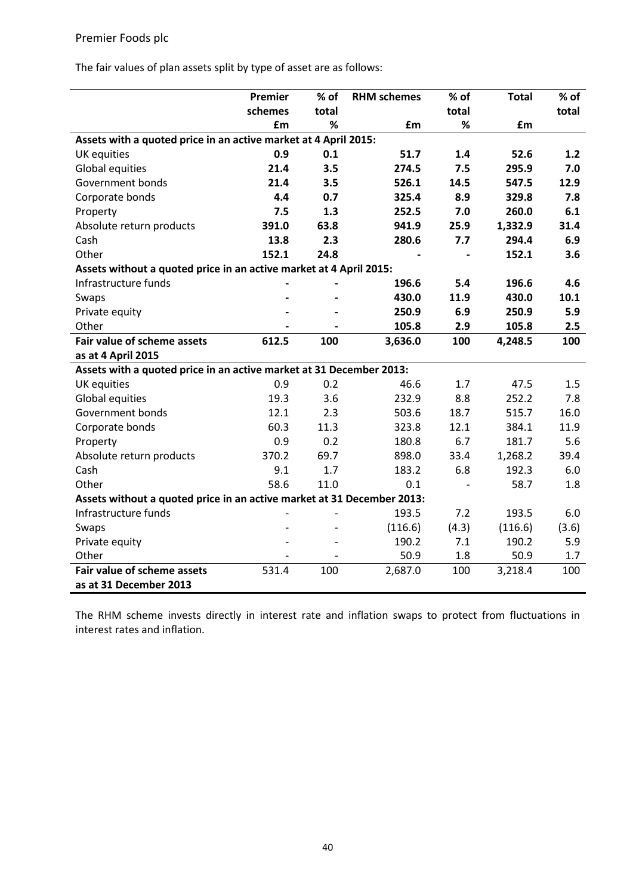The fair values of plan assets split by type of asset are as follows:

| | Premier schemes | % of total | RHM schemes | % of total | Total | % of total |
|---|---|---|---|---|---|---|
| | £m | % | £m | % | £m | |
| **Assets with a quoted price in an active market at 4 April 2015:** | | | | | | |
| UK equities | **0.9** | **0.1** | **51.7** | **1.4** | **52.6** | **1.2** |
| Global equities | **21.4** | **3.5** | **274.5** | **7.5** | **295.9** | **7.0** |
| Government bonds | **21.4** | **3.5** | **526.1** | **14.5** | **547.5** | **12.9** |
| Corporate bonds | **4.4** | **0.7** | **325.4** | **8.9** | **329.8** | **7.8** |
| Property | **7.5** | **1.3** | **252.5** | **7.0** | **260.0** | **6.1** |
| Absolute return products | **391.0** | **63.8** | **941.9** | **25.9** | **1,332.9** | **31.4** |
| Cash | **13.8** | **2.3** | **280.6** | **7.7** | **294.4** | **6.9** |
| Other | **152.1** | **24.8** | **-** | **-** | **152.1** | **3.6** |
| **Assets without a quoted price in an active market at 4 April 2015:** | | | | | | |
| Infrastructure funds | **-** | **-** | **196.6** | **5.4** | **196.6** | **4.6** |
| Swaps | **-** | **-** | **430.0** | **11.9** | **430.0** | **10.1** |
| Private equity | **-** | **-** | **250.9** | **6.9** | **250.9** | **5.9** |
| Other | **-** | **-** | **105.8** | **2.9** | **105.8** | **2.5** |
| **Fair value of scheme assets as at 4 April 2015** | **612.5** | **100** | **3,636.0** | **100** | **4,248.5** | **100** |
| **Assets with a quoted price in an active market at 31 December 2013:** | | | | | | |
| UK equities | 0.9 | 0.2 | 46.6 | 1.7 | 47.5 | 1.5 |
| Global equities | 19.3 | 3.6 | 232.9 | 8.8 | 252.2 | 7.8 |
| Government bonds | 12.1 | 2.3 | 503.6 | 18.7 | 515.7 | 16.0 |
| Corporate bonds | 60.3 | 11.3 | 323.8 | 12.1 | 384.1 | 11.9 |
| Property | 0.9 | 0.2 | 180.8 | 6.7 | 181.7 | 5.6 |
| Absolute return products | 370.2 | 69.7 | 898.0 | 33.4 | 1,268.2 | 39.4 |
| Cash | 9.1 | 1.7 | 183.2 | 6.8 | 192.3 | 6.0 |
| Other | 58.6 | 11.0 | 0.1 | - | 58.7 | 1.8 |
| **Assets without a quoted price in an active market at 31 December 2013:** | | | | | | |
| Infrastructure funds | - | - | 193.5 | 7.2 | 193.5 | 6.0 |
| Swaps | - | - | (116.6) | (4.3) | (116.6) | (3.6) |
| Private equity | - | - | 190.2 | 7.1 | 190.2 | 5.9 |
| Other | - | - | 50.9 | 1.8 | 50.9 | 1.7 |
| **Fair value of scheme assets as at 31 December 2013** | 531.4 | 100 | 2,687.0 | 100 | 3,218.4 | 100 |

The RHM scheme invests directly in interest rate and inflation swaps to protect from fluctuations in interest rates and inflation.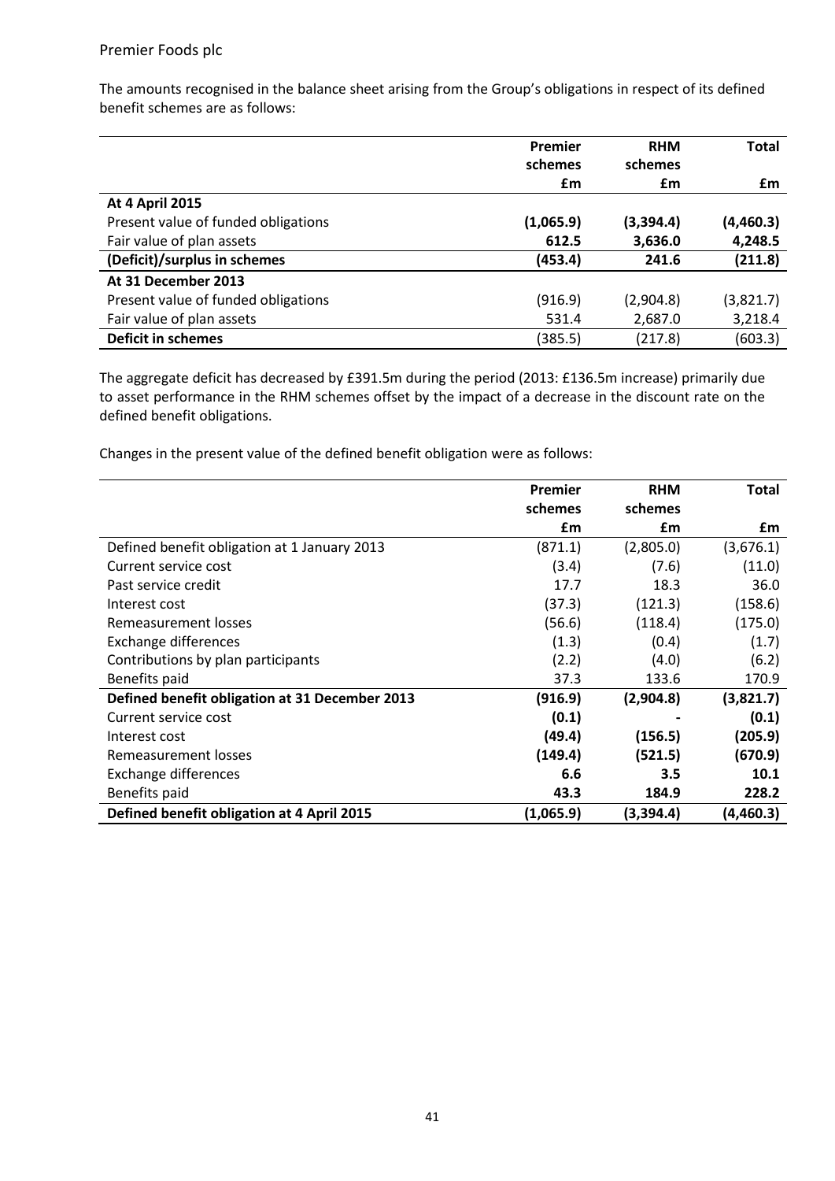The amounts recognised in the balance sheet arising from the Group's obligations in respect of its defined benefit schemes are as follows:

| | Premier schemes | RHM schemes | Total |
|---|---|---|---|
| | £m | £m | £m |
| **At 4 April 2015** | | | |
| Present value of funded obligations | **(1,065.9)** | **(3,394.4)** | **(4,460.3)** |
| Fair value of plan assets | **612.5** | **3,636.0** | **4,248.5** |
| **(Deficit)/surplus in schemes** | **(453.4)** | **241.6** | **(211.8)** |
| **At 31 December 2013** | | | |
| Present value of funded obligations | (916.9) | (2,904.8) | (3,821.7) |
| Fair value of plan assets | 531.4 | 2,687.0 | 3,218.4 |
| **Deficit in schemes** | (385.5) | (217.8) | (603.3) |

The aggregate deficit has decreased by £391.5m during the period (2013: £136.5m increase) primarily due to asset performance in the RHM schemes offset by the impact of a decrease in the discount rate on the defined benefit obligations.

Changes in the present value of the defined benefit obligation were as follows:

| | Premier schemes | RHM schemes | Total |
|---|---|---|---|
| | £m | £m | £m |
| Defined benefit obligation at 1 January 2013 | (871.1) | (2,805.0) | (3,676.1) |
| Current service cost | (3.4) | (7.6) | (11.0) |
| Past service credit | 17.7 | 18.3 | 36.0 |
| Interest cost | (37.3) | (121.3) | (158.6) |
| Remeasurement losses | (56.6) | (118.4) | (175.0) |
| Exchange differences | (1.3) | (0.4) | (1.7) |
| Contributions by plan participants | (2.2) | (4.0) | (6.2) |
| Benefits paid | 37.3 | 133.6 | 170.9 |
| **Defined benefit obligation at 31 December 2013** | **(916.9)** | **(2,904.8)** | **(3,821.7)** |
| Current service cost | **(0.1)** | **-** | **(0.1)** |
| Interest cost | **(49.4)** | **(156.5)** | **(205.9)** |
| Remeasurement losses | **(149.4)** | **(521.5)** | **(670.9)** |
| Exchange differences | **6.6** | **3.5** | **10.1** |
| Benefits paid | **43.3** | **184.9** | **228.2** |
| **Defined benefit obligation at 4 April 2015** | **(1,065.9)** | **(3,394.4)** | **(4,460.3)** |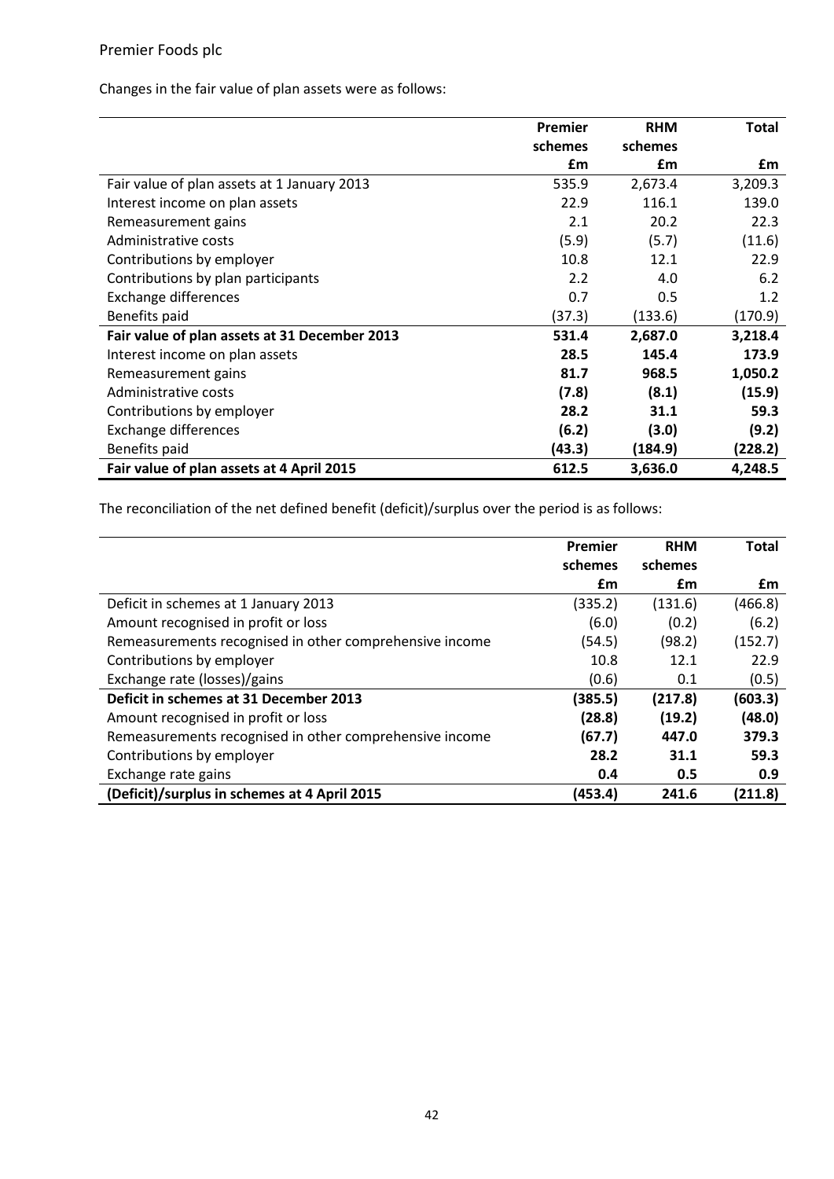Changes in the fair value of plan assets were as follows:

| | Premier schemes £m | RHM schemes £m | Total £m |
|---|---|---|---|
| Fair value of plan assets at 1 January 2013 | 535.9 | 2,673.4 | 3,209.3 |
| Interest income on plan assets | 22.9 | 116.1 | 139.0 |
| Remeasurement gains | 2.1 | 20.2 | 22.3 |
| Administrative costs | (5.9) | (5.7) | (11.6) |
| Contributions by employer | 10.8 | 12.1 | 22.9 |
| Contributions by plan participants | 2.2 | 4.0 | 6.2 |
| Exchange differences | 0.7 | 0.5 | 1.2 |
| Benefits paid | (37.3) | (133.6) | (170.9) |
| **Fair value of plan assets at 31 December 2013** | **531.4** | **2,687.0** | **3,218.4** |
| Interest income on plan assets | **28.5** | **145.4** | **173.9** |
| Remeasurement gains | **81.7** | **968.5** | **1,050.2** |
| Administrative costs | **(7.8)** | **(8.1)** | **(15.9)** |
| Contributions by employer | **28.2** | **31.1** | **59.3** |
| Exchange differences | **(6.2)** | **(3.0)** | **(9.2)** |
| Benefits paid | **(43.3)** | **(184.9)** | **(228.2)** |
| **Fair value of plan assets at 4 April 2015** | **612.5** | **3,636.0** | **4,248.5** |

The reconciliation of the net defined benefit (deficit)/surplus over the period is as follows:

| | Premier schemes £m | RHM schemes £m | Total £m |
|---|---|---|---|
| Deficit in schemes at 1 January 2013 | (335.2) | (131.6) | (466.8) |
| Amount recognised in profit or loss | (6.0) | (0.2) | (6.2) |
| Remeasurements recognised in other comprehensive income | (54.5) | (98.2) | (152.7) |
| Contributions by employer | 10.8 | 12.1 | 22.9 |
| Exchange rate (losses)/gains | (0.6) | 0.1 | (0.5) |
| **Deficit in schemes at 31 December 2013** | **(385.5)** | **(217.8)** | **(603.3)** |
| Amount recognised in profit or loss | **(28.8)** | **(19.2)** | **(48.0)** |
| Remeasurements recognised in other comprehensive income | **(67.7)** | **447.0** | **379.3** |
| Contributions by employer | **28.2** | **31.1** | **59.3** |
| Exchange rate gains | **0.4** | **0.5** | **0.9** |
| **(Deficit)/surplus in schemes at 4 April 2015** | **(453.4)** | **241.6** | **(211.8)** |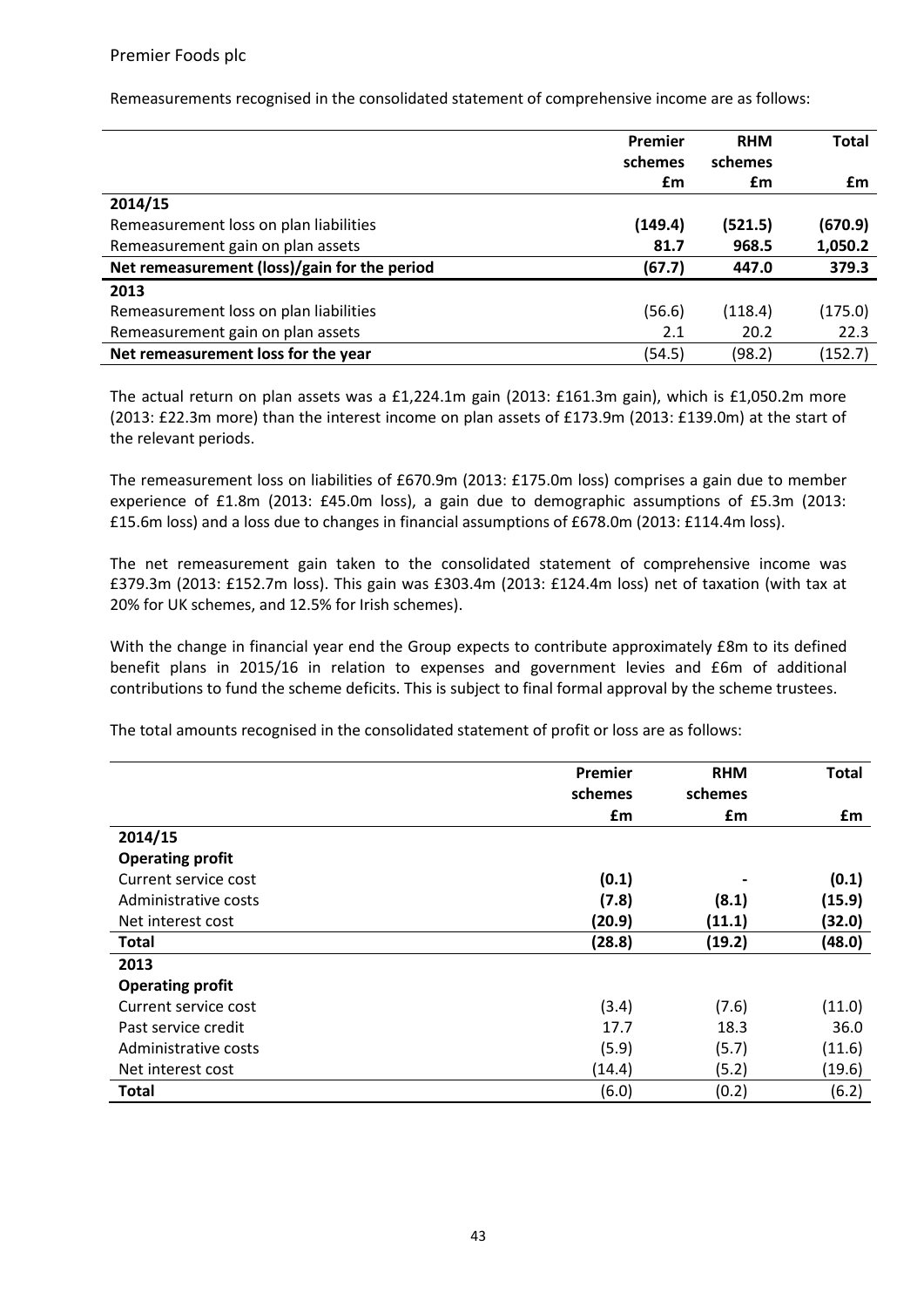Remeasurements recognised in the consolidated statement of comprehensive income are as follows:

| | Premier schemes £m | RHM schemes £m | Total £m |
|---|---|---|---|
| **2014/15** | | | |
| Remeasurement loss on plan liabilities | **(149.4)** | **(521.5)** | **(670.9)** |
| Remeasurement gain on plan assets | **81.7** | **968.5** | **1,050.2** |
| **Net remeasurement (loss)/gain for the period** | **(67.7)** | **447.0** | **379.3** |
| **2013** | | | |
| Remeasurement loss on plan liabilities | (56.6) | (118.4) | (175.0) |
| Remeasurement gain on plan assets | 2.1 | 20.2 | 22.3 |
| **Net remeasurement loss for the year** | (54.5) | (98.2) | (152.7) |

The actual return on plan assets was a £1,224.1m gain (2013: £161.3m gain), which is £1,050.2m more (2013: £22.3m more) than the interest income on plan assets of £173.9m (2013: £139.0m) at the start of the relevant periods.

The remeasurement loss on liabilities of £670.9m (2013: £175.0m loss) comprises a gain due to member experience of £1.8m (2013: £45.0m loss), a gain due to demographic assumptions of £5.3m (2013: £15.6m loss) and a loss due to changes in financial assumptions of £678.0m (2013: £114.4m loss).

The net remeasurement gain taken to the consolidated statement of comprehensive income was £379.3m (2013: £152.7m loss). This gain was £303.4m (2013: £124.4m loss) net of taxation (with tax at 20% for UK schemes, and 12.5% for Irish schemes).

With the change in financial year end the Group expects to contribute approximately £8m to its defined benefit plans in 2015/16 in relation to expenses and government levies and £6m of additional contributions to fund the scheme deficits. This is subject to final formal approval by the scheme trustees.

The total amounts recognised in the consolidated statement of profit or loss are as follows:

| | Premier schemes £m | RHM schemes £m | Total £m |
|---|---|---|---|
| **2014/15** | | | |
| **Operating profit** | | | |
| Current service cost | **(0.1)** | **-** | **(0.1)** |
| Administrative costs | **(7.8)** | **(8.1)** | **(15.9)** |
| Net interest cost | **(20.9)** | **(11.1)** | **(32.0)** |
| **Total** | **(28.8)** | **(19.2)** | **(48.0)** |
| **2013** | | | |
| **Operating profit** | | | |
| Current service cost | (3.4) | (7.6) | (11.0) |
| Past service credit | 17.7 | 18.3 | 36.0 |
| Administrative costs | (5.9) | (5.7) | (11.6) |
| Net interest cost | (14.4) | (5.2) | (19.6) |
| **Total** | (6.0) | (0.2) | (6.2) |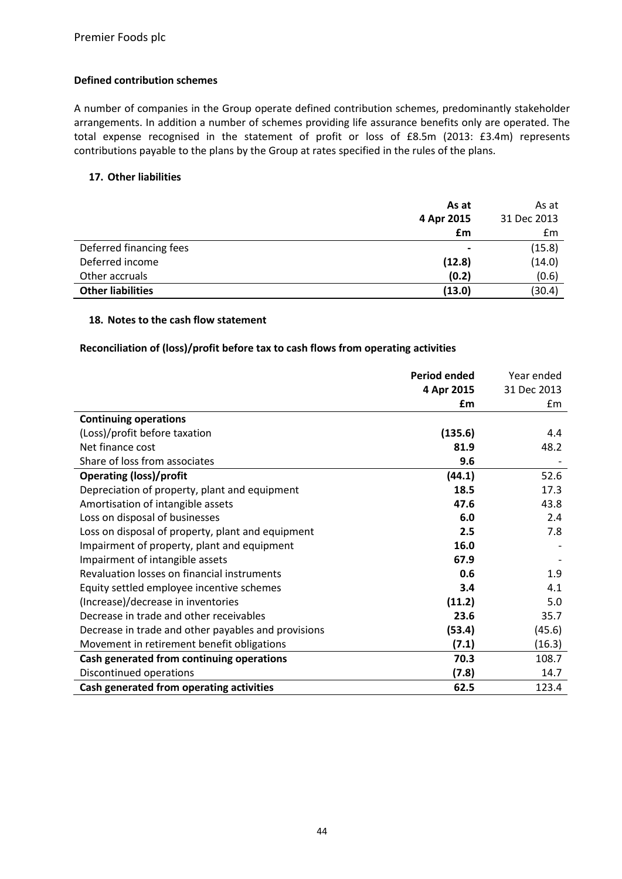Premier Foods plc

### Defined contribution schemes

A number of companies in the Group operate defined contribution schemes, predominantly stakeholder arrangements. In addition a number of schemes providing life assurance benefits only are operated. The total expense recognised in the statement of profit or loss of £8.5m (2013: £3.4m) represents contributions payable to the plans by the Group at rates specified in the rules of the plans.

### 17. Other liabilities

| | **As at 4 Apr 2015 £m** | As at 31 Dec 2013 £m |
|---|---|---|
| Deferred financing fees | **-** | (15.8) |
| Deferred income | **(12.8)** | (14.0) |
| Other accruals | **(0.2)** | (0.6) |
| **Other liabilities** | **(13.0)** | (30.4) |

### 18. Notes to the cash flow statement

**Reconciliation of (loss)/profit before tax to cash flows from operating activities**

| | **Period ended 4 Apr 2015 £m** | Year ended 31 Dec 2013 £m |
|---|---|---|
| **Continuing operations** | | |
| (Loss)/profit before taxation | **(135.6)** | 4.4 |
| Net finance cost | **81.9** | 48.2 |
| Share of loss from associates | **9.6** | - |
| **Operating (loss)/profit** | **(44.1)** | 52.6 |
| Depreciation of property, plant and equipment | **18.5** | 17.3 |
| Amortisation of intangible assets | **47.6** | 43.8 |
| Loss on disposal of businesses | **6.0** | 2.4 |
| Loss on disposal of property, plant and equipment | **2.5** | 7.8 |
| Impairment of property, plant and equipment | **16.0** | - |
| Impairment of intangible assets | **67.9** | - |
| Revaluation losses on financial instruments | **0.6** | 1.9 |
| Equity settled employee incentive schemes | **3.4** | 4.1 |
| (Increase)/decrease in inventories | **(11.2)** | 5.0 |
| Decrease in trade and other receivables | **23.6** | 35.7 |
| Decrease in trade and other payables and provisions | **(53.4)** | (45.6) |
| Movement in retirement benefit obligations | **(7.1)** | (16.3) |
| **Cash generated from continuing operations** | **70.3** | 108.7 |
| Discontinued operations | **(7.8)** | 14.7 |
| **Cash generated from operating activities** | **62.5** | 123.4 |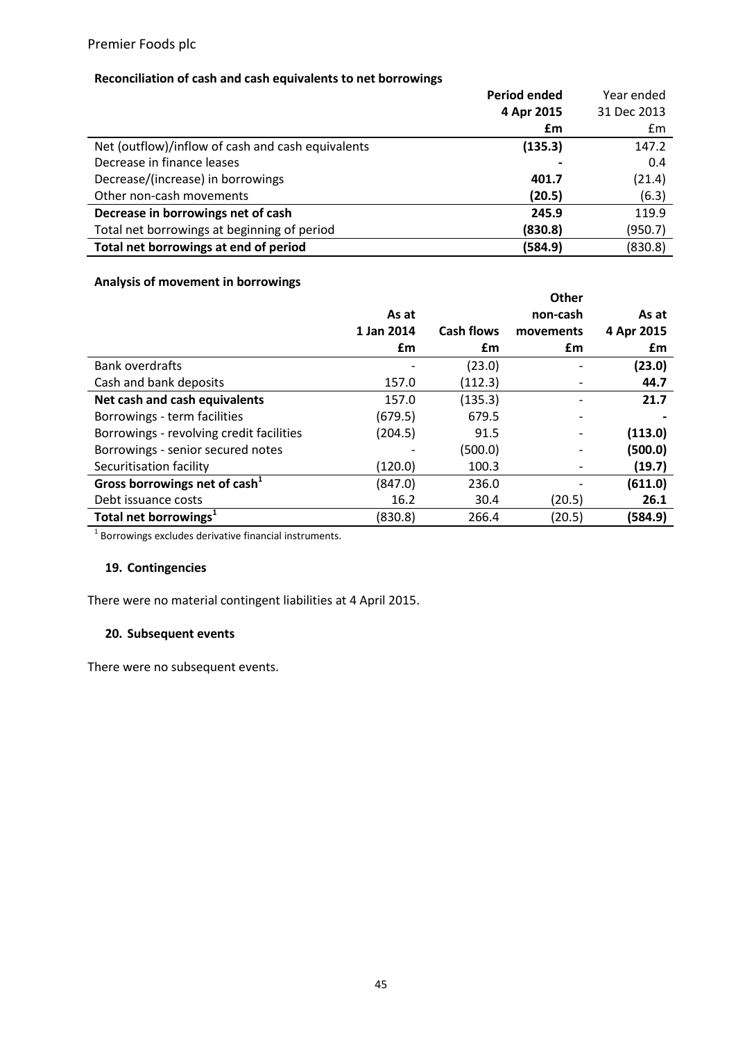**Reconciliation of cash and cash equivalents to net borrowings**

| | Period ended 4 Apr 2015 £m | Year ended 31 Dec 2013 £m |
|---|---|---|
| Net (outflow)/inflow of cash and cash equivalents | **(135.3)** | 147.2 |
| Decrease in finance leases | **-** | 0.4 |
| Decrease/(increase) in borrowings | **401.7** | (21.4) |
| Other non-cash movements | **(20.5)** | (6.3) |
| **Decrease in borrowings net of cash** | **245.9** | 119.9 |
| Total net borrowings at beginning of period | **(830.8)** | (950.7) |
| **Total net borrowings at end of period** | **(584.9)** | (830.8) |

**Analysis of movement in borrowings**

| | As at 1 Jan 2014 £m | Cash flows £m | Other non-cash movements £m | As at 4 Apr 2015 £m |
|---|---|---|---|---|
| Bank overdrafts | - | (23.0) | - | **(23.0)** |
| Cash and bank deposits | 157.0 | (112.3) | - | **44.7** |
| **Net cash and cash equivalents** | 157.0 | (135.3) | - | **21.7** |
| Borrowings - term facilities | (679.5) | 679.5 | - | **-** |
| Borrowings - revolving credit facilities | (204.5) | 91.5 | - | **(113.0)** |
| Borrowings - senior secured notes | - | (500.0) | - | **(500.0)** |
| Securitisation facility | (120.0) | 100.3 | - | **(19.7)** |
| **Gross borrowings net of cash[1]** | (847.0) | 236.0 | - | **(611.0)** |
| Debt issuance costs | 16.2 | 30.4 | (20.5) | **26.1** |
| **Total net borrowings[1]** | (830.8) | 266.4 | (20.5) | **(584.9)** |

[1] Borrowings excludes derivative financial instruments.

### 19. Contingencies

There were no material contingent liabilities at 4 April 2015.

### 20. Subsequent events

There were no subsequent events.